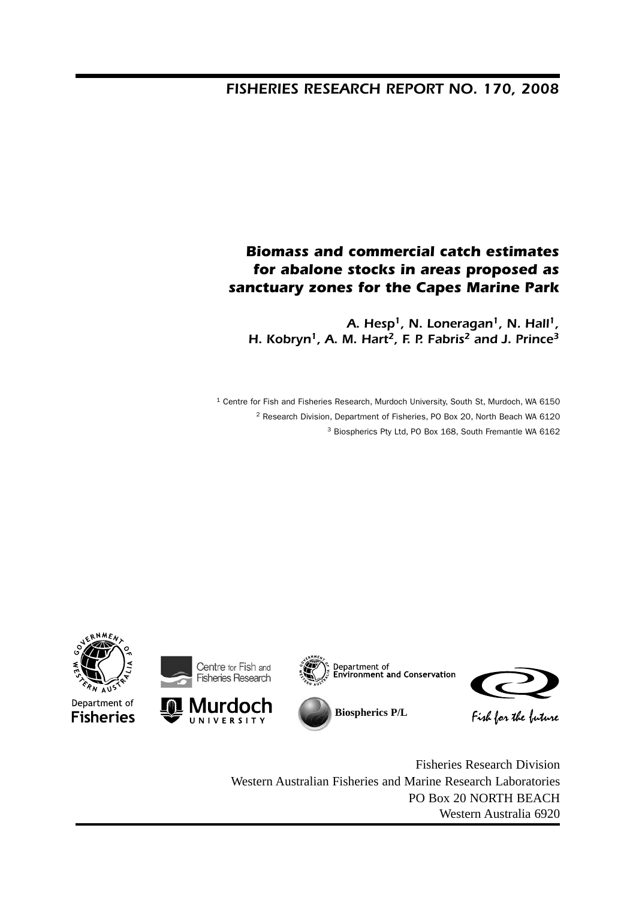*FISHERIES RESEARCH REPORT NO. 170, 2008*

# Biomass and commercial catch estimates for abalone stocks in areas proposed as sanctuary zones for the Capes Marine Park

**A. Hesp[1], N. Loneragan[1], N. Hall[1], H. Kobryn[1], A. M. Hart[2], F. P. Fabris[2] and J. Prince[3]**

[1] Centre for Fish and Fisheries Research, Murdoch University, South St, Murdoch, WA 6150

[2] Research Division, Department of Fisheries, PO Box 20, North Beach WA 6120

[3] Biospherics Pty Ltd, PO Box 168, South Fremantle WA 6162

Department of Fisheries

Centre for Fish and Fisheries Research

Murdoch University

Department of Environment and Conservation

Biospherics P/L

Fish for the future

Fisheries Research Division
Western Australian Fisheries and Marine Research Laboratories
PO Box 20 NORTH BEACH
Western Australia 6920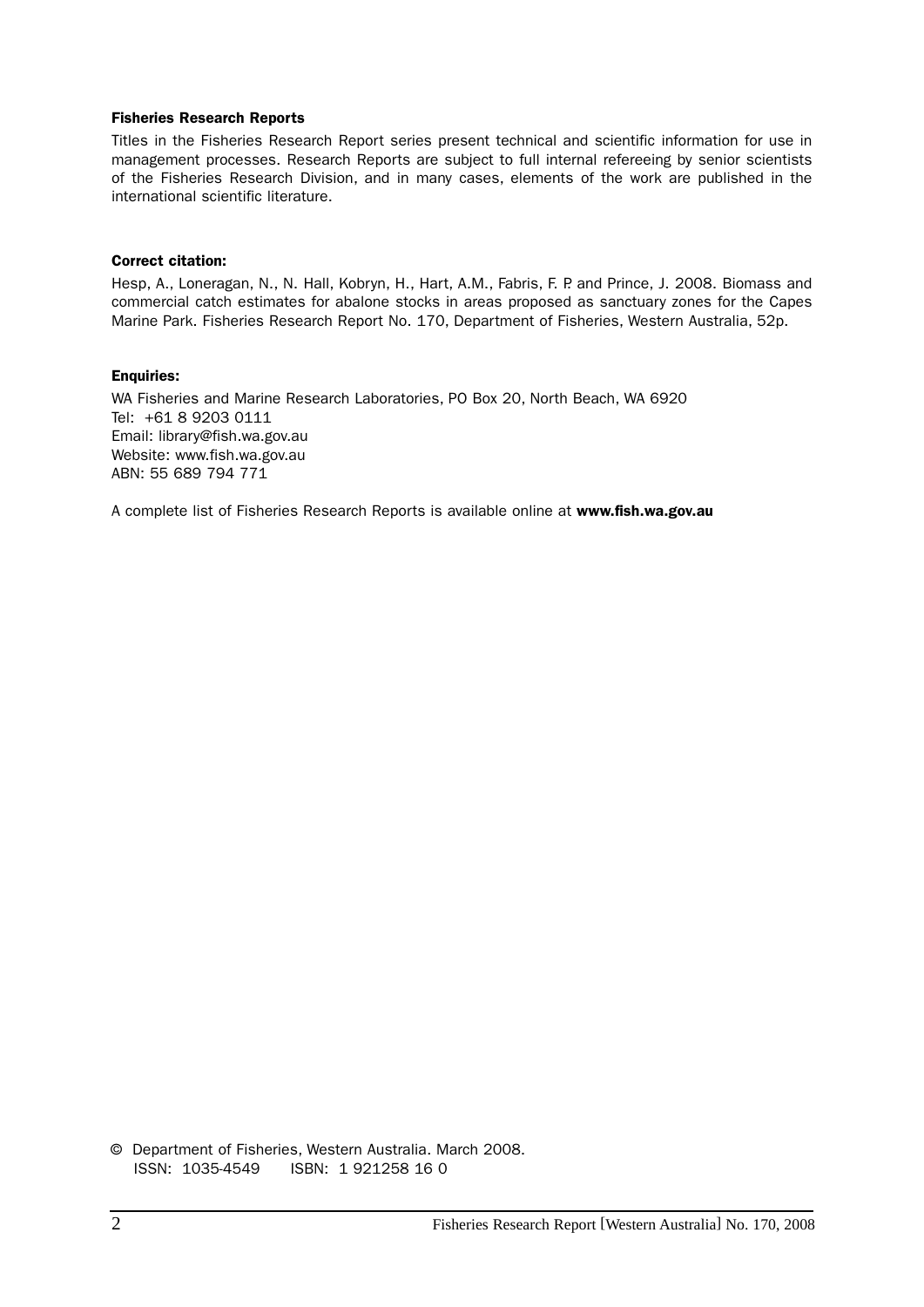**Fisheries Research Reports**

Titles in the Fisheries Research Report series present technical and scientific information for use in management processes. Research Reports are subject to full internal refereeing by senior scientists of the Fisheries Research Division, and in many cases, elements of the work are published in the international scientific literature.

**Correct citation:**

Hesp, A., Loneragan, N., N. Hall, Kobryn, H., Hart, A.M., Fabris, F. P. and Prince, J. 2008. Biomass and commercial catch estimates for abalone stocks in areas proposed as sanctuary zones for the Capes Marine Park. Fisheries Research Report No. 170, Department of Fisheries, Western Australia, 52p.

**Enquiries:**

WA Fisheries and Marine Research Laboratories, PO Box 20, North Beach, WA 6920
Tel: +61 8 9203 0111
Email: library@fish.wa.gov.au
Website: www.fish.wa.gov.au
ABN: 55 689 794 771

A complete list of Fisheries Research Reports is available online at **www.fish.wa.gov.au**

© Department of Fisheries, Western Australia. March 2008.
ISSN: 1035-4549 ISBN: 1 921258 16 0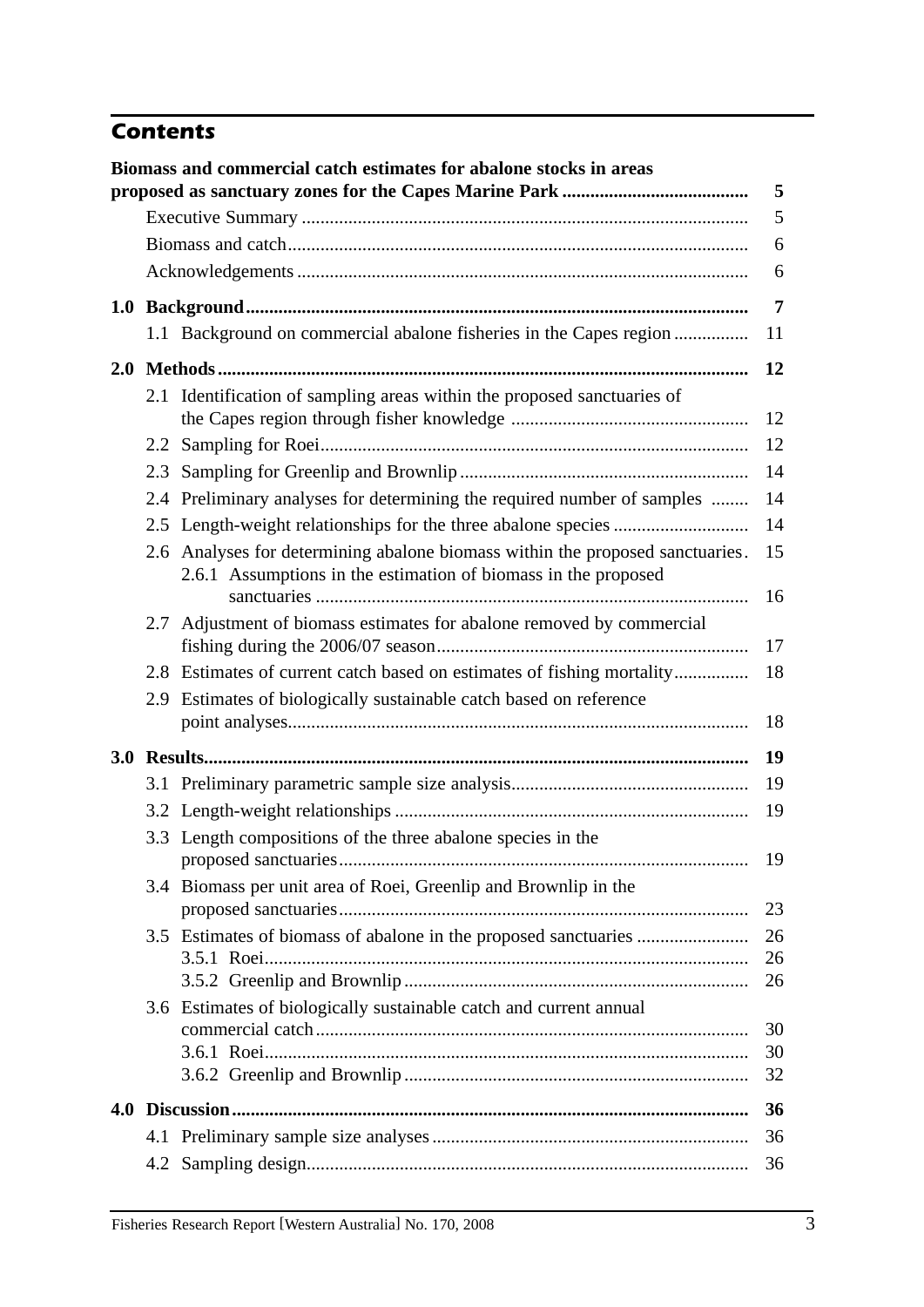## Contents

| | | |
|---|---|---|
| **Biomass and commercial catch estimates for abalone stocks in areas proposed as sanctuary zones for the Capes Marine Park** | | **5** |
| | Executive Summary | 5 |
| | Biomass and catch | 6 |
| | Acknowledgements | 6 |
| **1.0** | **Background** | **7** |
| | 1.1 Background on commercial abalone fisheries in the Capes region | 11 |
| **2.0** | **Methods** | **12** |
| | 2.1 Identification of sampling areas within the proposed sanctuaries of the Capes region through fisher knowledge | 12 |
| | 2.2 Sampling for Roei | 12 |
| | 2.3 Sampling for Greenlip and Brownlip | 14 |
| | 2.4 Preliminary analyses for determining the required number of samples | 14 |
| | 2.5 Length-weight relationships for the three abalone species | 14 |
| | 2.6 Analyses for determining abalone biomass within the proposed sanctuaries | 15 |
| | 2.6.1 Assumptions in the estimation of biomass in the proposed sanctuaries | 16 |
| | 2.7 Adjustment of biomass estimates for abalone removed by commercial fishing during the 2006/07 season | 17 |
| | 2.8 Estimates of current catch based on estimates of fishing mortality | 18 |
| | 2.9 Estimates of biologically sustainable catch based on reference point analyses | 18 |
| **3.0** | **Results** | **19** |
| | 3.1 Preliminary parametric sample size analysis | 19 |
| | 3.2 Length-weight relationships | 19 |
| | 3.3 Length compositions of the three abalone species in the proposed sanctuaries | 19 |
| | 3.4 Biomass per unit area of Roei, Greenlip and Brownlip in the proposed sanctuaries | 23 |
| | 3.5 Estimates of biomass of abalone in the proposed sanctuaries | 26 |
| | 3.5.1 Roei | 26 |
| | 3.5.2 Greenlip and Brownlip | 26 |
| | 3.6 Estimates of biologically sustainable catch and current annual commercial catch | 30 |
| | 3.6.1 Roei | 30 |
| | 3.6.2 Greenlip and Brownlip | 32 |
| **4.0** | **Discussion** | **36** |
| | 4.1 Preliminary sample size analyses | 36 |
| | 4.2 Sampling design | 36 |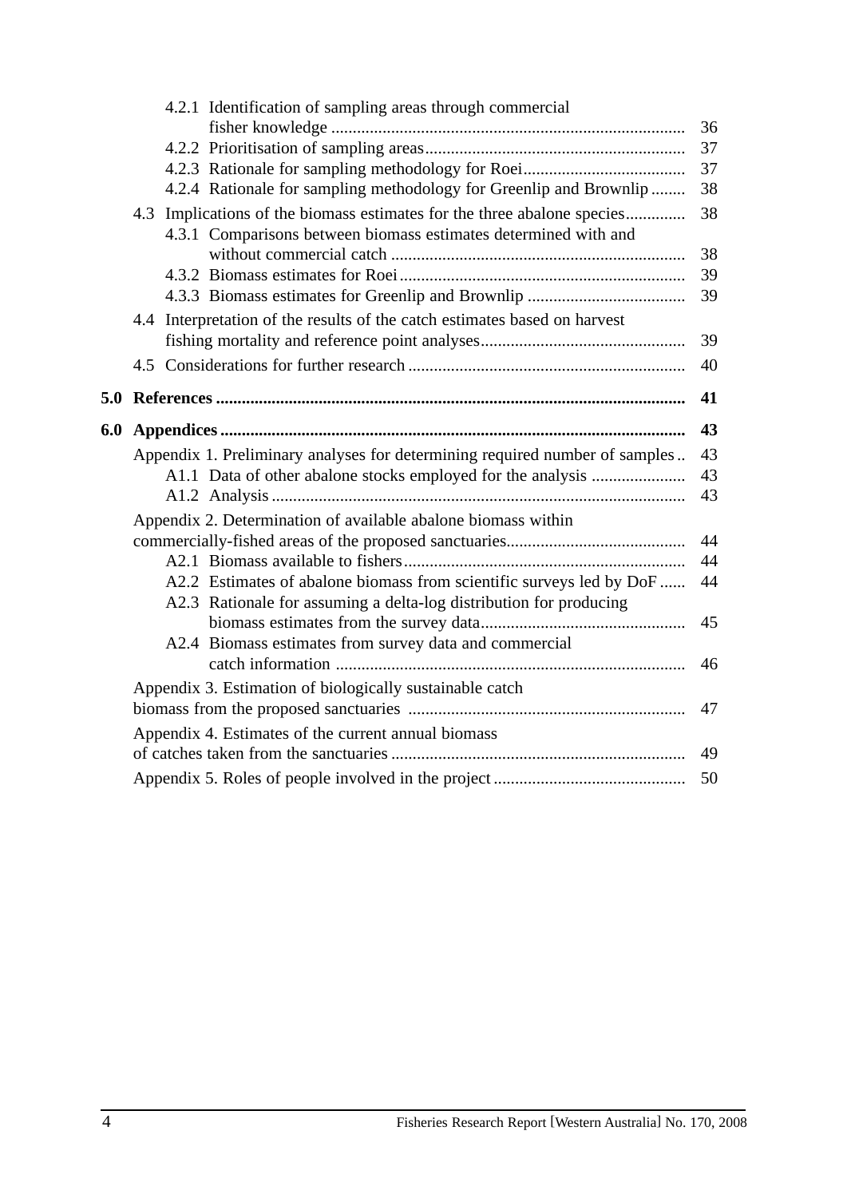- 4.2.1 Identification of sampling areas through commercial fisher knowledge .......... 36
- 4.2.2 Prioritisation of sampling areas .......... 37
- 4.2.3 Rationale for sampling methodology for Roei .......... 37
- 4.2.4 Rationale for sampling methodology for Greenlip and Brownlip .......... 38

4.3 Implications of the biomass estimates for the three abalone species .......... 38

- 4.3.1 Comparisons between biomass estimates determined with and without commercial catch .......... 38
- 4.3.2 Biomass estimates for Roei .......... 39
- 4.3.3 Biomass estimates for Greenlip and Brownlip .......... 39

4.4 Interpretation of the results of the catch estimates based on harvest fishing mortality and reference point analyses .......... 39

4.5 Considerations for further research .......... 40

**5.0 References .......... 41**

**6.0 Appendices .......... 43**

Appendix 1. Preliminary analyses for determining required number of samples .......... 43

- A1.1 Data of other abalone stocks employed for the analysis .......... 43
- A1.2 Analysis .......... 43

Appendix 2. Determination of available abalone biomass within commercially-fished areas of the proposed sanctuaries .......... 44

- A2.1 Biomass available to fishers .......... 44
- A2.2 Estimates of abalone biomass from scientific surveys led by DoF .......... 44
- A2.3 Rationale for assuming a delta-log distribution for producing biomass estimates from the survey data .......... 45
- A2.4 Biomass estimates from survey data and commercial catch information .......... 46

Appendix 3. Estimation of biologically sustainable catch biomass from the proposed sanctuaries .......... 47

Appendix 4. Estimates of the current annual biomass of catches taken from the sanctuaries .......... 49

Appendix 5. Roles of people involved in the project .......... 50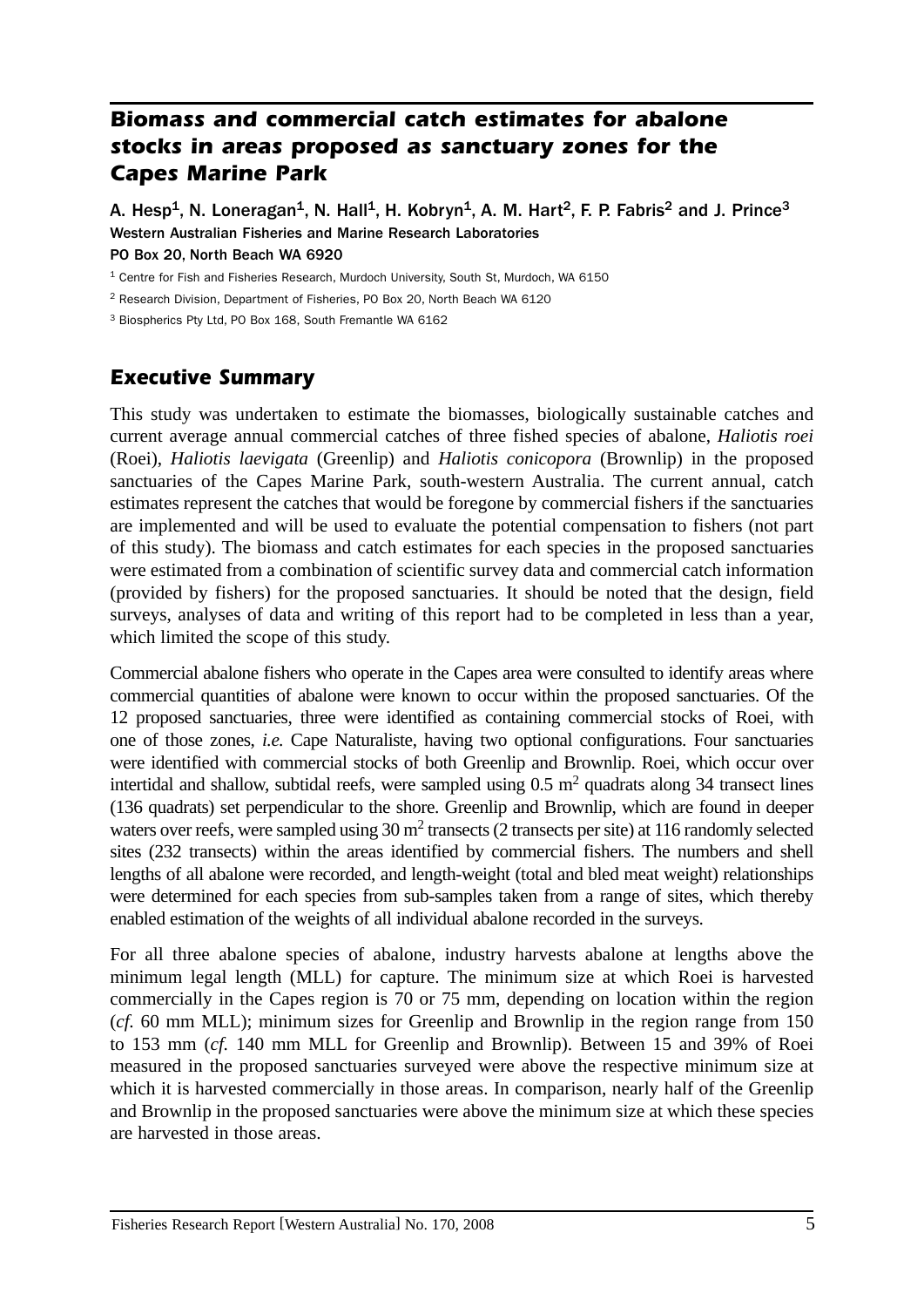# Biomass and commercial catch estimates for abalone stocks in areas proposed as sanctuary zones for the Capes Marine Park

A. Hesp[1], N. Loneragan[1], N. Hall[1], H. Kobryn[1], A. M. Hart[2], F. P. Fabris[2] and J. Prince[3]
Western Australian Fisheries and Marine Research Laboratories
PO Box 20, North Beach WA 6920

[1] Centre for Fish and Fisheries Research, Murdoch University, South St, Murdoch, WA 6150

[2] Research Division, Department of Fisheries, PO Box 20, North Beach WA 6120

[3] Biospherics Pty Ltd, PO Box 168, South Fremantle WA 6162

## Executive Summary

This study was undertaken to estimate the biomasses, biologically sustainable catches and current average annual commercial catches of three fished species of abalone, *Haliotis roei* (Roei), *Haliotis laevigata* (Greenlip) and *Haliotis conicopora* (Brownlip) in the proposed sanctuaries of the Capes Marine Park, south-western Australia. The current annual, catch estimates represent the catches that would be foregone by commercial fishers if the sanctuaries are implemented and will be used to evaluate the potential compensation to fishers (not part of this study). The biomass and catch estimates for each species in the proposed sanctuaries were estimated from a combination of scientific survey data and commercial catch information (provided by fishers) for the proposed sanctuaries. It should be noted that the design, field surveys, analyses of data and writing of this report had to be completed in less than a year, which limited the scope of this study.

Commercial abalone fishers who operate in the Capes area were consulted to identify areas where commercial quantities of abalone were known to occur within the proposed sanctuaries. Of the 12 proposed sanctuaries, three were identified as containing commercial stocks of Roei, with one of those zones, *i.e.* Cape Naturaliste, having two optional configurations. Four sanctuaries were identified with commercial stocks of both Greenlip and Brownlip. Roei, which occur over intertidal and shallow, subtidal reefs, were sampled using 0.5 m$^2$ quadrats along 34 transect lines (136 quadrats) set perpendicular to the shore. Greenlip and Brownlip, which are found in deeper waters over reefs, were sampled using 30 m$^2$ transects (2 transects per site) at 116 randomly selected sites (232 transects) within the areas identified by commercial fishers. The numbers and shell lengths of all abalone were recorded, and length-weight (total and bled meat weight) relationships were determined for each species from sub-samples taken from a range of sites, which thereby enabled estimation of the weights of all individual abalone recorded in the surveys.

For all three abalone species of abalone, industry harvests abalone at lengths above the minimum legal length (MLL) for capture. The minimum size at which Roei is harvested commercially in the Capes region is 70 or 75 mm, depending on location within the region (*cf.* 60 mm MLL); minimum sizes for Greenlip and Brownlip in the region range from 150 to 153 mm (*cf.* 140 mm MLL for Greenlip and Brownlip). Between 15 and 39% of Roei measured in the proposed sanctuaries surveyed were above the respective minimum size at which it is harvested commercially in those areas. In comparison, nearly half of the Greenlip and Brownlip in the proposed sanctuaries were above the minimum size at which these species are harvested in those areas.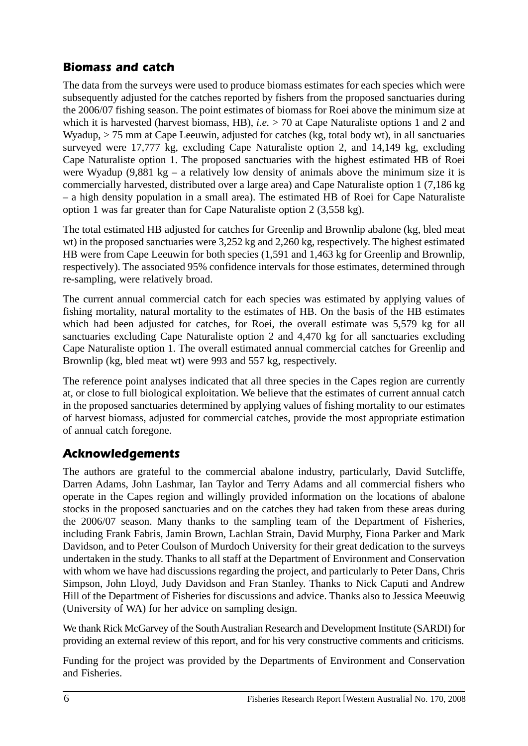## Biomass and catch

The data from the surveys were used to produce biomass estimates for each species which were subsequently adjusted for the catches reported by fishers from the proposed sanctuaries during the 2006/07 fishing season. The point estimates of biomass for Roei above the minimum size at which it is harvested (harvest biomass, HB), *i.e.* > 70 at Cape Naturaliste options 1 and 2 and Wyadup, > 75 mm at Cape Leeuwin, adjusted for catches (kg, total body wt), in all sanctuaries surveyed were 17,777 kg, excluding Cape Naturaliste option 2, and 14,149 kg, excluding Cape Naturaliste option 1. The proposed sanctuaries with the highest estimated HB of Roei were Wyadup (9,881 kg – a relatively low density of animals above the minimum size it is commercially harvested, distributed over a large area) and Cape Naturaliste option 1 (7,186 kg – a high density population in a small area). The estimated HB of Roei for Cape Naturaliste option 1 was far greater than for Cape Naturaliste option 2 (3,558 kg).

The total estimated HB adjusted for catches for Greenlip and Brownlip abalone (kg, bled meat wt) in the proposed sanctuaries were 3,252 kg and 2,260 kg, respectively. The highest estimated HB were from Cape Leeuwin for both species (1,591 and 1,463 kg for Greenlip and Brownlip, respectively). The associated 95% confidence intervals for those estimates, determined through re-sampling, were relatively broad.

The current annual commercial catch for each species was estimated by applying values of fishing mortality, natural mortality to the estimates of HB. On the basis of the HB estimates which had been adjusted for catches, for Roei, the overall estimate was 5,579 kg for all sanctuaries excluding Cape Naturaliste option 2 and 4,470 kg for all sanctuaries excluding Cape Naturaliste option 1. The overall estimated annual commercial catches for Greenlip and Brownlip (kg, bled meat wt) were 993 and 557 kg, respectively.

The reference point analyses indicated that all three species in the Capes region are currently at, or close to full biological exploitation. We believe that the estimates of current annual catch in the proposed sanctuaries determined by applying values of fishing mortality to our estimates of harvest biomass, adjusted for commercial catches, provide the most appropriate estimation of annual catch foregone.

## Acknowledgements

The authors are grateful to the commercial abalone industry, particularly, David Sutcliffe, Darren Adams, John Lashmar, Ian Taylor and Terry Adams and all commercial fishers who operate in the Capes region and willingly provided information on the locations of abalone stocks in the proposed sanctuaries and on the catches they had taken from these areas during the 2006/07 season. Many thanks to the sampling team of the Department of Fisheries, including Frank Fabris, Jamin Brown, Lachlan Strain, David Murphy, Fiona Parker and Mark Davidson, and to Peter Coulson of Murdoch University for their great dedication to the surveys undertaken in the study. Thanks to all staff at the Department of Environment and Conservation with whom we have had discussions regarding the project, and particularly to Peter Dans, Chris Simpson, John Lloyd, Judy Davidson and Fran Stanley. Thanks to Nick Caputi and Andrew Hill of the Department of Fisheries for discussions and advice. Thanks also to Jessica Meeuwig (University of WA) for her advice on sampling design.

We thank Rick McGarvey of the South Australian Research and Development Institute (SARDI) for providing an external review of this report, and for his very constructive comments and criticisms.

Funding for the project was provided by the Departments of Environment and Conservation and Fisheries.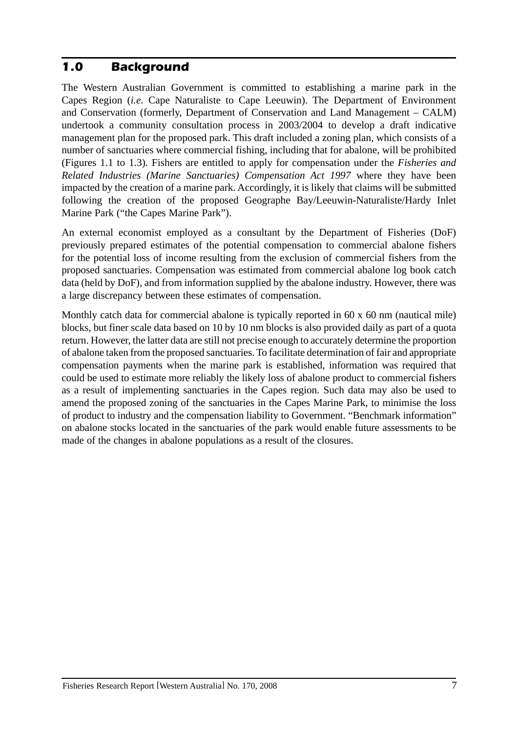# 1.0 Background

The Western Australian Government is committed to establishing a marine park in the Capes Region (*i.e.* Cape Naturaliste to Cape Leeuwin). The Department of Environment and Conservation (formerly, Department of Conservation and Land Management – CALM) undertook a community consultation process in 2003/2004 to develop a draft indicative management plan for the proposed park. This draft included a zoning plan, which consists of a number of sanctuaries where commercial fishing, including that for abalone, will be prohibited (Figures 1.1 to 1.3). Fishers are entitled to apply for compensation under the *Fisheries and Related Industries (Marine Sanctuaries) Compensation Act 1997* where they have been impacted by the creation of a marine park. Accordingly, it is likely that claims will be submitted following the creation of the proposed Geographe Bay/Leeuwin-Naturaliste/Hardy Inlet Marine Park ("the Capes Marine Park").

An external economist employed as a consultant by the Department of Fisheries (DoF) previously prepared estimates of the potential compensation to commercial abalone fishers for the potential loss of income resulting from the exclusion of commercial fishers from the proposed sanctuaries. Compensation was estimated from commercial abalone log book catch data (held by DoF), and from information supplied by the abalone industry. However, there was a large discrepancy between these estimates of compensation.

Monthly catch data for commercial abalone is typically reported in 60 x 60 nm (nautical mile) blocks, but finer scale data based on 10 by 10 nm blocks is also provided daily as part of a quota return. However, the latter data are still not precise enough to accurately determine the proportion of abalone taken from the proposed sanctuaries. To facilitate determination of fair and appropriate compensation payments when the marine park is established, information was required that could be used to estimate more reliably the likely loss of abalone product to commercial fishers as a result of implementing sanctuaries in the Capes region. Such data may also be used to amend the proposed zoning of the sanctuaries in the Capes Marine Park, to minimise the loss of product to industry and the compensation liability to Government. "Benchmark information" on abalone stocks located in the sanctuaries of the park would enable future assessments to be made of the changes in abalone populations as a result of the closures.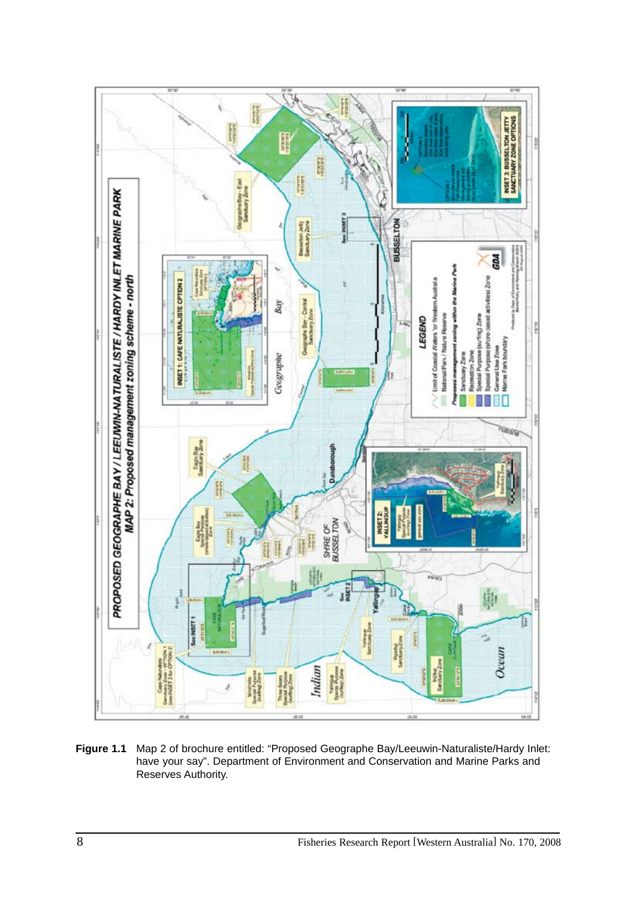**Figure 1.1** Map 2 of brochure entitled: "Proposed Geographe Bay/Leeuwin-Naturaliste/Hardy Inlet: have your say". Department of Environment and Conservation and Marine Parks and Reserves Authority.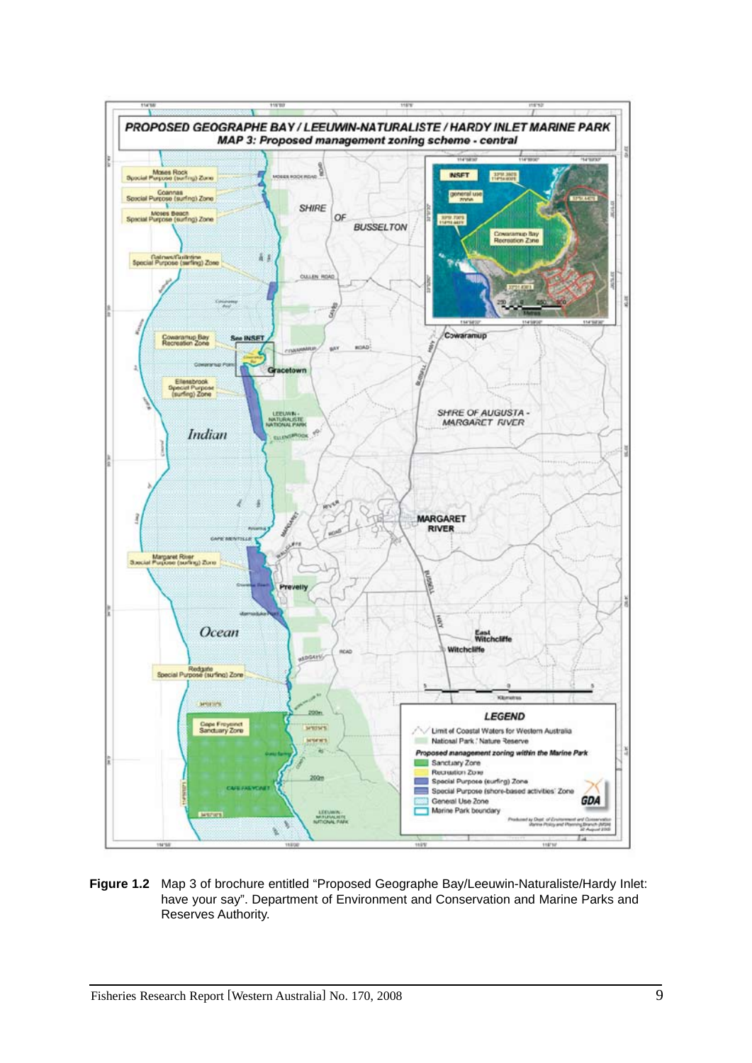**Figure 1.2** Map 3 of brochure entitled "Proposed Geographe Bay/Leeuwin-Naturaliste/Hardy Inlet: have your say". Department of Environment and Conservation and Marine Parks and Reserves Authority.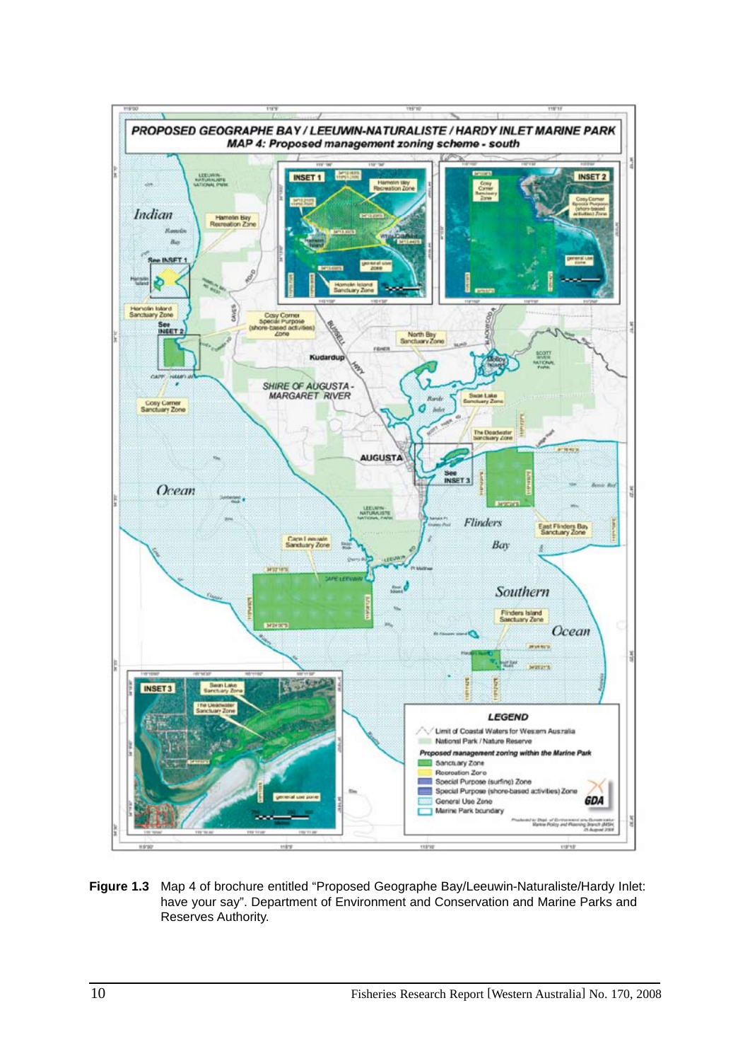**Figure 1.3** Map 4 of brochure entitled "Proposed Geographe Bay/Leeuwin-Naturaliste/Hardy Inlet: have your say". Department of Environment and Conservation and Marine Parks and Reserves Authority.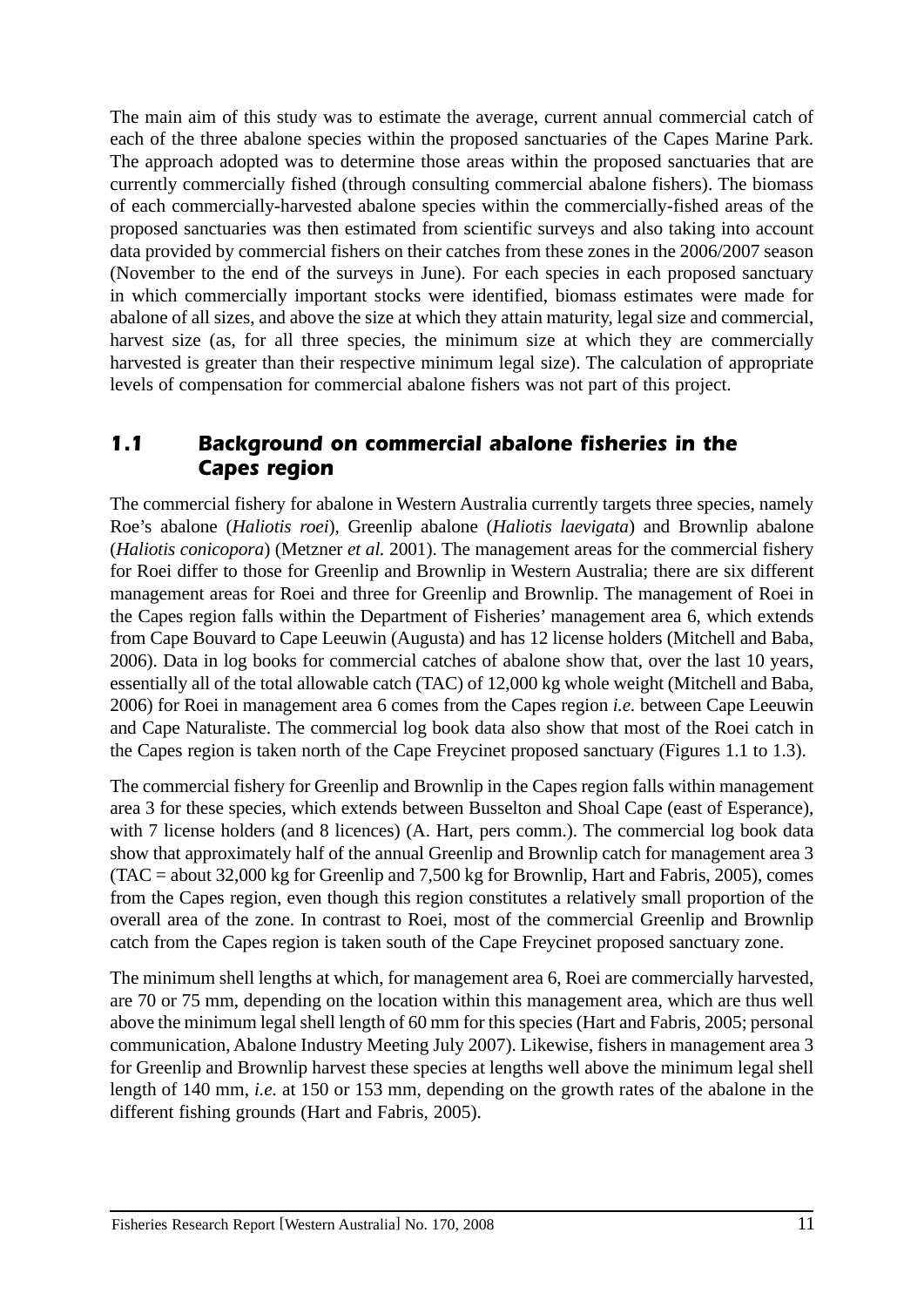The main aim of this study was to estimate the average, current annual commercial catch of each of the three abalone species within the proposed sanctuaries of the Capes Marine Park. The approach adopted was to determine those areas within the proposed sanctuaries that are currently commercially fished (through consulting commercial abalone fishers). The biomass of each commercially-harvested abalone species within the commercially-fished areas of the proposed sanctuaries was then estimated from scientific surveys and also taking into account data provided by commercial fishers on their catches from these zones in the 2006/2007 season (November to the end of the surveys in June). For each species in each proposed sanctuary in which commercially important stocks were identified, biomass estimates were made for abalone of all sizes, and above the size at which they attain maturity, legal size and commercial, harvest size (as, for all three species, the minimum size at which they are commercially harvested is greater than their respective minimum legal size). The calculation of appropriate levels of compensation for commercial abalone fishers was not part of this project.

## 1.1 Background on commercial abalone fisheries in the Capes region

The commercial fishery for abalone in Western Australia currently targets three species, namely Roe's abalone (*Haliotis roei*), Greenlip abalone (*Haliotis laevigata*) and Brownlip abalone (*Haliotis conicopora*) (Metzner *et al.* 2001). The management areas for the commercial fishery for Roei differ to those for Greenlip and Brownlip in Western Australia; there are six different management areas for Roei and three for Greenlip and Brownlip. The management of Roei in the Capes region falls within the Department of Fisheries' management area 6, which extends from Cape Bouvard to Cape Leeuwin (Augusta) and has 12 license holders (Mitchell and Baba, 2006). Data in log books for commercial catches of abalone show that, over the last 10 years, essentially all of the total allowable catch (TAC) of 12,000 kg whole weight (Mitchell and Baba, 2006) for Roei in management area 6 comes from the Capes region *i.e.* between Cape Leeuwin and Cape Naturaliste. The commercial log book data also show that most of the Roei catch in the Capes region is taken north of the Cape Freycinet proposed sanctuary (Figures 1.1 to 1.3).

The commercial fishery for Greenlip and Brownlip in the Capes region falls within management area 3 for these species, which extends between Busselton and Shoal Cape (east of Esperance), with 7 license holders (and 8 licences) (A. Hart, pers comm.). The commercial log book data show that approximately half of the annual Greenlip and Brownlip catch for management area 3 (TAC = about 32,000 kg for Greenlip and 7,500 kg for Brownlip, Hart and Fabris, 2005), comes from the Capes region, even though this region constitutes a relatively small proportion of the overall area of the zone. In contrast to Roei, most of the commercial Greenlip and Brownlip catch from the Capes region is taken south of the Cape Freycinet proposed sanctuary zone.

The minimum shell lengths at which, for management area 6, Roei are commercially harvested, are 70 or 75 mm, depending on the location within this management area, which are thus well above the minimum legal shell length of 60 mm for this species (Hart and Fabris, 2005; personal communication, Abalone Industry Meeting July 2007). Likewise, fishers in management area 3 for Greenlip and Brownlip harvest these species at lengths well above the minimum legal shell length of 140 mm, *i.e.* at 150 or 153 mm, depending on the growth rates of the abalone in the different fishing grounds (Hart and Fabris, 2005).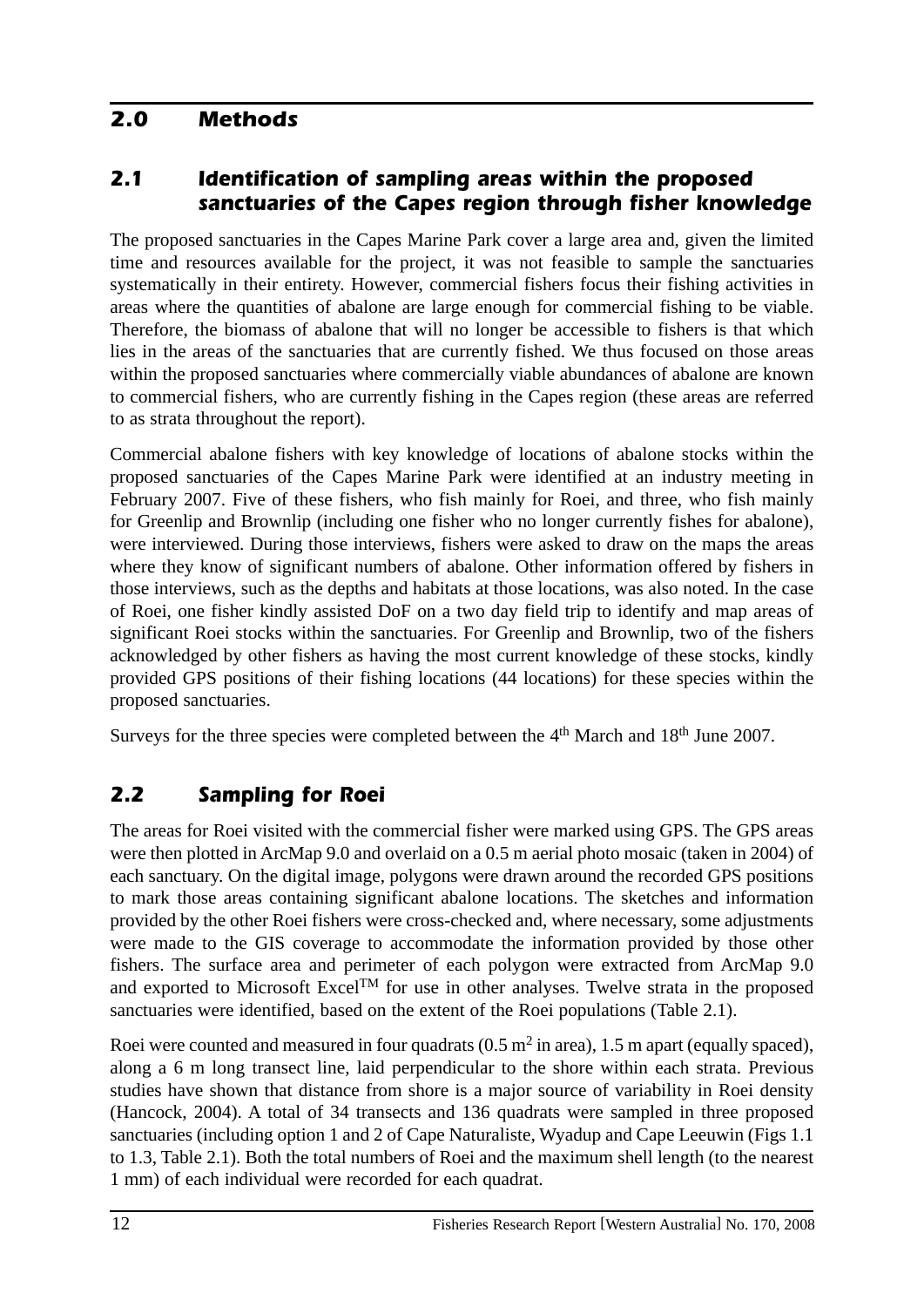# 2.0 Methods

## 2.1 Identification of *sampling areas* within the proposed *sanctuaries* of the Capes region through fisher knowledge

The proposed sanctuaries in the Capes Marine Park cover a large area and, given the limited time and resources available for the project, it was not feasible to sample the sanctuaries systematically in their entirety. However, commercial fishers focus their fishing activities in areas where the quantities of abalone are large enough for commercial fishing to be viable. Therefore, the biomass of abalone that will no longer be accessible to fishers is that which lies in the areas of the sanctuaries that are currently fished. We thus focused on those areas within the proposed sanctuaries where commercially viable abundances of abalone are known to commercial fishers, who are currently fishing in the Capes region (these areas are referred to as strata throughout the report).

Commercial abalone fishers with key knowledge of locations of abalone stocks within the proposed sanctuaries of the Capes Marine Park were identified at an industry meeting in February 2007. Five of these fishers, who fish mainly for Roei, and three, who fish mainly for Greenlip and Brownlip (including one fisher who no longer currently fishes for abalone), were interviewed. During those interviews, fishers were asked to draw on the maps the areas where they know of significant numbers of abalone. Other information offered by fishers in those interviews, such as the depths and habitats at those locations, was also noted. In the case of Roei, one fisher kindly assisted DoF on a two day field trip to identify and map areas of significant Roei stocks within the sanctuaries. For Greenlip and Brownlip, two of the fishers acknowledged by other fishers as having the most current knowledge of these stocks, kindly provided GPS positions of their fishing locations (44 locations) for these species within the proposed sanctuaries.

Surveys for the three species were completed between the 4th March and 18th June 2007.

## 2.2 Sampling for Roei

The areas for Roei visited with the commercial fisher were marked using GPS. The GPS areas were then plotted in ArcMap 9.0 and overlaid on a 0.5 m aerial photo mosaic (taken in 2004) of each sanctuary. On the digital image, polygons were drawn around the recorded GPS positions to mark those areas containing significant abalone locations. The sketches and information provided by the other Roei fishers were cross-checked and, where necessary, some adjustments were made to the GIS coverage to accommodate the information provided by those other fishers. The surface area and perimeter of each polygon were extracted from ArcMap 9.0 and exported to Microsoft Excel™ for use in other analyses. Twelve strata in the proposed sanctuaries were identified, based on the extent of the Roei populations (Table 2.1).

Roei were counted and measured in four quadrats (0.5 $m^2$ in area), 1.5 m apart (equally spaced), along a 6 m long transect line, laid perpendicular to the shore within each strata. Previous studies have shown that distance from shore is a major source of variability in Roei density (Hancock, 2004). A total of 34 transects and 136 quadrats were sampled in three proposed sanctuaries (including option 1 and 2 of Cape Naturaliste, Wyadup and Cape Leeuwin (Figs 1.1 to 1.3, Table 2.1). Both the total numbers of Roei and the maximum shell length (to the nearest 1 mm) of each individual were recorded for each quadrat.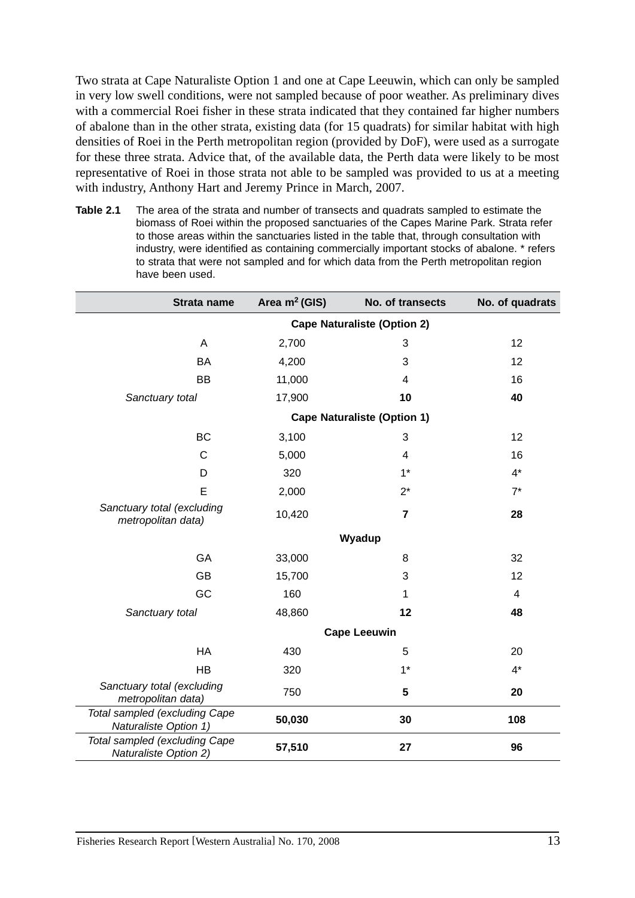Two strata at Cape Naturaliste Option 1 and one at Cape Leeuwin, which can only be sampled in very low swell conditions, were not sampled because of poor weather. As preliminary dives with a commercial Roei fisher in these strata indicated that they contained far higher numbers of abalone than in the other strata, existing data (for 15 quadrats) for similar habitat with high densities of Roei in the Perth metropolitan region (provided by DoF), were used as a surrogate for these three strata. Advice that, of the available data, the Perth data were likely to be most representative of Roei in those strata not able to be sampled was provided to us at a meeting with industry, Anthony Hart and Jeremy Prince in March, 2007.

**Table 2.1** The area of the strata and number of transects and quadrats sampled to estimate the biomass of Roei within the proposed sanctuaries of the Capes Marine Park. Strata refer to those areas within the sanctuaries listed in the table that, through consultation with industry, were identified as containing commercially important stocks of abalone. * refers to strata that were not sampled and for which data from the Perth metropolitan region have been used.

| Strata name | Area $m^2$ (GIS) | No. of transects | No. of quadrats |
|---|---|---|---|
| | | **Cape Naturaliste (Option 2)** | |
| A | 2,700 | 3 | 12 |
| BA | 4,200 | 3 | 12 |
| BB | 11,000 | 4 | 16 |
| *Sanctuary total* | 17,900 | **10** | **40** |
| | | **Cape Naturaliste (Option 1)** | |
| BC | 3,100 | 3 | 12 |
| C | 5,000 | 4 | 16 |
| D | 320 | 1* | 4* |
| E | 2,000 | 2* | 7* |
| *Sanctuary total (excluding metropolitan data)* | 10,420 | **7** | **28** |
| | | **Wyadup** | |
| GA | 33,000 | 8 | 32 |
| GB | 15,700 | 3 | 12 |
| GC | 160 | 1 | 4 |
| *Sanctuary total* | 48,860 | **12** | **48** |
| | | **Cape Leeuwin** | |
| HA | 430 | 5 | 20 |
| HB | 320 | 1* | 4* |
| *Sanctuary total (excluding metropolitan data)* | 750 | **5** | **20** |
| *Total sampled (excluding Cape Naturaliste Option 1)* | **50,030** | **30** | **108** |
| *Total sampled (excluding Cape Naturaliste Option 2)* | **57,510** | **27** | **96** |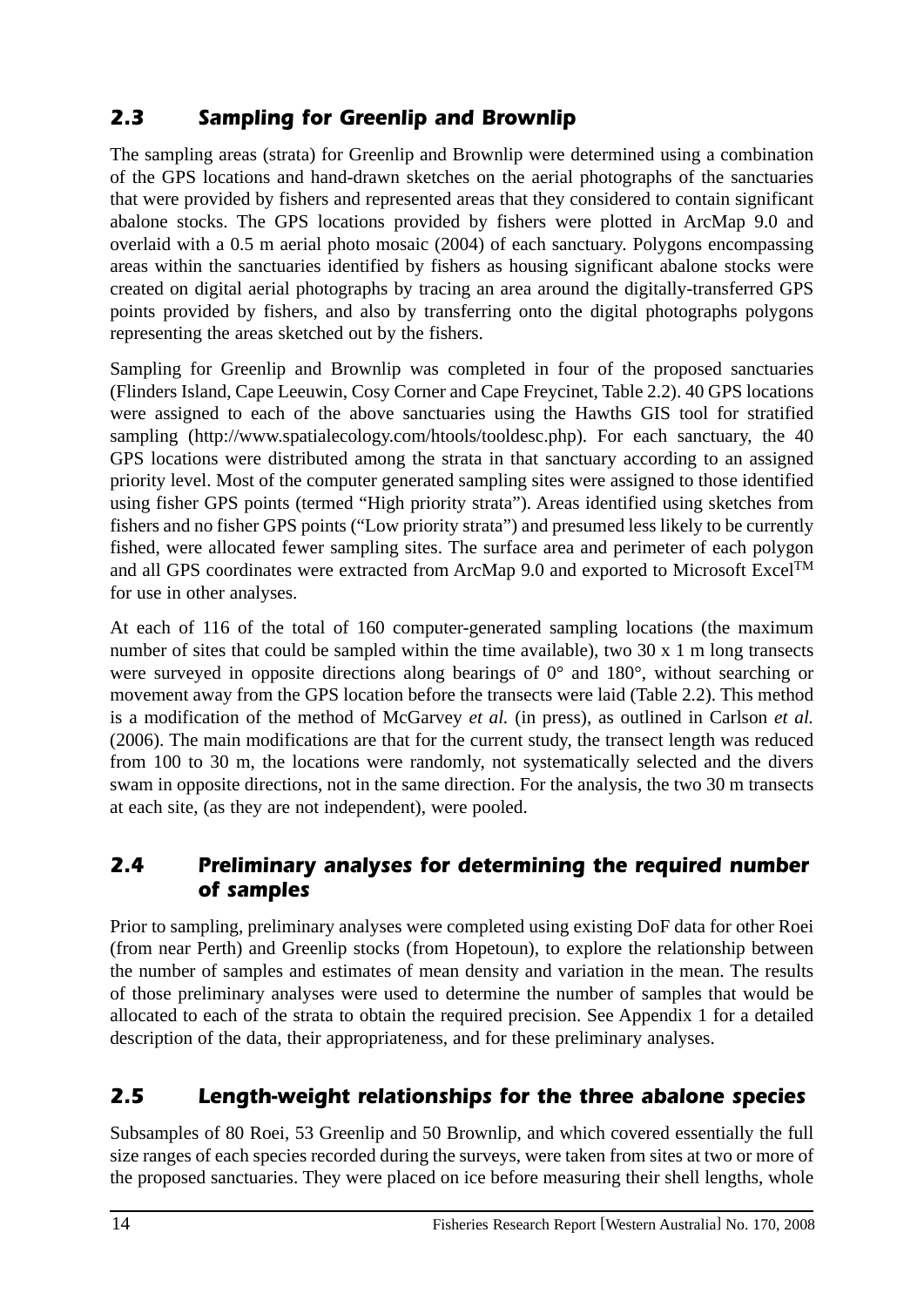## 2.3 Sampling for Greenlip and Brownlip

The sampling areas (strata) for Greenlip and Brownlip were determined using a combination of the GPS locations and hand-drawn sketches on the aerial photographs of the sanctuaries that were provided by fishers and represented areas that they considered to contain significant abalone stocks. The GPS locations provided by fishers were plotted in ArcMap 9.0 and overlaid with a 0.5 m aerial photo mosaic (2004) of each sanctuary. Polygons encompassing areas within the sanctuaries identified by fishers as housing significant abalone stocks were created on digital aerial photographs by tracing an area around the digitally-transferred GPS points provided by fishers, and also by transferring onto the digital photographs polygons representing the areas sketched out by the fishers.

Sampling for Greenlip and Brownlip was completed in four of the proposed sanctuaries (Flinders Island, Cape Leeuwin, Cosy Corner and Cape Freycinet, Table 2.2). 40 GPS locations were assigned to each of the above sanctuaries using the Hawths GIS tool for stratified sampling (http://www.spatialecology.com/htools/tooldesc.php). For each sanctuary, the 40 GPS locations were distributed among the strata in that sanctuary according to an assigned priority level. Most of the computer generated sampling sites were assigned to those identified using fisher GPS points (termed "High priority strata"). Areas identified using sketches from fishers and no fisher GPS points ("Low priority strata") and presumed less likely to be currently fished, were allocated fewer sampling sites. The surface area and perimeter of each polygon and all GPS coordinates were extracted from ArcMap 9.0 and exported to Microsoft Excel™ for use in other analyses.

At each of 116 of the total of 160 computer-generated sampling locations (the maximum number of sites that could be sampled within the time available), two 30 x 1 m long transects were surveyed in opposite directions along bearings of 0° and 180°, without searching or movement away from the GPS location before the transects were laid (Table 2.2). This method is a modification of the method of McGarvey *et al.* (in press), as outlined in Carlson *et al.* (2006). The main modifications are that for the current study, the transect length was reduced from 100 to 30 m, the locations were randomly, not systematically selected and the divers swam in opposite directions, not in the same direction. For the analysis, the two 30 m transects at each site, (as they are not independent), were pooled.

## 2.4 Preliminary analyses for determining the required number of samples

Prior to sampling, preliminary analyses were completed using existing DoF data for other Roei (from near Perth) and Greenlip stocks (from Hopetoun), to explore the relationship between the number of samples and estimates of mean density and variation in the mean. The results of those preliminary analyses were used to determine the number of samples that would be allocated to each of the strata to obtain the required precision. See Appendix 1 for a detailed description of the data, their appropriateness, and for these preliminary analyses.

## 2.5 Length-weight relationships for the three abalone species

Subsamples of 80 Roei, 53 Greenlip and 50 Brownlip, and which covered essentially the full size ranges of each species recorded during the surveys, were taken from sites at two or more of the proposed sanctuaries. They were placed on ice before measuring their shell lengths, whole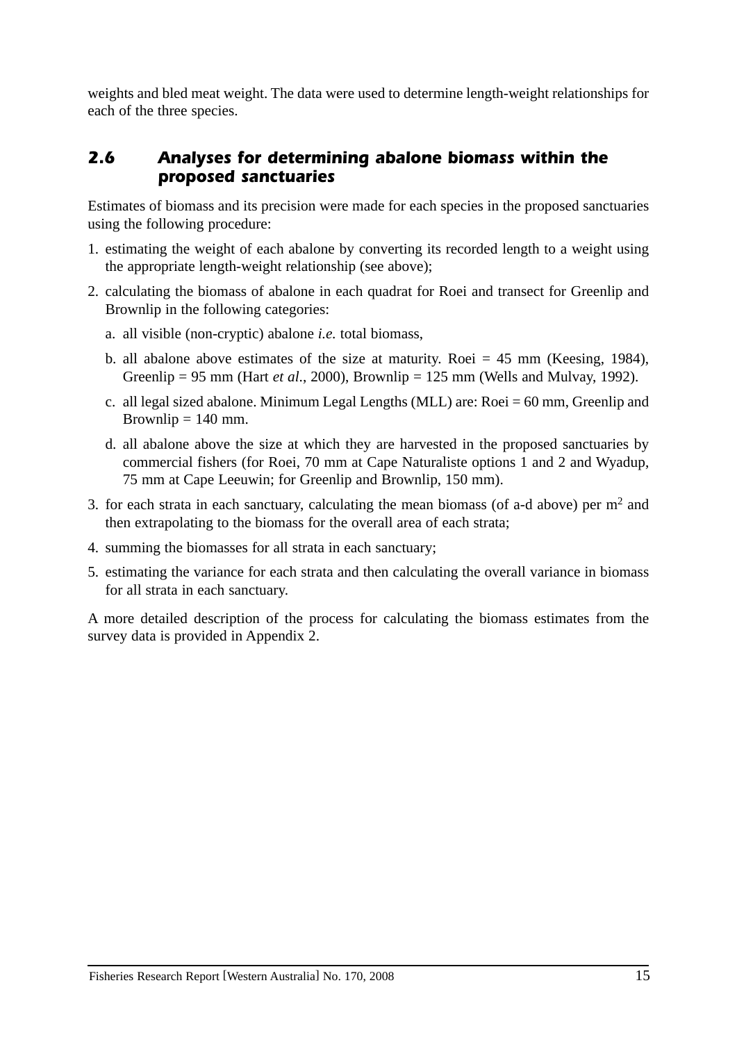weights and bled meat weight. The data were used to determine length-weight relationships for each of the three species.

## 2.6 Analyses for determining abalone biomass within the proposed sanctuaries

Estimates of biomass and its precision were made for each species in the proposed sanctuaries using the following procedure:

1. estimating the weight of each abalone by converting its recorded length to a weight using the appropriate length-weight relationship (see above);
2. calculating the biomass of abalone in each quadrat for Roei and transect for Greenlip and Brownlip in the following categories:
   a. all visible (non-cryptic) abalone *i.e.* total biomass,
   b. all abalone above estimates of the size at maturity. Roei = 45 mm (Keesing, 1984), Greenlip = 95 mm (Hart *et al*., 2000), Brownlip = 125 mm (Wells and Mulvay, 1992).
   c. all legal sized abalone. Minimum Legal Lengths (MLL) are: Roei = 60 mm, Greenlip and Brownlip = 140 mm.
   d. all abalone above the size at which they are harvested in the proposed sanctuaries by commercial fishers (for Roei, 70 mm at Cape Naturaliste options 1 and 2 and Wyadup, 75 mm at Cape Leeuwin; for Greenlip and Brownlip, 150 mm).
3. for each strata in each sanctuary, calculating the mean biomass (of a-d above) per $m^2$ and then extrapolating to the biomass for the overall area of each strata;
4. summing the biomasses for all strata in each sanctuary;
5. estimating the variance for each strata and then calculating the overall variance in biomass for all strata in each sanctuary.

A more detailed description of the process for calculating the biomass estimates from the survey data is provided in Appendix 2.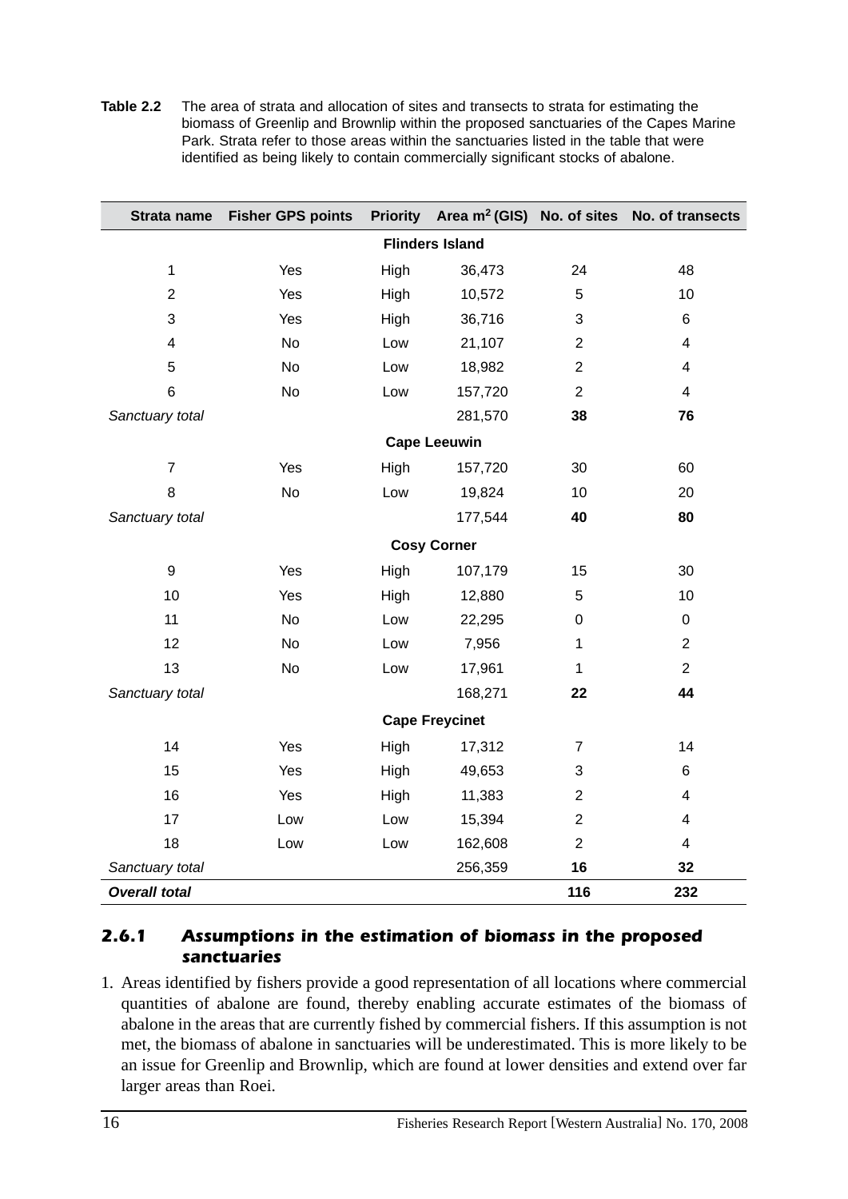**Table 2.2** The area of strata and allocation of sites and transects to strata for estimating the biomass of Greenlip and Brownlip within the proposed sanctuaries of the Capes Marine Park. Strata refer to those areas within the sanctuaries listed in the table that were identified as being likely to contain commercially significant stocks of abalone.

| Strata name | Fisher GPS points | Priority | Area m$^2$ (GIS) | No. of sites | No. of transects |
|---|---|---|---|---|---|
| | | **Flinders Island** | | | |
| 1 | Yes | High | 36,473 | 24 | 48 |
| 2 | Yes | High | 10,572 | 5 | 10 |
| 3 | Yes | High | 36,716 | 3 | 6 |
| 4 | No | Low | 21,107 | 2 | 4 |
| 5 | No | Low | 18,982 | 2 | 4 |
| 6 | No | Low | 157,720 | 2 | 4 |
| *Sanctuary total* | | | 281,570 | **38** | **76** |
| | | **Cape Leeuwin** | | | |
| 7 | Yes | High | 157,720 | 30 | 60 |
| 8 | No | Low | 19,824 | 10 | 20 |
| *Sanctuary total* | | | 177,544 | **40** | **80** |
| | | **Cosy Corner** | | | |
| 9 | Yes | High | 107,179 | 15 | 30 |
| 10 | Yes | High | 12,880 | 5 | 10 |
| 11 | No | Low | 22,295 | 0 | 0 |
| 12 | No | Low | 7,956 | 1 | 2 |
| 13 | No | Low | 17,961 | 1 | 2 |
| *Sanctuary total* | | | 168,271 | **22** | **44** |
| | | **Cape Freycinet** | | | |
| 14 | Yes | High | 17,312 | 7 | 14 |
| 15 | Yes | High | 49,653 | 3 | 6 |
| 16 | Yes | High | 11,383 | 2 | 4 |
| 17 | Low | Low | 15,394 | 2 | 4 |
| 18 | Low | Low | 162,608 | 2 | 4 |
| *Sanctuary total* | | | 256,359 | **16** | **32** |
| ***Overall total*** | | | | **116** | **232** |

### 2.6.1 Assumptions in the estimation of biomass in the proposed sanctuaries

1. Areas identified by fishers provide a good representation of all locations where commercial quantities of abalone are found, thereby enabling accurate estimates of the biomass of abalone in the areas that are currently fished by commercial fishers. If this assumption is not met, the biomass of abalone in sanctuaries will be underestimated. This is more likely to be an issue for Greenlip and Brownlip, which are found at lower densities and extend over far larger areas than Roei.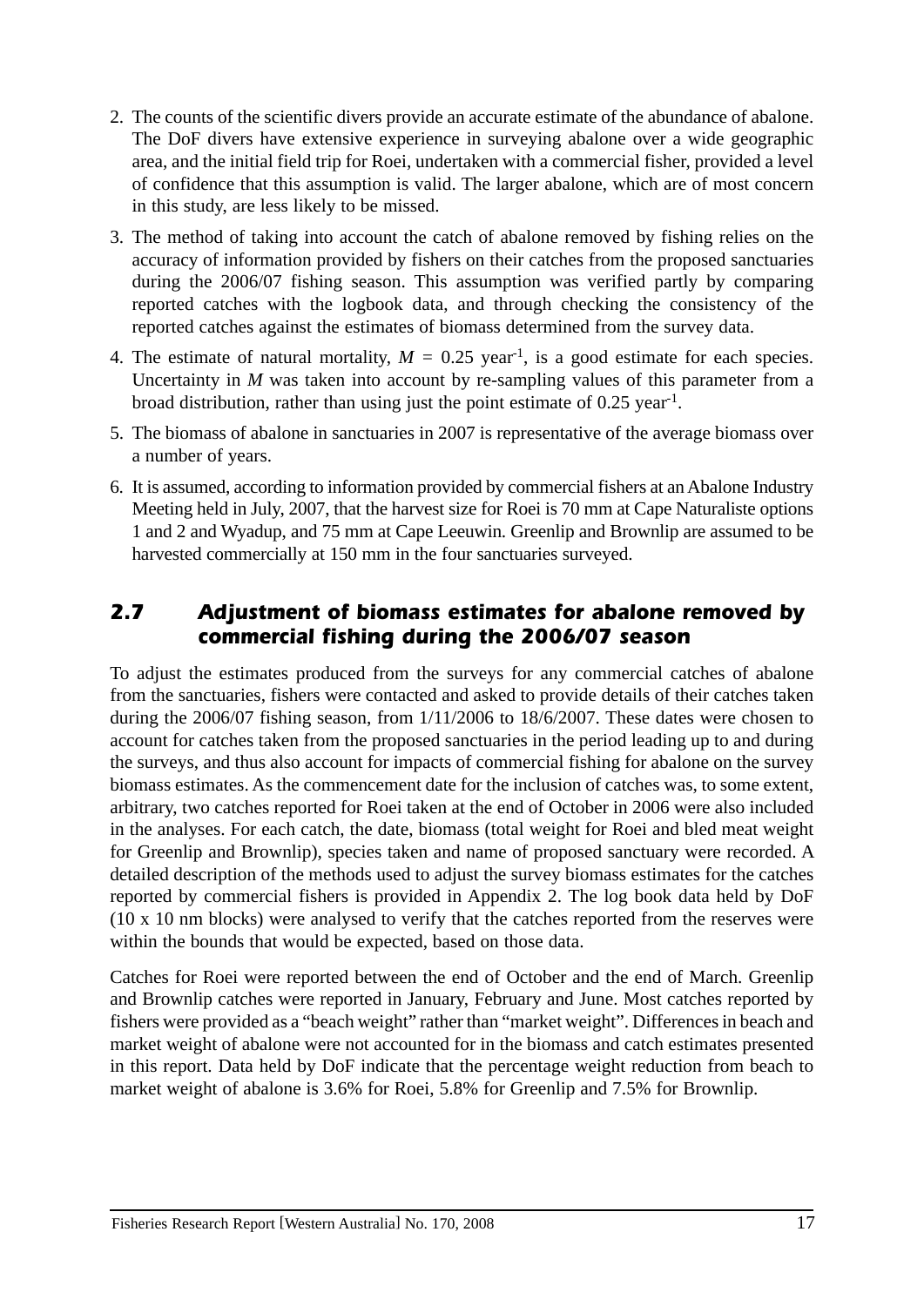2. The counts of the scientific divers provide an accurate estimate of the abundance of abalone. The DoF divers have extensive experience in surveying abalone over a wide geographic area, and the initial field trip for Roei, undertaken with a commercial fisher, provided a level of confidence that this assumption is valid. The larger abalone, which are of most concern in this study, are less likely to be missed.
3. The method of taking into account the catch of abalone removed by fishing relies on the accuracy of information provided by fishers on their catches from the proposed sanctuaries during the 2006/07 fishing season. This assumption was verified partly by comparing reported catches with the logbook data, and through checking the consistency of the reported catches against the estimates of biomass determined from the survey data.
4. The estimate of natural mortality, $M$ = 0.25 year$^{-1}$, is a good estimate for each species. Uncertainty in $M$ was taken into account by re-sampling values of this parameter from a broad distribution, rather than using just the point estimate of 0.25 year$^{-1}$.
5. The biomass of abalone in sanctuaries in 2007 is representative of the average biomass over a number of years.
6. It is assumed, according to information provided by commercial fishers at an Abalone Industry Meeting held in July, 2007, that the harvest size for Roei is 70 mm at Cape Naturaliste options 1 and 2 and Wyadup, and 75 mm at Cape Leeuwin. Greenlip and Brownlip are assumed to be harvested commercially at 150 mm in the four sanctuaries surveyed.

## 2.7 Adjustment of biomass estimates for abalone removed by commercial fishing during the 2006/07 season

To adjust the estimates produced from the surveys for any commercial catches of abalone from the sanctuaries, fishers were contacted and asked to provide details of their catches taken during the 2006/07 fishing season, from 1/11/2006 to 18/6/2007. These dates were chosen to account for catches taken from the proposed sanctuaries in the period leading up to and during the surveys, and thus also account for impacts of commercial fishing for abalone on the survey biomass estimates. As the commencement date for the inclusion of catches was, to some extent, arbitrary, two catches reported for Roei taken at the end of October in 2006 were also included in the analyses. For each catch, the date, biomass (total weight for Roei and bled meat weight for Greenlip and Brownlip), species taken and name of proposed sanctuary were recorded. A detailed description of the methods used to adjust the survey biomass estimates for the catches reported by commercial fishers is provided in Appendix 2. The log book data held by DoF (10 x 10 nm blocks) were analysed to verify that the catches reported from the reserves were within the bounds that would be expected, based on those data.

Catches for Roei were reported between the end of October and the end of March. Greenlip and Brownlip catches were reported in January, February and June. Most catches reported by fishers were provided as a "beach weight" rather than "market weight". Differences in beach and market weight of abalone were not accounted for in the biomass and catch estimates presented in this report. Data held by DoF indicate that the percentage weight reduction from beach to market weight of abalone is 3.6% for Roei, 5.8% for Greenlip and 7.5% for Brownlip.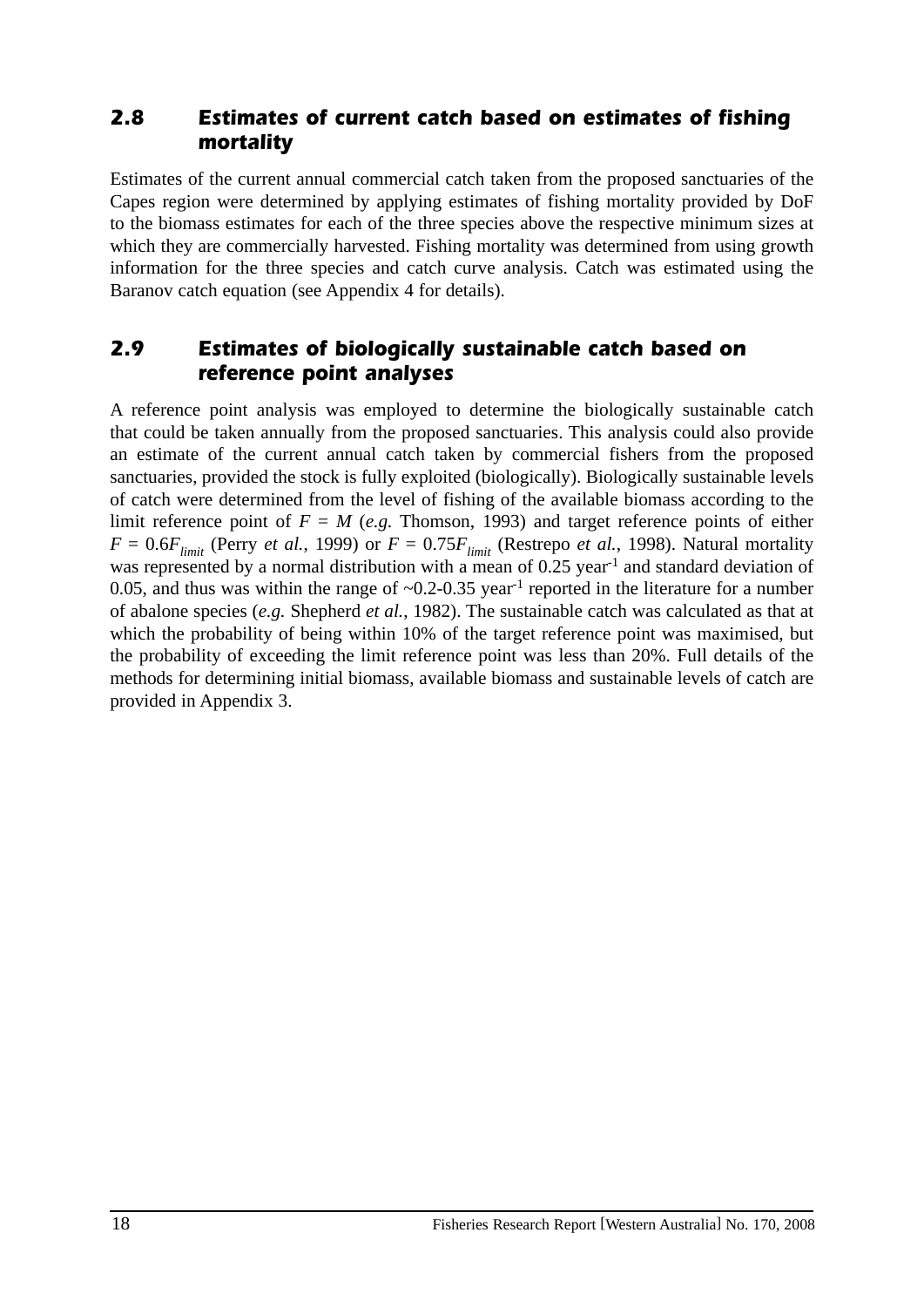## 2.8 Estimates of current catch based on estimates of fishing mortality

Estimates of the current annual commercial catch taken from the proposed sanctuaries of the Capes region were determined by applying estimates of fishing mortality provided by DoF to the biomass estimates for each of the three species above the respective minimum sizes at which they are commercially harvested. Fishing mortality was determined from using growth information for the three species and catch curve analysis. Catch was estimated using the Baranov catch equation (see Appendix 4 for details).

## 2.9 Estimates of biologically sustainable catch based on reference point analyses

A reference point analysis was employed to determine the biologically sustainable catch that could be taken annually from the proposed sanctuaries. This analysis could also provide an estimate of the current annual catch taken by commercial fishers from the proposed sanctuaries, provided the stock is fully exploited (biologically). Biologically sustainable levels of catch were determined from the level of fishing of the available biomass according to the limit reference point of $F = M$ (*e.g.* Thomson, 1993) and target reference points of either $F = 0.6F_{limit}$ (Perry *et al.*, 1999) or $F = 0.75F_{limit}$ (Restrepo *et al.*, 1998). Natural mortality was represented by a normal distribution with a mean of 0.25 $year^{-1}$ and standard deviation of 0.05, and thus was within the range of ~0.2-0.35 $year^{-1}$ reported in the literature for a number of abalone species (*e.g.* Shepherd *et al.*, 1982). The sustainable catch was calculated as that at which the probability of being within 10% of the target reference point was maximised, but the probability of exceeding the limit reference point was less than 20%. Full details of the methods for determining initial biomass, available biomass and sustainable levels of catch are provided in Appendix 3.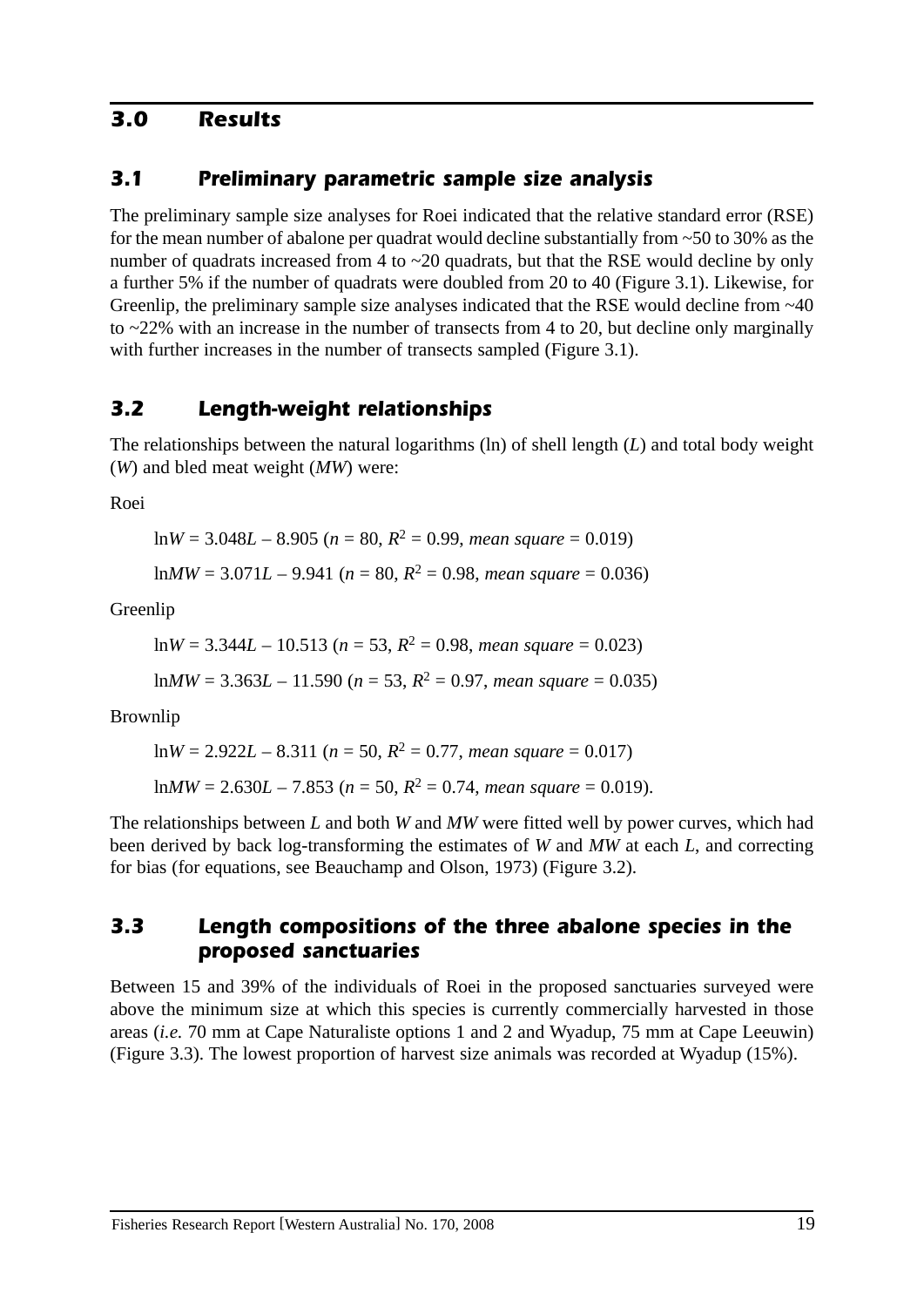## 3.0 Results

### 3.1 Preliminary parametric sample size analysis

The preliminary sample size analyses for Roei indicated that the relative standard error (RSE) for the mean number of abalone per quadrat would decline substantially from ~50 to 30% as the number of quadrats increased from 4 to ~20 quadrats, but that the RSE would decline by only a further 5% if the number of quadrats were doubled from 20 to 40 (Figure 3.1). Likewise, for Greenlip, the preliminary sample size analyses indicated that the RSE would decline from ~40 to ~22% with an increase in the number of transects from 4 to 20, but decline only marginally with further increases in the number of transects sampled (Figure 3.1).

### 3.2 Length-weight relationships

The relationships between the natural logarithms (ln) of shell length ($L$) and total body weight ($W$) and bled meat weight ($MW$) were:

Roei

$\ln W = 3.048L - 8.905$ ($n = 80$, $R^2 = 0.99$, *mean square* = 0.019)

$\ln MW = 3.071L - 9.941$ ($n = 80$, $R^2 = 0.98$, *mean square* = 0.036)

Greenlip

$\ln W = 3.344L - 10.513$ ($n = 53$, $R^2 = 0.98$, *mean square* = 0.023)

$\ln MW = 3.363L - 11.590$ ($n = 53$, $R^2 = 0.97$, *mean square* = 0.035)

Brownlip

$\ln W = 2.922L - 8.311$ ($n = 50$, $R^2 = 0.77$, *mean square* = 0.017)

$\ln MW = 2.630L - 7.853$ ($n = 50$, $R^2 = 0.74$, *mean square* = 0.019).

The relationships between $L$ and both $W$ and $MW$ were fitted well by power curves, which had been derived by back log-transforming the estimates of $W$ and $MW$ at each $L$, and correcting for bias (for equations, see Beauchamp and Olson, 1973) (Figure 3.2).

### 3.3 Length compositions of the three abalone species in the proposed sanctuaries

Between 15 and 39% of the individuals of Roei in the proposed sanctuaries surveyed were above the minimum size at which this species is currently commercially harvested in those areas (*i.e.* 70 mm at Cape Naturaliste options 1 and 2 and Wyadup, 75 mm at Cape Leeuwin) (Figure 3.3). The lowest proportion of harvest size animals was recorded at Wyadup (15%).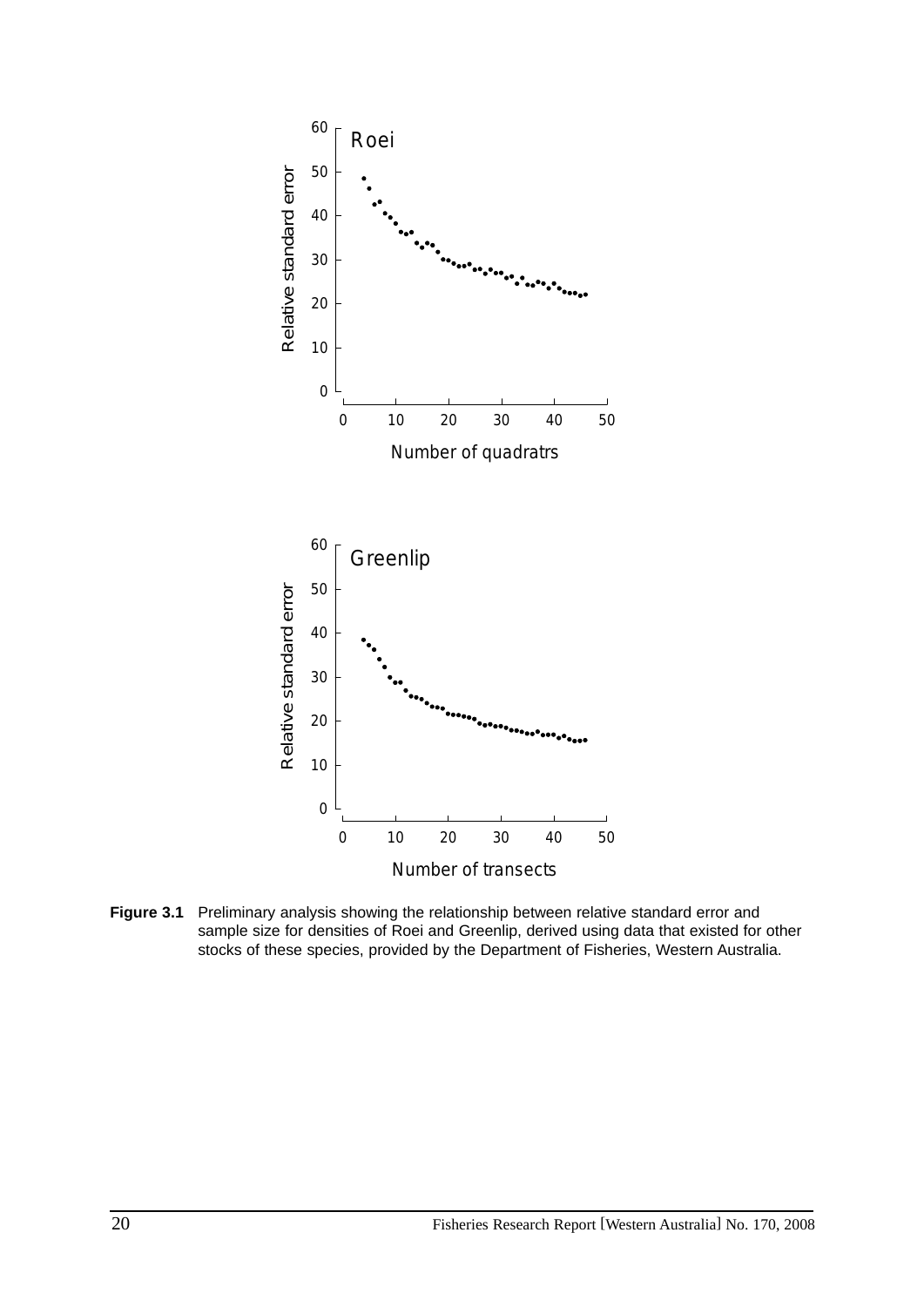**Figure 3.1** Preliminary analysis showing the relationship between relative standard error and sample size for densities of Roei and Greenlip, derived using data that existed for other stocks of these species, provided by the Department of Fisheries, Western Australia.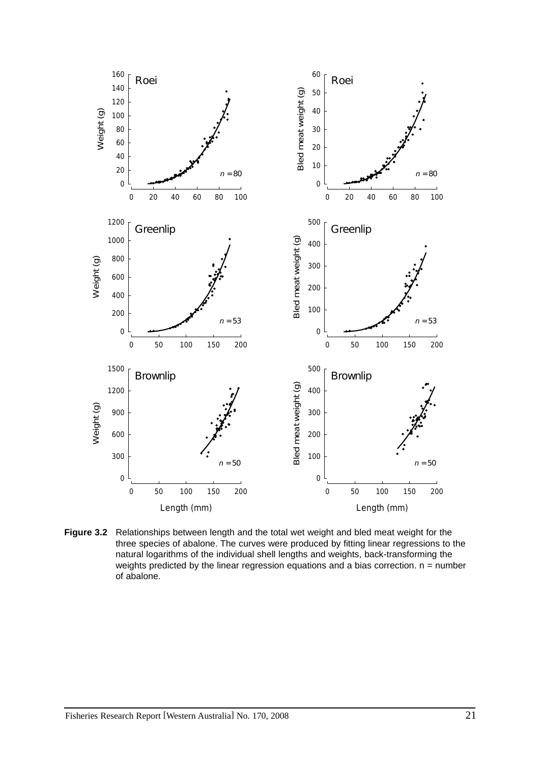**Figure 3.2** Relationships between length and the total wet weight and bled meat weight for the three species of abalone. The curves were produced by fitting linear regressions to the natural logarithms of the individual shell lengths and weights, back-transforming the weights predicted by the linear regression equations and a bias correction. n = number of abalone.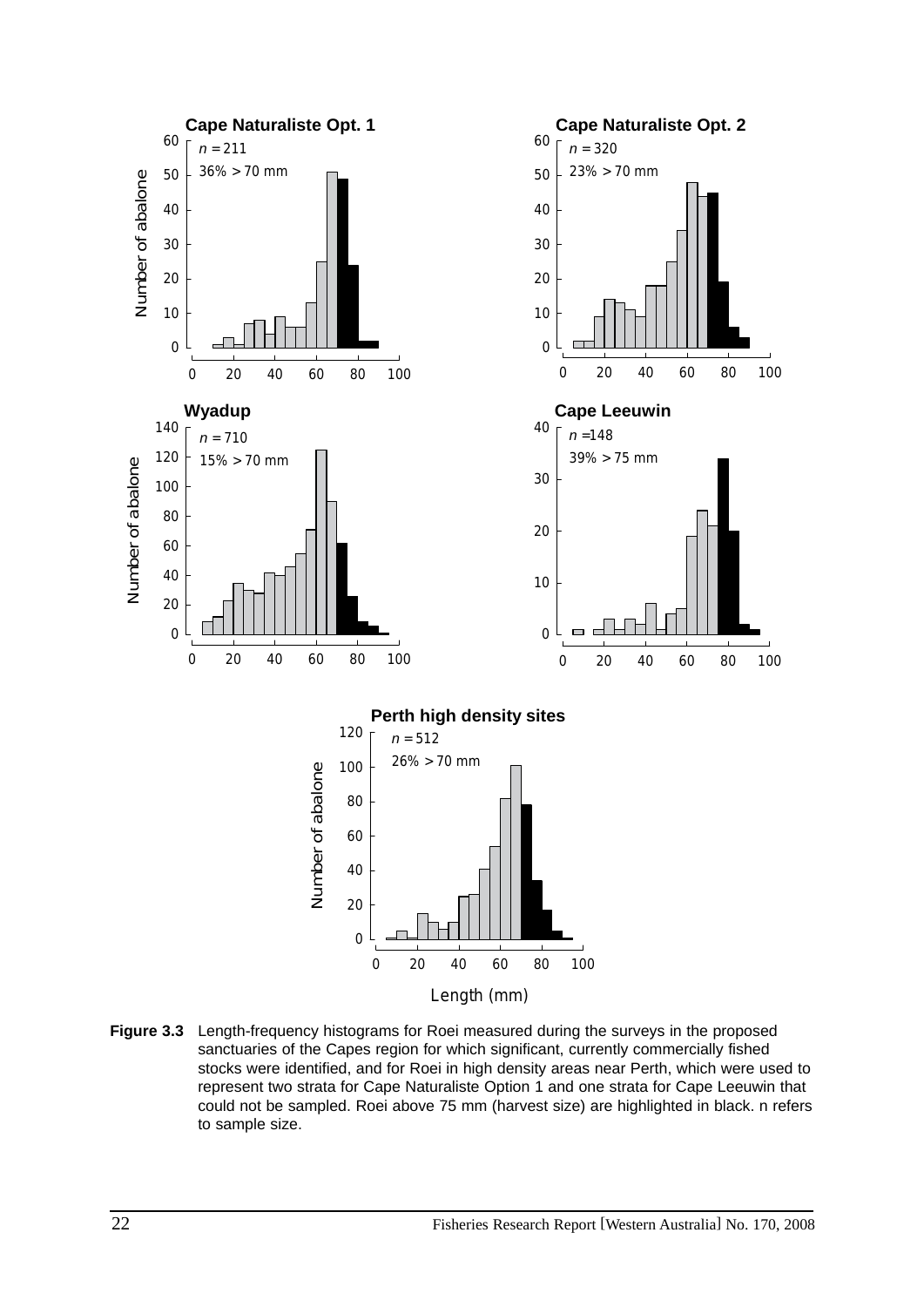**Figure 3.3** Length-frequency histograms for Roei measured during the surveys in the proposed sanctuaries of the Capes region for which significant, currently commercially fished stocks were identified, and for Roei in high density areas near Perth, which were used to represent two strata for Cape Naturaliste Option 1 and one strata for Cape Leeuwin that could not be sampled. Roei above 75 mm (harvest size) are highlighted in black. n refers to sample size.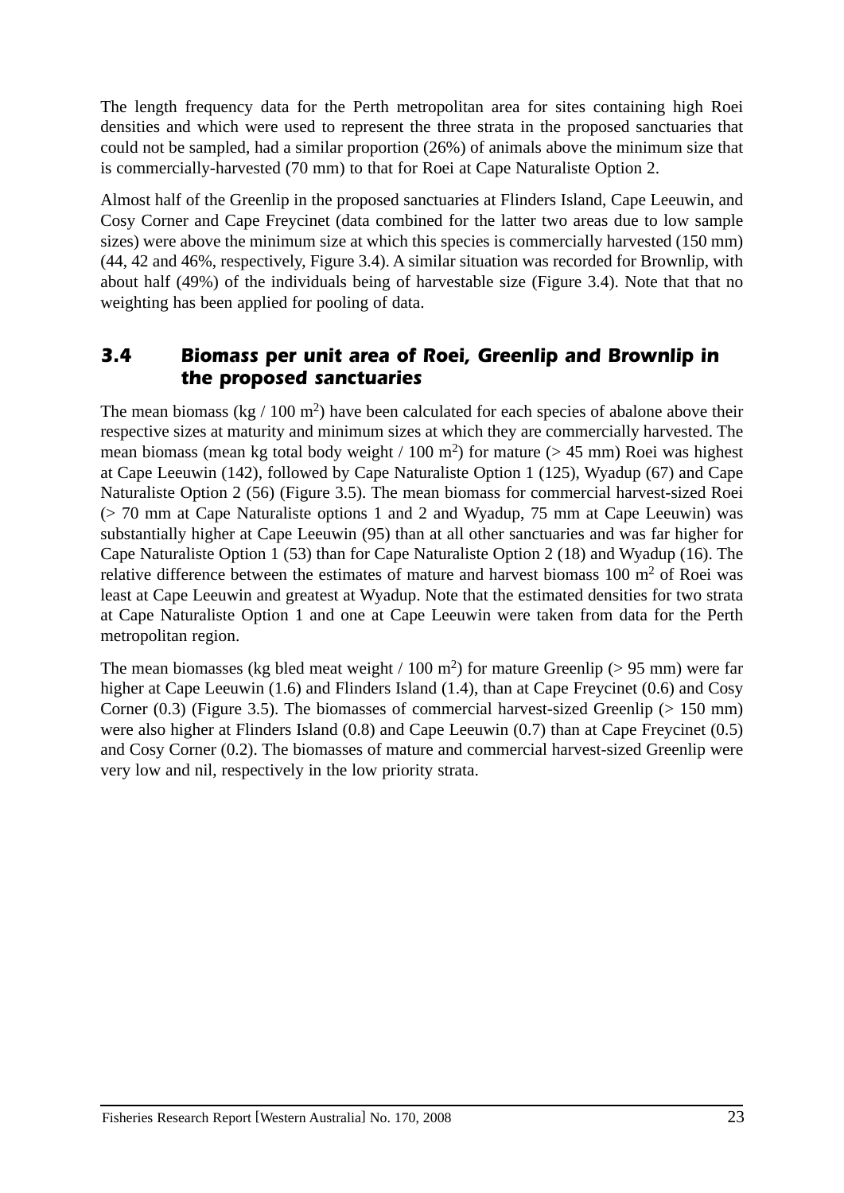The length frequency data for the Perth metropolitan area for sites containing high Roei densities and which were used to represent the three strata in the proposed sanctuaries that could not be sampled, had a similar proportion (26%) of animals above the minimum size that is commercially-harvested (70 mm) to that for Roei at Cape Naturaliste Option 2.

Almost half of the Greenlip in the proposed sanctuaries at Flinders Island, Cape Leeuwin, and Cosy Corner and Cape Freycinet (data combined for the latter two areas due to low sample sizes) were above the minimum size at which this species is commercially harvested (150 mm) (44, 42 and 46%, respectively, Figure 3.4). A similar situation was recorded for Brownlip, with about half (49%) of the individuals being of harvestable size (Figure 3.4). Note that that no weighting has been applied for pooling of data.

## 3.4 Biomass per unit area of Roei, Greenlip and Brownlip in the proposed sanctuaries

The mean biomass (kg / 100 $m^2$) have been calculated for each species of abalone above their respective sizes at maturity and minimum sizes at which they are commercially harvested. The mean biomass (mean kg total body weight / 100 $m^2$) for mature (> 45 mm) Roei was highest at Cape Leeuwin (142), followed by Cape Naturaliste Option 1 (125), Wyadup (67) and Cape Naturaliste Option 2 (56) (Figure 3.5). The mean biomass for commercial harvest-sized Roei (> 70 mm at Cape Naturaliste options 1 and 2 and Wyadup, 75 mm at Cape Leeuwin) was substantially higher at Cape Leeuwin (95) than at all other sanctuaries and was far higher for Cape Naturaliste Option 1 (53) than for Cape Naturaliste Option 2 (18) and Wyadup (16). The relative difference between the estimates of mature and harvest biomass 100 $m^2$ of Roei was least at Cape Leeuwin and greatest at Wyadup. Note that the estimated densities for two strata at Cape Naturaliste Option 1 and one at Cape Leeuwin were taken from data for the Perth metropolitan region.

The mean biomasses (kg bled meat weight / 100 $m^2$) for mature Greenlip (> 95 mm) were far higher at Cape Leeuwin (1.6) and Flinders Island (1.4), than at Cape Freycinet (0.6) and Cosy Corner (0.3) (Figure 3.5). The biomasses of commercial harvest-sized Greenlip (> 150 mm) were also higher at Flinders Island (0.8) and Cape Leeuwin (0.7) than at Cape Freycinet (0.5) and Cosy Corner (0.2). The biomasses of mature and commercial harvest-sized Greenlip were very low and nil, respectively in the low priority strata.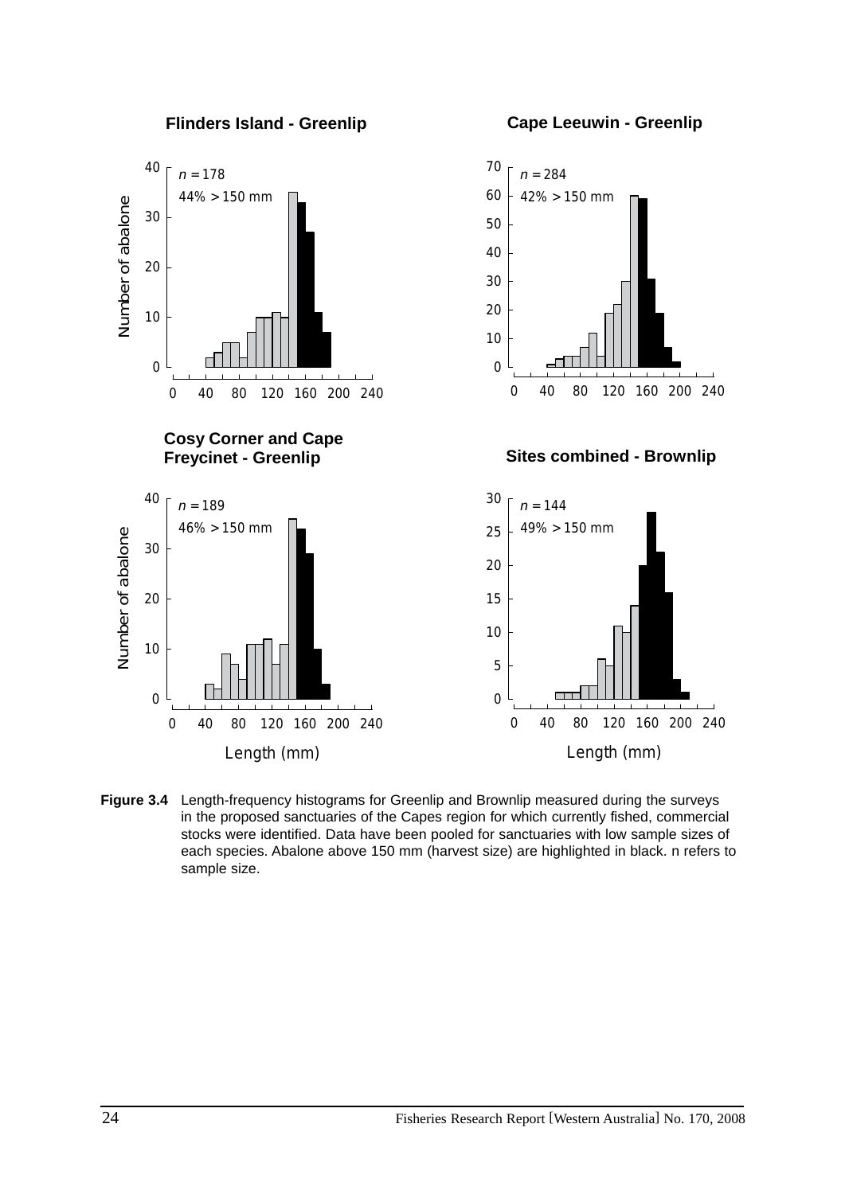**Flinders Island - Greenlip**

$n = 178$

44% > 150 mm

**Cape Leeuwin - Greenlip**

$n = 284$

42% > 150 mm

**Cosy Corner and Cape Freycinet - Greenlip**

$n = 189$

46% > 150 mm

**Sites combined - Brownlip**

$n = 144$

49% > 150 mm

Number of abalone

Length (mm)

**Figure 3.4** Length-frequency histograms for Greenlip and Brownlip measured during the surveys in the proposed sanctuaries of the Capes region for which currently fished, commercial stocks were identified. Data have been pooled for sanctuaries with low sample sizes of each species. Abalone above 150 mm (harvest size) are highlighted in black. n refers to sample size.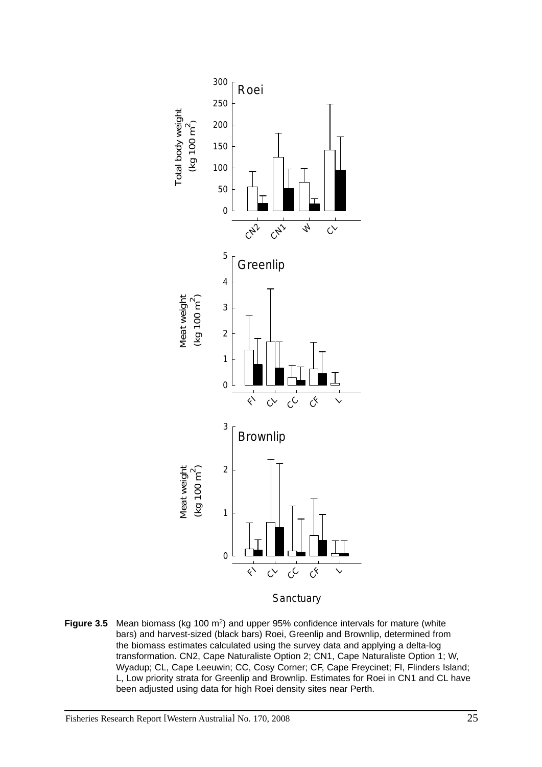**Figure 3.5** Mean biomass (kg 100 m$^2$) and upper 95% confidence intervals for mature (white bars) and harvest-sized (black bars) Roei, Greenlip and Brownlip, determined from the biomass estimates calculated using the survey data and applying a delta-log transformation. CN2, Cape Naturaliste Option 2; CN1, Cape Naturaliste Option 1; W, Wyadup; CL, Cape Leeuwin; CC, Cosy Corner; CF, Cape Freycinet; FI, Flinders Island; L, Low priority strata for Greenlip and Brownlip. Estimates for Roei in CN1 and CL have been adjusted using data for high Roei density sites near Perth.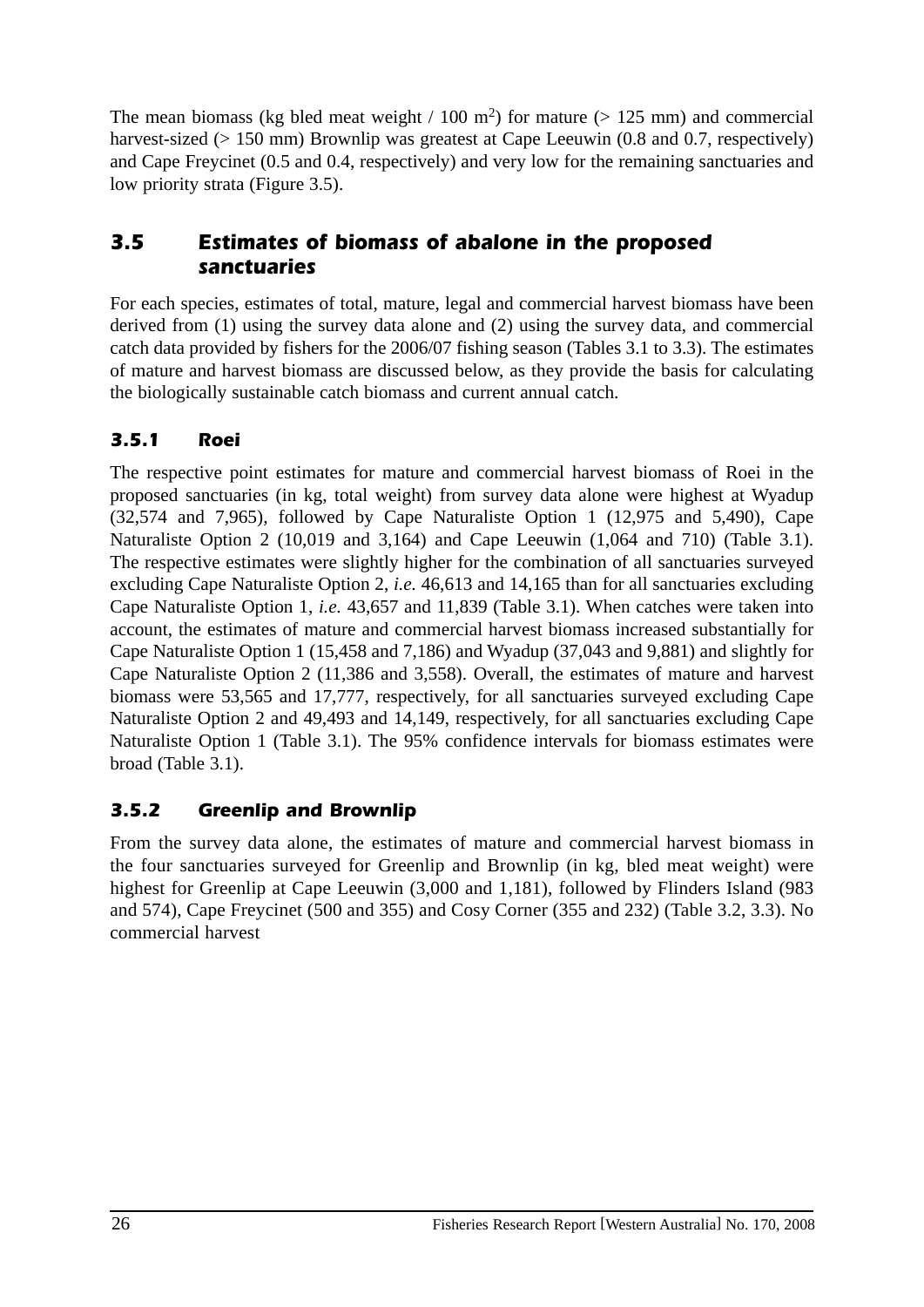The mean biomass (kg bled meat weight / 100 m$^2$) for mature (> 125 mm) and commercial harvest-sized (> 150 mm) Brownlip was greatest at Cape Leeuwin (0.8 and 0.7, respectively) and Cape Freycinet (0.5 and 0.4, respectively) and very low for the remaining sanctuaries and low priority strata (Figure 3.5).

## 3.5 Estimates of biomass of abalone in the proposed sanctuaries

For each species, estimates of total, mature, legal and commercial harvest biomass have been derived from (1) using the survey data alone and (2) using the survey data, and commercial catch data provided by fishers for the 2006/07 fishing season (Tables 3.1 to 3.3). The estimates of mature and harvest biomass are discussed below, as they provide the basis for calculating the biologically sustainable catch biomass and current annual catch.

### 3.5.1 Roei

The respective point estimates for mature and commercial harvest biomass of Roei in the proposed sanctuaries (in kg, total weight) from survey data alone were highest at Wyadup (32,574 and 7,965), followed by Cape Naturaliste Option 1 (12,975 and 5,490), Cape Naturaliste Option 2 (10,019 and 3,164) and Cape Leeuwin (1,064 and 710) (Table 3.1). The respective estimates were slightly higher for the combination of all sanctuaries surveyed excluding Cape Naturaliste Option 2, *i.e.* 46,613 and 14,165 than for all sanctuaries excluding Cape Naturaliste Option 1, *i.e.* 43,657 and 11,839 (Table 3.1). When catches were taken into account, the estimates of mature and commercial harvest biomass increased substantially for Cape Naturaliste Option 1 (15,458 and 7,186) and Wyadup (37,043 and 9,881) and slightly for Cape Naturaliste Option 2 (11,386 and 3,558). Overall, the estimates of mature and harvest biomass were 53,565 and 17,777, respectively, for all sanctuaries surveyed excluding Cape Naturaliste Option 2 and 49,493 and 14,149, respectively, for all sanctuaries excluding Cape Naturaliste Option 1 (Table 3.1). The 95% confidence intervals for biomass estimates were broad (Table 3.1).

### 3.5.2 Greenlip and Brownlip

From the survey data alone, the estimates of mature and commercial harvest biomass in the four sanctuaries surveyed for Greenlip and Brownlip (in kg, bled meat weight) were highest for Greenlip at Cape Leeuwin (3,000 and 1,181), followed by Flinders Island (983 and 574), Cape Freycinet (500 and 355) and Cosy Corner (355 and 232) (Table 3.2, 3.3). No commercial harvest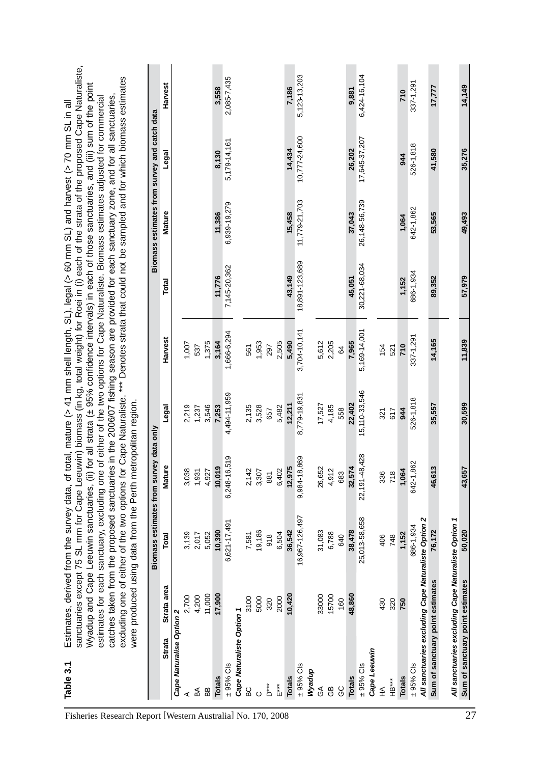**Table 3.1** Estimates, derived from the survey data, of total, mature (> 41 mm shell length, SL), legal (> 60 mm SL) and harvest (> 70 mm SL in all sanctuaries except 75 SL mm for Cape Leeuwin) biomass (in kg, total weight) for Roei in (i) each of the strata of the proposed Cape Naturaliste, Wyadup and Cape Leeuwin sanctuaries, (ii) for all strata (± 95% confidence intervals) in each of those sanctuaries, and (iii) sum of the point estimates for each sanctuary, excluding one of either of the two options for Cape Naturaliste. Biomass estimates adjusted for commercial catches taken from the proposed sanctuaries in the 2006/07 fishing season are provided for each sanctuary zone, and for all sanctuaries, excluding one of either of the two options for Cape Naturaliste. *** Denotes strata that could not be sampled and for which biomass estimates were produced using data from the Perth metropolitan region.

| Strata | Strata area | Biomass estimates from survey data only | | | | Biomass estimates from survey and catch data | | | |
|---|---|---|---|---|---|---|---|---|---|
| | | Total | Mature | Legal | Harvest | Total | Mature | Legal | Harvest |
| *Cape Naturalise Option 2* | | | | | | | | | |
| A | 2,700 | 3,139 | 3,038 | 2,219 | 1,007 | | | | |
| BA | 4,200 | 2,017 | 1,931 | 1,237 | 537 | | | | |
| BB | 11,000 | 5,052 | 4,927 | 3,546 | 1,375 | | | | |
| **Totals** | **17,900** | **10,390** | **10,019** | **7,253** | **3,164** | **11,776** | **11,386** | **8,130** | **3,558** |
| ± 95% CIs | | 6,621-17,491 | 6,248-16,519 | 4,494-11,959 | 1,666-6,294 | 7,145-20,362 | 6,939-19,279 | 5,179-14,161 | 2,085-7,435 |
| *Cape Naturaliste Option 1* | | | | | | | | | |
| BC | 3100 | 7,581 | 2,142 | 2,135 | 561 | | | | |
| C | 5000 | 19,186 | 3,307 | 3,528 | 1,953 | | | | |
| D*** | 320 | 918 | 881 | 657 | 297 | | | | |
| E*** | 2000 | 6,504 | 6,402 | 5,482 | 2,505 | | | | |
| **Totals** | **10,420** | **36,542** | **12,975** | **12,211** | **5,490** | **43,149** | **15,458** | **14,434** | **7,186** |
| ± 95% CIs | | 16,967-126,497 | 9,984-18,869 | 8,779-19,831 | 3,704-10,141 | 18,891-123,689 | 11,779-21,703 | 10,777-24,600 | 5,123-13,203 |
| *Wyadup* | | | | | | | | | |
| GA | 33000 | 31,083 | 26,652 | 17,527 | 5,612 | | | | |
| GB | 15700 | 6,788 | 4,912 | 4,185 | 2,205 | | | | |
| GC | 160 | 640 | 683 | 558 | 64 | | | | |
| **Totals** | **48,860** | **38,478** | **32,574** | **22,402** | **7,965** | **45,051** | **37,043** | **26,202** | **9,881** |
| ± 95% CIs | | 25,013-58,658 | 22,191-48,428 | 15,110-33,546 | 5,169-14,001 | 30,221-68,034 | 26,148-56,739 | 17,645-37,207 | 6,424-16,104 |
| *Cape Leeuwin* | | | | | | | | | |
| HA | 430 | 406 | 336 | 321 | 154 | | | | |
| HB*** | 320 | 748 | 718 | 617 | 521 | | | | |
| **Totals** | **750** | **1,152** | **1,064** | **944** | **710** | **1,152** | **1,064** | **944** | **710** |
| ± 95% CIs | | 686-1,934 | 642-1,862 | 526-1,818 | 337-1,291 | 686-1,934 | 642-1,862 | 526-1,818 | 337-1,291 |
| *All sanctuaries excluding Cape Naturaliste Option 2* | | | | | | | | | |
| **Sum of sanctuary point estimates** | | **76,172** | **46,613** | **35,557** | **14,165** | **89,352** | **53,565** | **41,580** | **17,777** |
| *All sanctuaries excluding Cape Naturaliste Option 1* | | | | | | | | | |
| **Sum of sanctuary point estimates** | | **50,020** | **43,657** | **30,599** | **11,839** | **57,979** | **49,493** | **35,276** | **14,149** |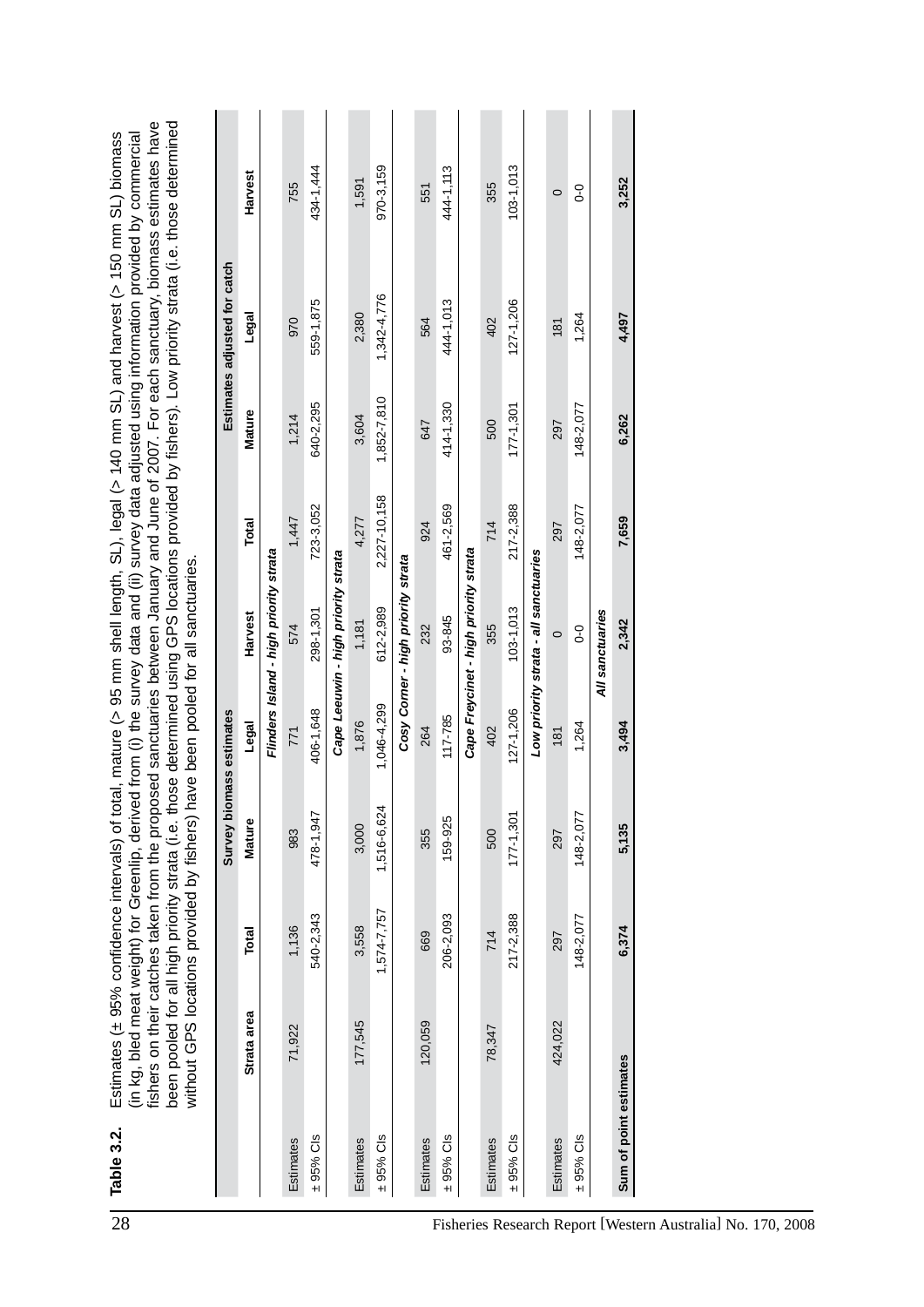**Table 3.2.** Estimates (± 95% confidence intervals) of total, mature (> 95 mm shell length, SL), legal (> 140 mm SL) and harvest (> 150 mm SL) biomass (in kg, bled meat weight) for Greenlip, derived from (i) the survey data and (ii) survey data adjusted using information provided by commercial fishers on their catches taken from the proposed sanctuaries between January and June of 2007. For each sanctuary, biomass estimates have been pooled for all high priority strata (i.e. those determined using GPS locations provided by fishers). Low priority strata (i.e. those determined without GPS locations provided by fishers) have been pooled for all sanctuaries.

| | Strata area | Survey biomass estimates | | | | | Estimates adjusted for catch | | |
|---|---|---|---|---|---|---|---|---|---|
| | | Total | Mature | Legal | Harvest | Total | Mature | Legal | Harvest |
| *Flinders Island - high priority strata* | | | | | | | | | |
| Estimates | 71,922 | 1,136 | 983 | 771 | 574 | 1,447 | 1,214 | 970 | 755 |
| ± 95% CIs | | 540-2,343 | 478-1,947 | 406-1,648 | 298-1,301 | 723-3,052 | 640-2,295 | 559-1,875 | 434-1,444 |
| *Cape Leeuwin - high priority strata* | | | | | | | | | |
| Estimates | 177,545 | 3,558 | 3,000 | 1,876 | 1,181 | 4,277 | 3,604 | 2,380 | 1,591 |
| ± 95% CIs | | 1,574-7,757 | 1,516-6,624 | 1,046-4,299 | 612-2,989 | 2,227-10,158 | 1,852-7,810 | 1,342-4,776 | 970-3,159 |
| *Cosy Corner - high priority strata* | | | | | | | | | |
| Estimates | 120,059 | 669 | 355 | 264 | 232 | 924 | 647 | 564 | 551 |
| ± 95% CIs | | 206-2,093 | 159-925 | 117-785 | 93-845 | 461-2,569 | 414-1,330 | 444-1,013 | 444-1,113 |
| *Cape Freycinet - high priority strata* | | | | | | | | | |
| Estimates | 78,347 | 714 | 500 | 402 | 355 | 714 | 500 | 402 | 355 |
| ± 95% CIs | | 217-2,388 | 177-1,301 | 127-1,206 | 103-1,013 | 217-2,388 | 177-1,301 | 127-1,206 | 103-1,013 |
| *Low priority strata - all sanctuaries* | | | | | | | | | |
| Estimates | 424,022 | 297 | 297 | 181 | 0 | 297 | 297 | 181 | 0 |
| ± 95% CIs | | 148-2,077 | 148-2,077 | 1,264 | 0-0 | 148-2,077 | 148-2,077 | 1,264 | 0-0 |
| *All sanctuaries* | | | | | | | | | |
| **Sum of point estimates** | | **6,374** | **5,135** | **3,494** | **2,342** | **7,659** | **6,262** | **4,497** | **3,252** |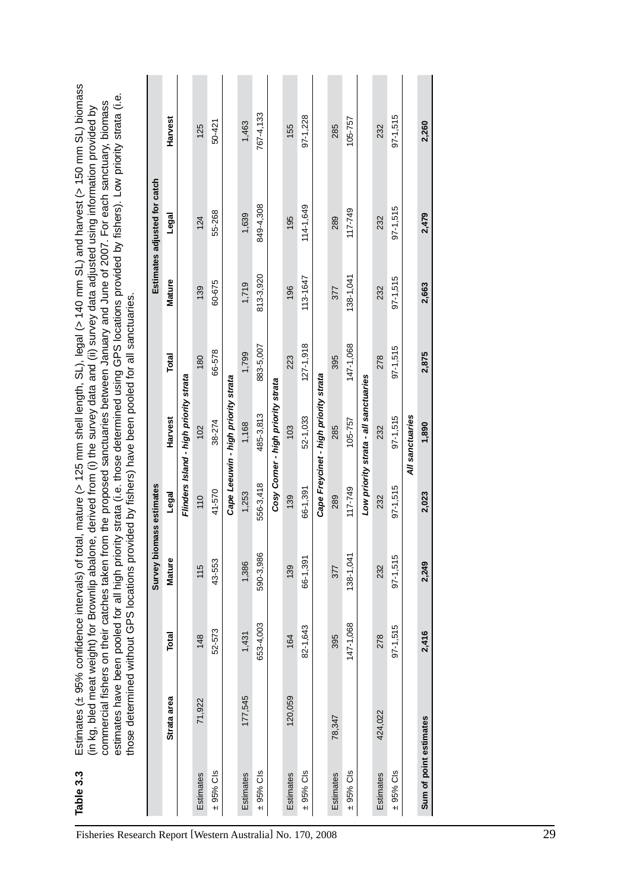**Table 3.3** Estimates (± 95% confidence intervals) of total, mature (> 125 mm shell length, SL), legal (> 140 mm SL) and harvest (> 150 mm SL) biomass (in kg, bled meat weight) for Brownlip abalone, derived from (i) the survey data and (ii) survey data adjusted using information provided by commercial fishers on their catches taken from the proposed sanctuaries between January and June of 2007. For each sanctuary, biomass estimates have been pooled for all high priority strata (i.e. those determined using GPS locations provided by fishers). Low priority strata (i.e. those determined without GPS locations provided by fishers) have been pooled for all sanctuaries.

| | Strata area | Survey biomass estimates | | | | Estimates adjusted for catch | | |
|---|---|---|---|---|---|---|---|---|
| | | Total | Mature | Legal | Harvest | Mature | Legal | Harvest |
| *Flinders Island - high priority strata* | | | | | | | | |
| Estimates | 71,922 | 148 | 115 | 110 | 102 | 139 | 124 | 125 |
| ± 95% CIs | | 52-573 | 43-553 | 41-570 | 38-274 | 60-675 | 55-268 | 50-421 |
| *Cape Leeuwin - high priority strata* | | | | | | | | |
| Estimates | 177,545 | 1,431 | 1,386 | 1,253 | 1,168 | 1,719 | 1,639 | 1,463 |
| ± 95% CIs | | 653-4,003 | 590-3,986 | 556-3,418 | 485-3,813 | 813-3,920 | 849-4,308 | 767-4,133 |
| *Cosy Corner - high priority strata* | | | | | | | | |
| Estimates | 120,059 | 164 | 139 | 139 | 103 | 196 | 195 | 155 |
| ± 95% CIs | | 82-1,643 | 66-1,391 | 66-1,391 | 52-1,033 | 113-1647 | 114-1,649 | 97-1,228 |
| *Cape Freycinet - high priority strata* | | | | | | | | |
| Estimates | 78,347 | 395 | 377 | 289 | 285 | 377 | 289 | 285 |
| ± 95% CIs | | 147-1,068 | 138-1,041 | 117-749 | 105-757 | 138-1,041 | 117-749 | 105-757 |
| *Low priority strata - all sanctuaries* | | | | | | | | |
| Estimates | 424,022 | 278 | 232 | 232 | 232 | 232 | 232 | 232 |
| ± 95% CIs | | 97-1,515 | 97-1,515 | 97-1,515 | 97-1,515 | 97-1,515 | 97-1,515 | 97-1,515 |
| *All sanctuaries* | | | | | | | | |
| **Sum of point estimates** | | **2,416** | **2,249** | **2,023** | **1,890** | **2,663** | **2,479** | **2,260** |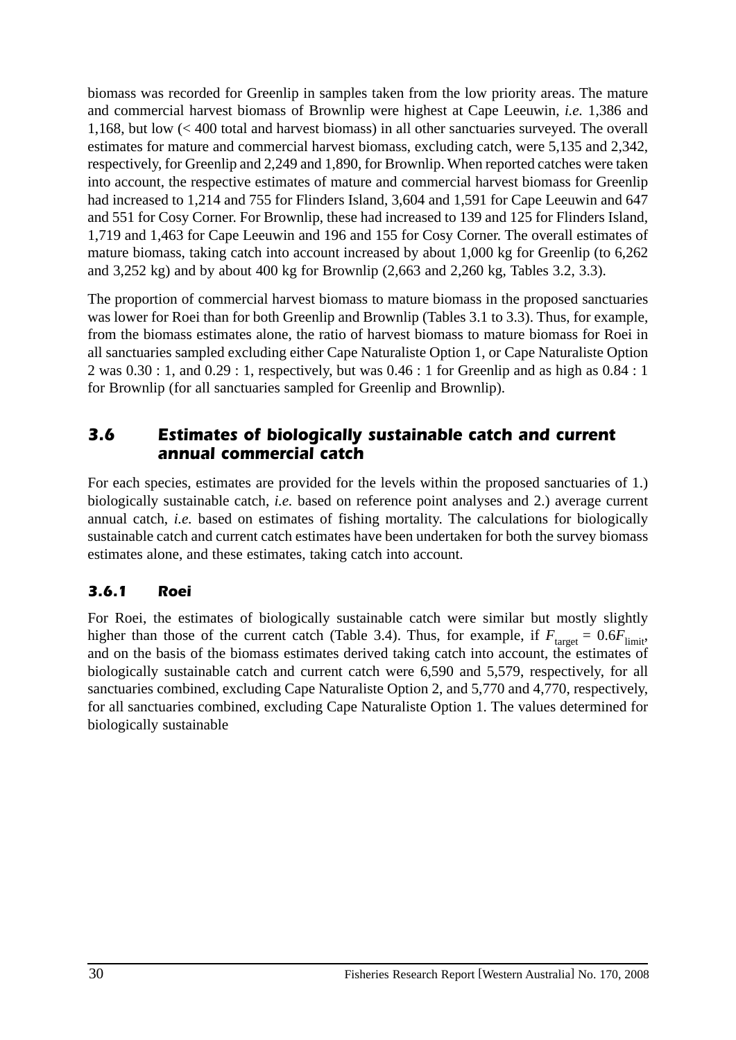biomass was recorded for Greenlip in samples taken from the low priority areas. The mature and commercial harvest biomass of Brownlip were highest at Cape Leeuwin, *i.e.* 1,386 and 1,168, but low (< 400 total and harvest biomass) in all other sanctuaries surveyed. The overall estimates for mature and commercial harvest biomass, excluding catch, were 5,135 and 2,342, respectively, for Greenlip and 2,249 and 1,890, for Brownlip. When reported catches were taken into account, the respective estimates of mature and commercial harvest biomass for Greenlip had increased to 1,214 and 755 for Flinders Island, 3,604 and 1,591 for Cape Leeuwin and 647 and 551 for Cosy Corner. For Brownlip, these had increased to 139 and 125 for Flinders Island, 1,719 and 1,463 for Cape Leeuwin and 196 and 155 for Cosy Corner. The overall estimates of mature biomass, taking catch into account increased by about 1,000 kg for Greenlip (to 6,262 and 3,252 kg) and by about 400 kg for Brownlip (2,663 and 2,260 kg, Tables 3.2, 3.3).

The proportion of commercial harvest biomass to mature biomass in the proposed sanctuaries was lower for Roei than for both Greenlip and Brownlip (Tables 3.1 to 3.3). Thus, for example, from the biomass estimates alone, the ratio of harvest biomass to mature biomass for Roei in all sanctuaries sampled excluding either Cape Naturaliste Option 1, or Cape Naturaliste Option 2 was 0.30 : 1, and 0.29 : 1, respectively, but was 0.46 : 1 for Greenlip and as high as 0.84 : 1 for Brownlip (for all sanctuaries sampled for Greenlip and Brownlip).

## 3.6 Estimates of biologically sustainable catch and current annual commercial catch

For each species, estimates are provided for the levels within the proposed sanctuaries of 1.) biologically sustainable catch, *i.e.* based on reference point analyses and 2.) average current annual catch, *i.e.* based on estimates of fishing mortality. The calculations for biologically sustainable catch and current catch estimates have been undertaken for both the survey biomass estimates alone, and these estimates, taking catch into account.

### 3.6.1 Roei

For Roei, the estimates of biologically sustainable catch were similar but mostly slightly higher than those of the current catch (Table 3.4). Thus, for example, if $F_{target} = 0.6F_{limit}$, and on the basis of the biomass estimates derived taking catch into account, the estimates of biologically sustainable catch and current catch were 6,590 and 5,579, respectively, for all sanctuaries combined, excluding Cape Naturaliste Option 2, and 5,770 and 4,770, respectively, for all sanctuaries combined, excluding Cape Naturaliste Option 1. The values determined for biologically sustainable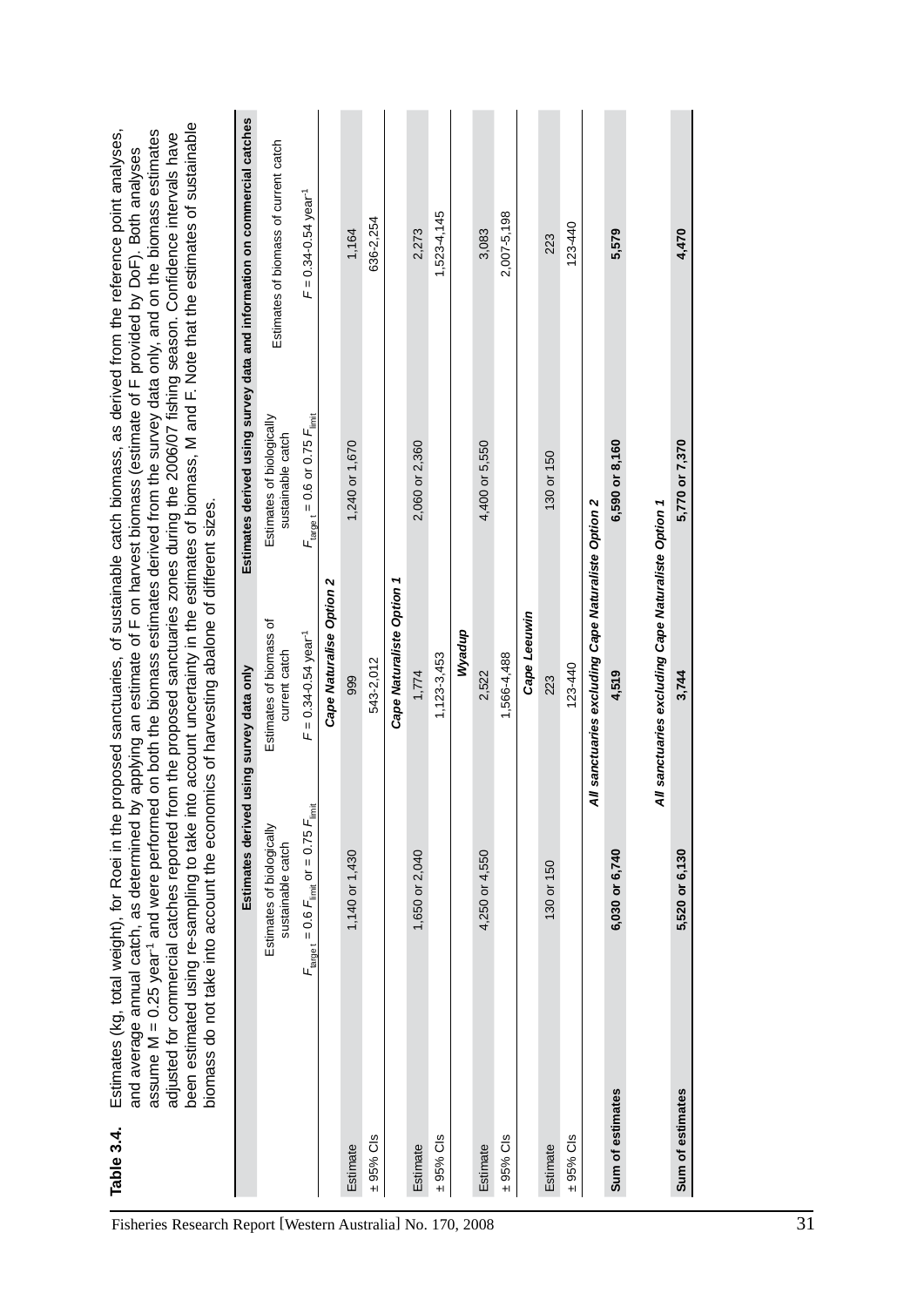**Table 3.4.** Estimates (kg, total weight), for Roei in the proposed sanctuaries, of sustainable catch biomass, as derived from the reference point analyses, and average annual catch, as determined by applying an estimate of F on harvest biomass (estimate of F provided by DoF). Both analyses assume M = 0.25 year$^{-1}$ and were performed on both the biomass estimates derived from the survey data only, and on the biomass estimates adjusted for commercial catches reported from the proposed sanctuaries zones during the 2006/07 fishing season. Confidence intervals have been estimated using re-sampling to take into account uncertainty in the estimates of biomass, M and F. Note that the estimates of sustainable biomass do not take into account the economics of harvesting abalone of different sizes.

| | Estimates derived using survey data only | | Estimates derived using survey data and information on commercial catches | |
|---|---|---|---|---|
| | Estimates of biologically sustainable catch | Estimates of biomass of current catch | Estimates of biologically sustainable catch | Estimates of biomass of current catch |
| | $F_{target} = 0.6\ F_{limit}$ or $= 0.75\ F_{limit}$ | $F$ = 0.34-0.54 year$^{-1}$ | $F_{target} = 0.6$ or $0.75\ F_{limit}$ | $F$ = 0.34-0.54 year$^{-1}$ |
| | | *Cape Naturalise Option 2* | | |
| Estimate | 1,140 or 1,430 | 999 | 1,240 or 1,670 | 1,164 |
| ± 95% CIs | | 543-2,012 | | 636-2,254 |
| | | *Cape Naturaliste Option 1* | | |
| Estimate | 1,650 or 2,040 | 1,774 | 2,060 or 2,360 | 2,273 |
| ± 95% CIs | | 1,123-3,453 | | 1,523-4,145 |
| | | *Wyadup* | | |
| Estimate | 4,250 or 4,550 | 2,522 | 4,400 or 5,550 | 3,083 |
| ± 95% CIs | | 1,566-4,488 | | 2,007-5,198 |
| | | *Cape Leeuwin* | | |
| Estimate | 130 or 150 | 223 | 130 or 150 | 223 |
| ± 95% CIs | | 123-440 | | 123-440 |
| | | *All sanctuaries excluding Cape Naturaliste Option 2* | | |
| **Sum of estimates** | **6,030 or 6,740** | **4,519** | **6,590 or 8,160** | **5,579** |
| | | *All sanctuaries excluding Cape Naturaliste Option 1* | | |
| **Sum of estimates** | **5,520 or 6,130** | **3,744** | **5,770 or 7,370** | **4,470** |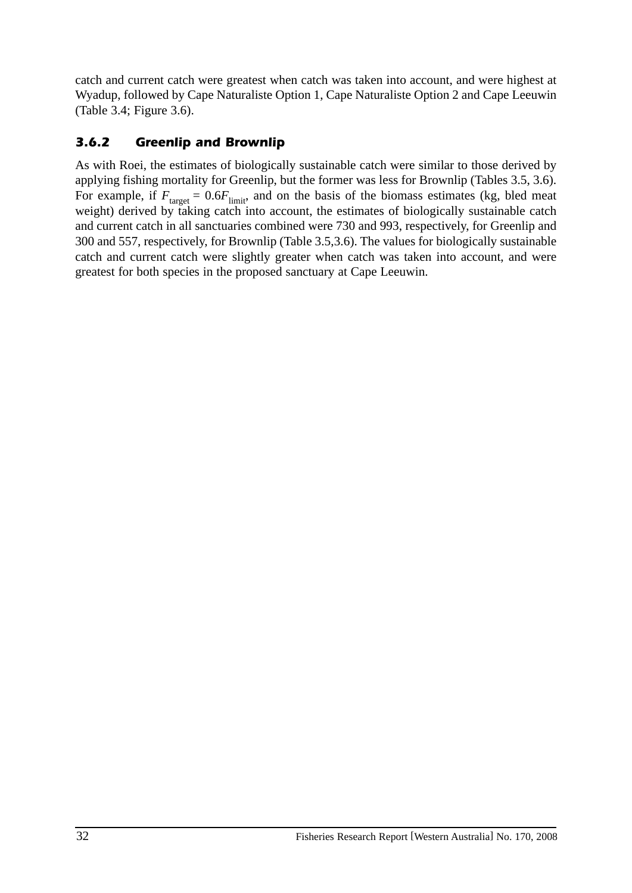catch and current catch were greatest when catch was taken into account, and were highest at Wyadup, followed by Cape Naturaliste Option 1, Cape Naturaliste Option 2 and Cape Leeuwin (Table 3.4; Figure 3.6).

### 3.6.2 Greenlip and Brownlip

As with Roei, the estimates of biologically sustainable catch were similar to those derived by applying fishing mortality for Greenlip, but the former was less for Brownlip (Tables 3.5, 3.6). For example, if $F_{\text{target}} = 0.6F_{\text{limit}}$, and on the basis of the biomass estimates (kg, bled meat weight) derived by taking catch into account, the estimates of biologically sustainable catch and current catch in all sanctuaries combined were 730 and 993, respectively, for Greenlip and 300 and 557, respectively, for Brownlip (Table 3.5,3.6). The values for biologically sustainable catch and current catch were slightly greater when catch was taken into account, and were greatest for both species in the proposed sanctuary at Cape Leeuwin.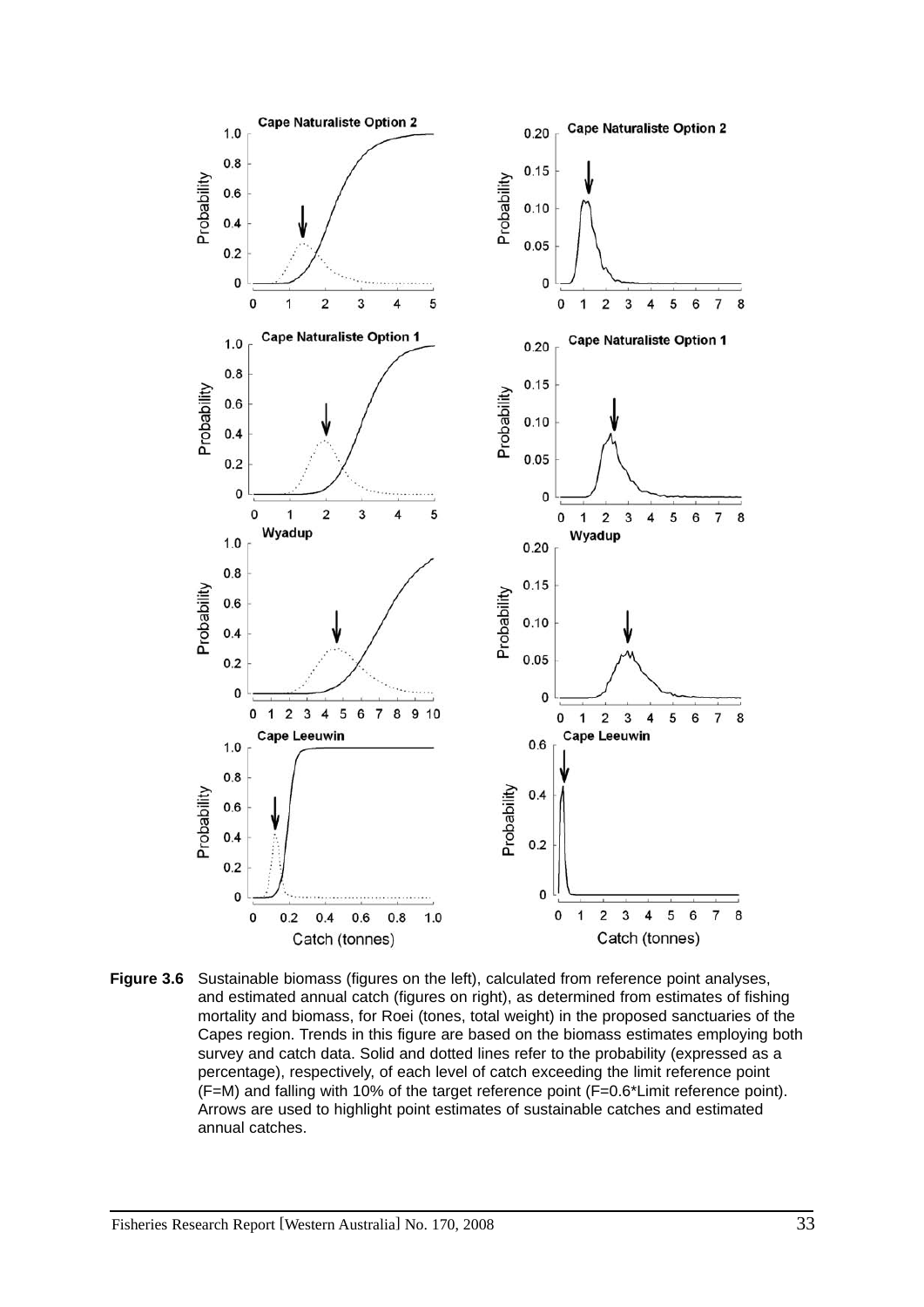**Figure 3.6** Sustainable biomass (figures on the left), calculated from reference point analyses, and estimated annual catch (figures on right), as determined from estimates of fishing mortality and biomass, for Roei (tones, total weight) in the proposed sanctuaries of the Capes region. Trends in this figure are based on the biomass estimates employing both survey and catch data. Solid and dotted lines refer to the probability (expressed as a percentage), respectively, of each level of catch exceeding the limit reference point (F=M) and falling with 10% of the target reference point (F=0.6*Limit reference point). Arrows are used to highlight point estimates of sustainable catches and estimated annual catches.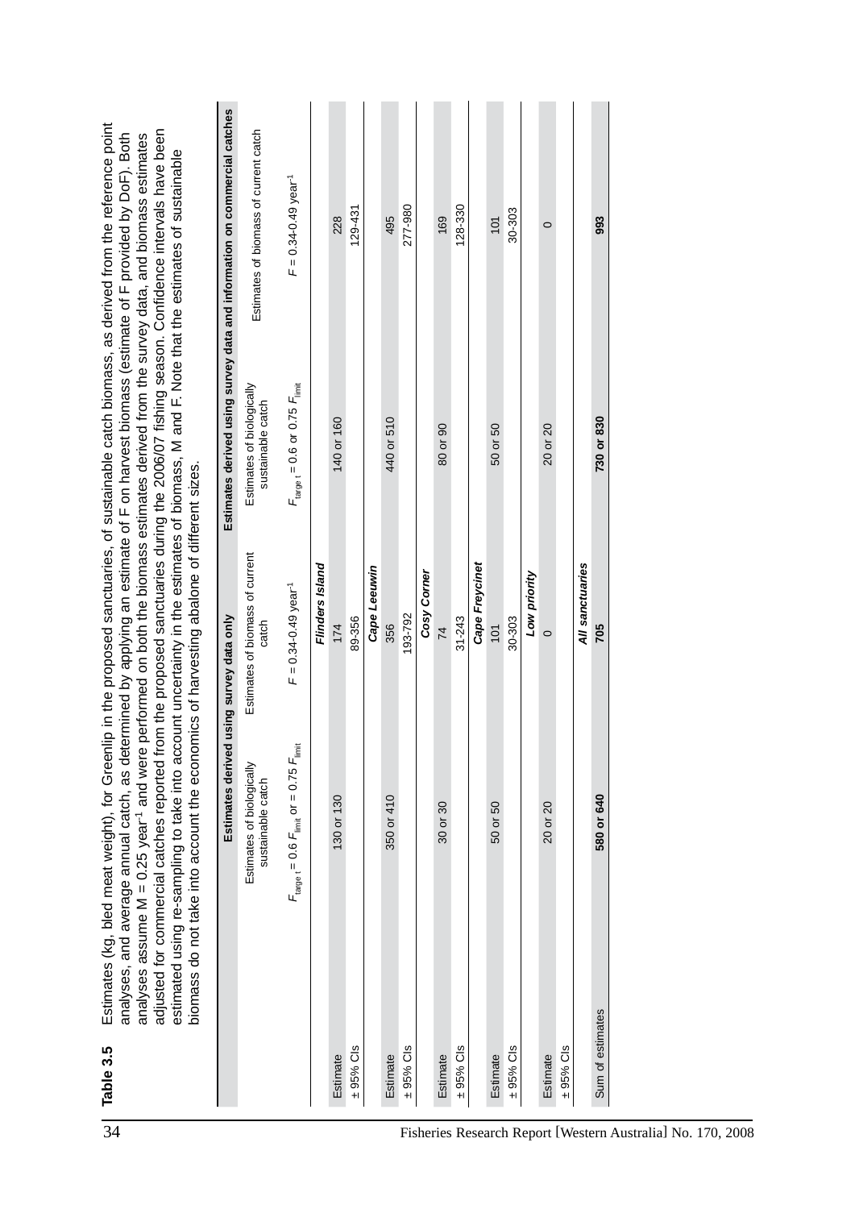**Table 3.5** Estimates (kg, bled meat weight), for Greenlip in the proposed sanctuaries, of sustainable catch biomass, as derived from the reference point analyses, and average annual catch, as determined by applying an estimate of F on harvest biomass (estimate of F provided by DoF). Both analyses assume M = 0.25 year$^{-1}$ and were performed on both the biomass estimates derived from the survey data, and biomass estimates adjusted for commercial catches reported from the proposed sanctuaries during the 2006/07 fishing season. Confidence intervals have been estimated using re-sampling to take into account uncertainty in the estimates of biomass, M and F. Note that the estimates of sustainable biomass do not take into account the economics of harvesting abalone of different sizes.

| | Estimates derived using survey data only | | Estimates derived using survey data and information on commercial catches | |
|---|---|---|---|---|
| | Estimates of biologically sustainable catch | Estimates of biomass of current catch | Estimates of biologically sustainable catch | Estimates of biomass of current catch |
| | $F_{target\ t} = 0.6\ F_{limit}$ or $= 0.75\ F_{limit}$ | $F = 0.34\text{-}0.49$ year$^{-1}$ | $F_{target\ t} = 0.6$ or $0.75\ F_{limit}$ | $F = 0.34\text{-}0.49$ year$^{-1}$ |
| | | ***Flinders Island*** | | |
| Estimate | 130 or 130 | 174 | 140 or 160 | 228 |
| ± 95% CIs | | 89-356 | | 129-431 |
| | | ***Cape Leeuwin*** | | |
| Estimate | 350 or 410 | 356 | 440 or 510 | 495 |
| ± 95% CIs | | 193-792 | | 277-980 |
| | | ***Cosy Corner*** | | |
| Estimate | 30 or 30 | 74 | 80 or 90 | 169 |
| ± 95% CIs | | 31-243 | | 128-330 |
| | | ***Cape Freycinet*** | | |
| Estimate | 50 or 50 | 101 | 50 or 50 | 101 |
| ± 95% CIs | | 30-303 | | 30-303 |
| | | ***Low priority*** | | |
| Estimate | 20 or 20 | 0 | 20 or 20 | 0 |
| ± 95% CIs | | | | |
| | | ***All sanctuaries*** | | |
| Sum of estimates | **580 or 640** | **705** | **730 or 830** | **993** |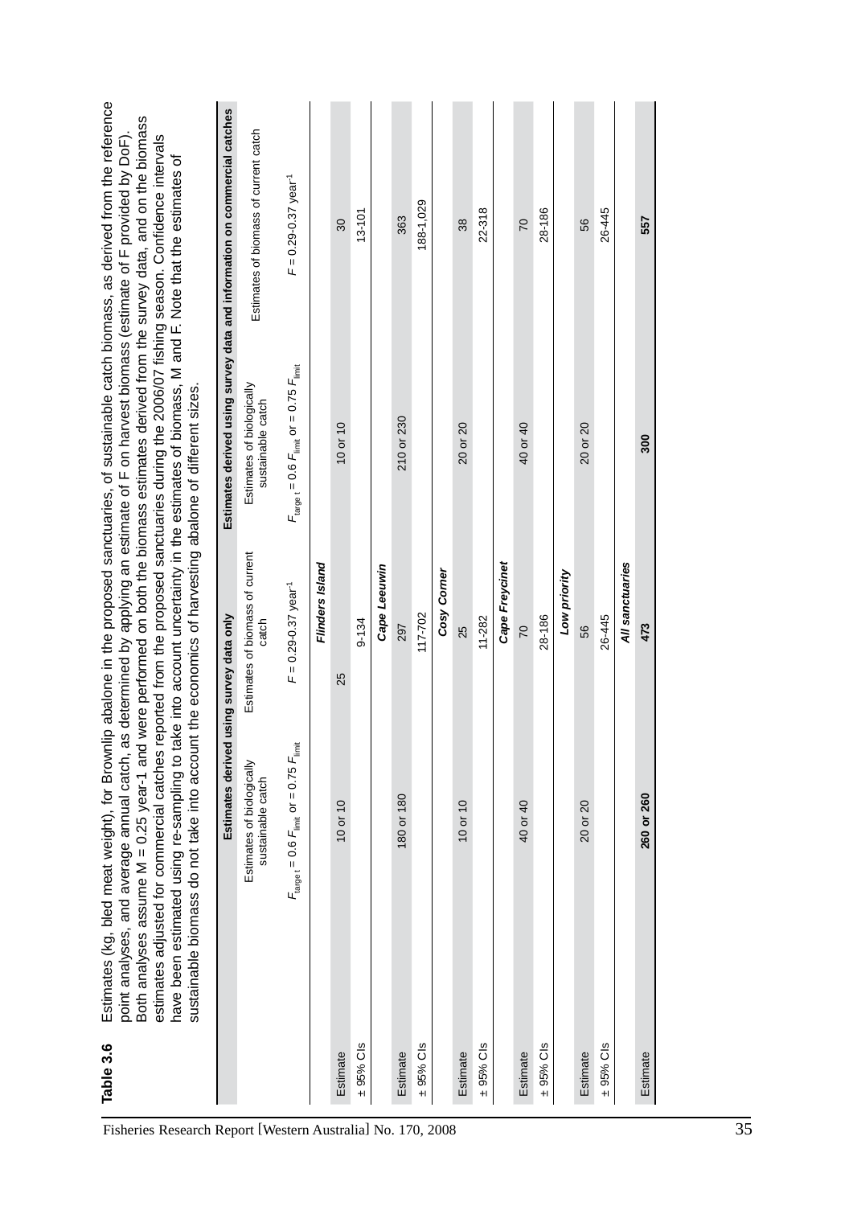**Table 3.6** Estimates (kg, bled meat weight), for Brownlip abalone in the proposed sanctuaries, of sustainable catch biomass, as derived from the reference point analyses, and average annual catch, as determined by applying an estimate of F on harvest biomass (estimate of F provided by DoF). Both analyses assume M = 0.25 year-1 and were performed on both the biomass estimates derived from the survey data, and on the biomass estimates adjusted for commercial catches reported from the proposed sanctuaries during the 2006/07 fishing season. Confidence intervals have been estimated using re-sampling to take into account uncertainty in the estimates of biomass, M and F. Note that the estimates of sustainable biomass do not take into account the economics of harvesting abalone of different sizes.

| | Estimates derived using survey data only | | Estimates derived using survey data and information on commercial catches | |
|---|---|---|---|---|
| | Estimates of biologically sustainable catch | Estimates of biomass of current catch | Estimates of biologically sustainable catch | Estimates of biomass of current catch |
| | $F_{target} = 0.6\ F_{limit}$ or $= 0.75\ F_{limit}$ | $F = 0.29\text{-}0.37$ year$^{-1}$ | $F_{target} = 0.6\ F_{limit}$ or $= 0.75\ F_{limit}$ | $F = 0.29\text{-}0.37$ year$^{-1}$ |
| | | ***Flinders Island*** | | |
| Estimate | 10 or 10 | 25 | 10 or 10 | 30 |
| ± 95% CIs | | 9-134 | | 13-101 |
| | | ***Cape Leeuwin*** | | |
| Estimate | 180 or 180 | 297 | 210 or 230 | 363 |
| ± 95% CIs | | 117-702 | | 188-1,029 |
| | | ***Cosy Corner*** | | |
| Estimate | 10 or 10 | 25 | 20 or 20 | 38 |
| ± 95% CIs | | 11-282 | | 22-318 |
| | | ***Cape Freycinet*** | | |
| Estimate | 40 or 40 | 70 | 40 or 40 | 70 |
| ± 95% CIs | | 28-186 | | 28-186 |
| | | ***Low priority*** | | |
| Estimate | 20 or 20 | 56 | 20 or 20 | 56 |
| ± 95% CIs | | 26-445 | | 26-445 |
| | | ***All sanctuaries*** | | |
| Estimate | **260 or 260** | **473** | **300** | **557** |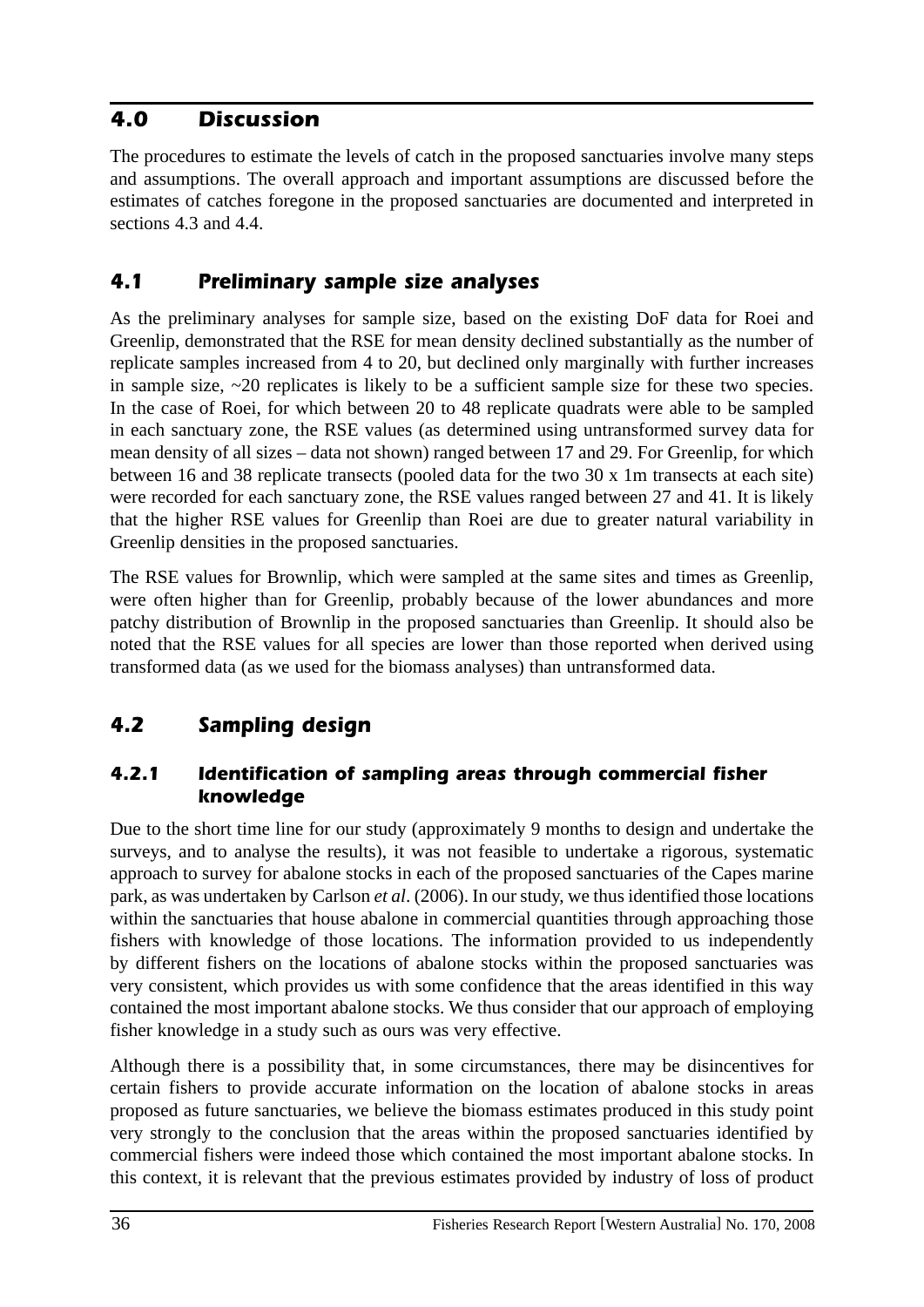# 4.0 Discussion

The procedures to estimate the levels of catch in the proposed sanctuaries involve many steps and assumptions. The overall approach and important assumptions are discussed before the estimates of catches foregone in the proposed sanctuaries are documented and interpreted in sections 4.3 and 4.4.

## 4.1 Preliminary sample size analyses

As the preliminary analyses for sample size, based on the existing DoF data for Roei and Greenlip, demonstrated that the RSE for mean density declined substantially as the number of replicate samples increased from 4 to 20, but declined only marginally with further increases in sample size, ~20 replicates is likely to be a sufficient sample size for these two species. In the case of Roei, for which between 20 to 48 replicate quadrats were able to be sampled in each sanctuary zone, the RSE values (as determined using untransformed survey data for mean density of all sizes – data not shown) ranged between 17 and 29. For Greenlip, for which between 16 and 38 replicate transects (pooled data for the two 30 x 1m transects at each site) were recorded for each sanctuary zone, the RSE values ranged between 27 and 41. It is likely that the higher RSE values for Greenlip than Roei are due to greater natural variability in Greenlip densities in the proposed sanctuaries.

The RSE values for Brownlip, which were sampled at the same sites and times as Greenlip, were often higher than for Greenlip, probably because of the lower abundances and more patchy distribution of Brownlip in the proposed sanctuaries than Greenlip. It should also be noted that the RSE values for all species are lower than those reported when derived using transformed data (as we used for the biomass analyses) than untransformed data.

## 4.2 Sampling design

### 4.2.1 Identification of sampling areas through commercial fisher knowledge

Due to the short time line for our study (approximately 9 months to design and undertake the surveys, and to analyse the results), it was not feasible to undertake a rigorous, systematic approach to survey for abalone stocks in each of the proposed sanctuaries of the Capes marine park, as was undertaken by Carlson *et al*. (2006). In our study, we thus identified those locations within the sanctuaries that house abalone in commercial quantities through approaching those fishers with knowledge of those locations. The information provided to us independently by different fishers on the locations of abalone stocks within the proposed sanctuaries was very consistent, which provides us with some confidence that the areas identified in this way contained the most important abalone stocks. We thus consider that our approach of employing fisher knowledge in a study such as ours was very effective.

Although there is a possibility that, in some circumstances, there may be disincentives for certain fishers to provide accurate information on the location of abalone stocks in areas proposed as future sanctuaries, we believe the biomass estimates produced in this study point very strongly to the conclusion that the areas within the proposed sanctuaries identified by commercial fishers were indeed those which contained the most important abalone stocks. In this context, it is relevant that the previous estimates provided by industry of loss of product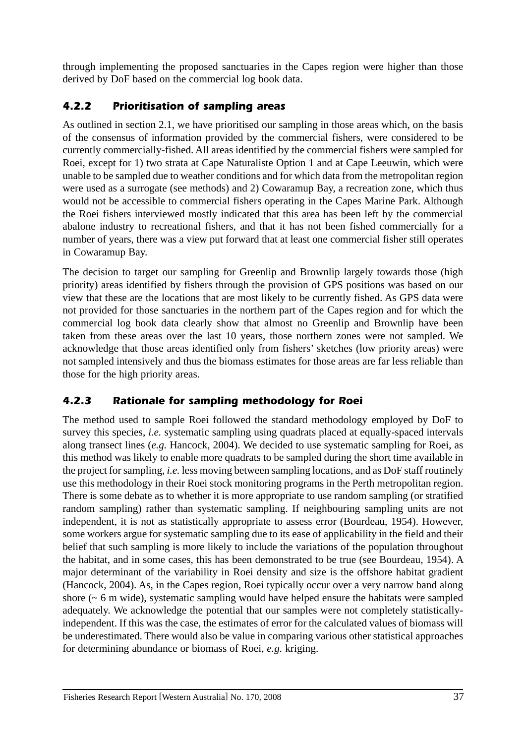through implementing the proposed sanctuaries in the Capes region were higher than those derived by DoF based on the commercial log book data.

### 4.2.2 Prioritisation of sampling areas

As outlined in section 2.1, we have prioritised our sampling in those areas which, on the basis of the consensus of information provided by the commercial fishers, were considered to be currently commercially-fished. All areas identified by the commercial fishers were sampled for Roei, except for 1) two strata at Cape Naturaliste Option 1 and at Cape Leeuwin, which were unable to be sampled due to weather conditions and for which data from the metropolitan region were used as a surrogate (see methods) and 2) Cowaramup Bay, a recreation zone, which thus would not be accessible to commercial fishers operating in the Capes Marine Park. Although the Roei fishers interviewed mostly indicated that this area has been left by the commercial abalone industry to recreational fishers, and that it has not been fished commercially for a number of years, there was a view put forward that at least one commercial fisher still operates in Cowaramup Bay.

The decision to target our sampling for Greenlip and Brownlip largely towards those (high priority) areas identified by fishers through the provision of GPS positions was based on our view that these are the locations that are most likely to be currently fished. As GPS data were not provided for those sanctuaries in the northern part of the Capes region and for which the commercial log book data clearly show that almost no Greenlip and Brownlip have been taken from these areas over the last 10 years, those northern zones were not sampled. We acknowledge that those areas identified only from fishers' sketches (low priority areas) were not sampled intensively and thus the biomass estimates for those areas are far less reliable than those for the high priority areas.

### 4.2.3 Rationale for sampling methodology for Roei

The method used to sample Roei followed the standard methodology employed by DoF to survey this species, *i.e.* systematic sampling using quadrats placed at equally-spaced intervals along transect lines (*e.g.* Hancock, 2004). We decided to use systematic sampling for Roei, as this method was likely to enable more quadrats to be sampled during the short time available in the project for sampling, *i.e.* less moving between sampling locations, and as DoF staff routinely use this methodology in their Roei stock monitoring programs in the Perth metropolitan region. There is some debate as to whether it is more appropriate to use random sampling (or stratified random sampling) rather than systematic sampling. If neighbouring sampling units are not independent, it is not as statistically appropriate to assess error (Bourdeau, 1954). However, some workers argue for systematic sampling due to its ease of applicability in the field and their belief that such sampling is more likely to include the variations of the population throughout the habitat, and in some cases, this has been demonstrated to be true (see Bourdeau, 1954). A major determinant of the variability in Roei density and size is the offshore habitat gradient (Hancock, 2004). As, in the Capes region, Roei typically occur over a very narrow band along shore (~ 6 m wide), systematic sampling would have helped ensure the habitats were sampled adequately. We acknowledge the potential that our samples were not completely statistically-independent. If this was the case, the estimates of error for the calculated values of biomass will be underestimated. There would also be value in comparing various other statistical approaches for determining abundance or biomass of Roei, *e.g.* kriging.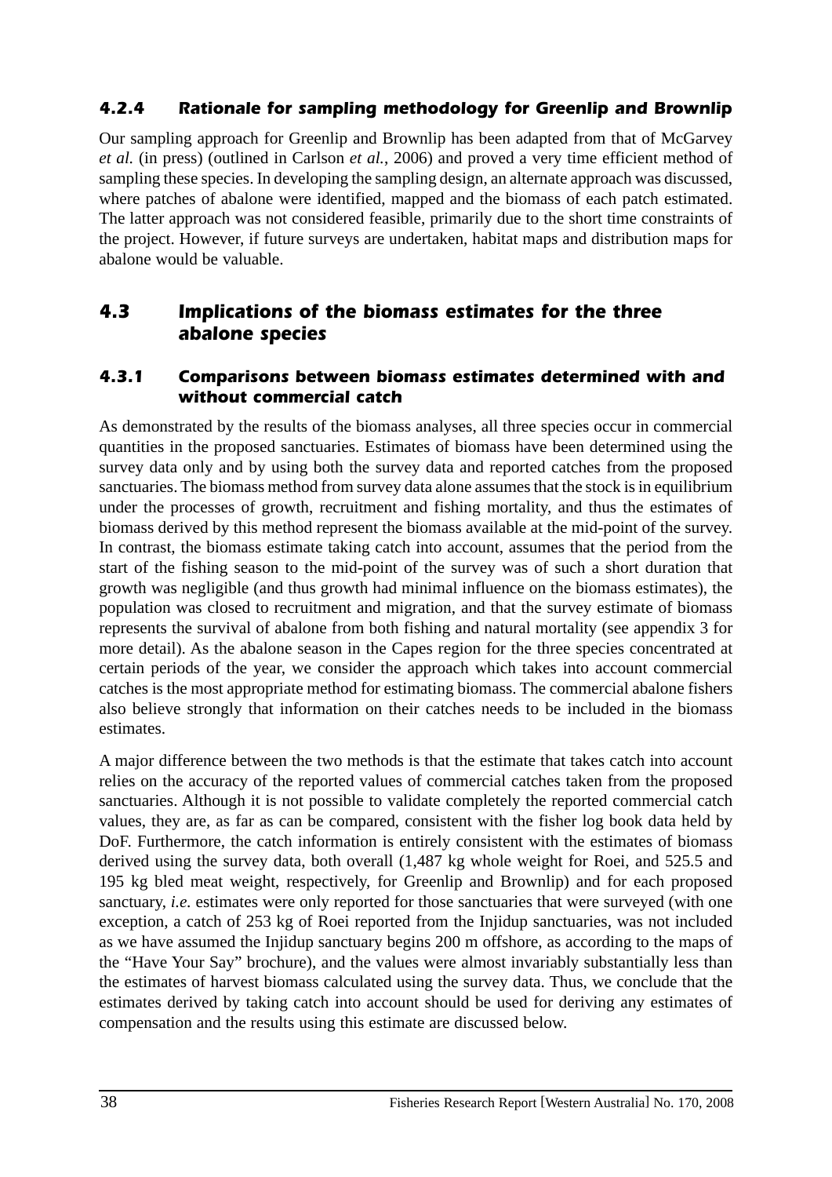### 4.2.4 Rationale for sampling methodology for Greenlip and Brownlip

Our sampling approach for Greenlip and Brownlip has been adapted from that of McGarvey *et al.* (in press) (outlined in Carlson *et al.*, 2006) and proved a very time efficient method of sampling these species. In developing the sampling design, an alternate approach was discussed, where patches of abalone were identified, mapped and the biomass of each patch estimated. The latter approach was not considered feasible, primarily due to the short time constraints of the project. However, if future surveys are undertaken, habitat maps and distribution maps for abalone would be valuable.

## 4.3 Implications of the biomass estimates for the three abalone species

### 4.3.1 Comparisons between biomass estimates determined with and without commercial catch

As demonstrated by the results of the biomass analyses, all three species occur in commercial quantities in the proposed sanctuaries. Estimates of biomass have been determined using the survey data only and by using both the survey data and reported catches from the proposed sanctuaries. The biomass method from survey data alone assumes that the stock is in equilibrium under the processes of growth, recruitment and fishing mortality, and thus the estimates of biomass derived by this method represent the biomass available at the mid-point of the survey. In contrast, the biomass estimate taking catch into account, assumes that the period from the start of the fishing season to the mid-point of the survey was of such a short duration that growth was negligible (and thus growth had minimal influence on the biomass estimates), the population was closed to recruitment and migration, and that the survey estimate of biomass represents the survival of abalone from both fishing and natural mortality (see appendix 3 for more detail). As the abalone season in the Capes region for the three species concentrated at certain periods of the year, we consider the approach which takes into account commercial catches is the most appropriate method for estimating biomass. The commercial abalone fishers also believe strongly that information on their catches needs to be included in the biomass estimates.

A major difference between the two methods is that the estimate that takes catch into account relies on the accuracy of the reported values of commercial catches taken from the proposed sanctuaries. Although it is not possible to validate completely the reported commercial catch values, they are, as far as can be compared, consistent with the fisher log book data held by DoF. Furthermore, the catch information is entirely consistent with the estimates of biomass derived using the survey data, both overall (1,487 kg whole weight for Roei, and 525.5 and 195 kg bled meat weight, respectively, for Greenlip and Brownlip) and for each proposed sanctuary, *i.e.* estimates were only reported for those sanctuaries that were surveyed (with one exception, a catch of 253 kg of Roei reported from the Injidup sanctuaries, was not included as we have assumed the Injidup sanctuary begins 200 m offshore, as according to the maps of the "Have Your Say" brochure), and the values were almost invariably substantially less than the estimates of harvest biomass calculated using the survey data. Thus, we conclude that the estimates derived by taking catch into account should be used for deriving any estimates of compensation and the results using this estimate are discussed below.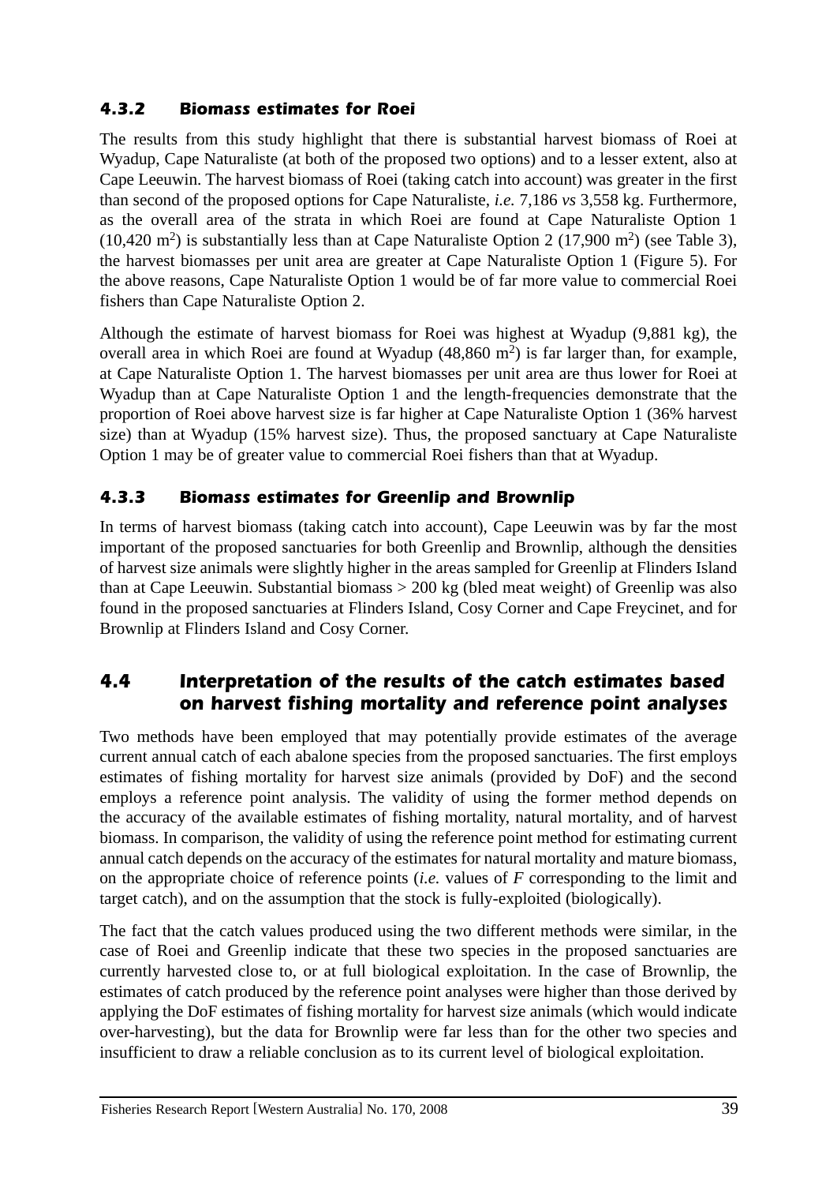### 4.3.2 Biomass estimates for Roei

The results from this study highlight that there is substantial harvest biomass of Roei at Wyadup, Cape Naturaliste (at both of the proposed two options) and to a lesser extent, also at Cape Leeuwin. The harvest biomass of Roei (taking catch into account) was greater in the first than second of the proposed options for Cape Naturaliste, *i.e.* 7,186 *vs* 3,558 kg. Furthermore, as the overall area of the strata in which Roei are found at Cape Naturaliste Option 1 (10,420 $m^2$) is substantially less than at Cape Naturaliste Option 2 (17,900 $m^2$) (see Table 3), the harvest biomasses per unit area are greater at Cape Naturaliste Option 1 (Figure 5). For the above reasons, Cape Naturaliste Option 1 would be of far more value to commercial Roei fishers than Cape Naturaliste Option 2.

Although the estimate of harvest biomass for Roei was highest at Wyadup (9,881 kg), the overall area in which Roei are found at Wyadup (48,860 $m^2$) is far larger than, for example, at Cape Naturaliste Option 1. The harvest biomasses per unit area are thus lower for Roei at Wyadup than at Cape Naturaliste Option 1 and the length-frequencies demonstrate that the proportion of Roei above harvest size is far higher at Cape Naturaliste Option 1 (36% harvest size) than at Wyadup (15% harvest size). Thus, the proposed sanctuary at Cape Naturaliste Option 1 may be of greater value to commercial Roei fishers than that at Wyadup.

### 4.3.3 Biomass estimates for Greenlip and Brownlip

In terms of harvest biomass (taking catch into account), Cape Leeuwin was by far the most important of the proposed sanctuaries for both Greenlip and Brownlip, although the densities of harvest size animals were slightly higher in the areas sampled for Greenlip at Flinders Island than at Cape Leeuwin. Substantial biomass > 200 kg (bled meat weight) of Greenlip was also found in the proposed sanctuaries at Flinders Island, Cosy Corner and Cape Freycinet, and for Brownlip at Flinders Island and Cosy Corner.

## 4.4 Interpretation of the results of the catch estimates based on harvest fishing mortality and reference point analyses

Two methods have been employed that may potentially provide estimates of the average current annual catch of each abalone species from the proposed sanctuaries. The first employs estimates of fishing mortality for harvest size animals (provided by DoF) and the second employs a reference point analysis. The validity of using the former method depends on the accuracy of the available estimates of fishing mortality, natural mortality, and of harvest biomass. In comparison, the validity of using the reference point method for estimating current annual catch depends on the accuracy of the estimates for natural mortality and mature biomass, on the appropriate choice of reference points (*i.e.* values of $F$ corresponding to the limit and target catch), and on the assumption that the stock is fully-exploited (biologically).

The fact that the catch values produced using the two different methods were similar, in the case of Roei and Greenlip indicate that these two species in the proposed sanctuaries are currently harvested close to, or at full biological exploitation. In the case of Brownlip, the estimates of catch produced by the reference point analyses were higher than those derived by applying the DoF estimates of fishing mortality for harvest size animals (which would indicate over-harvesting), but the data for Brownlip were far less than for the other two species and insufficient to draw a reliable conclusion as to its current level of biological exploitation.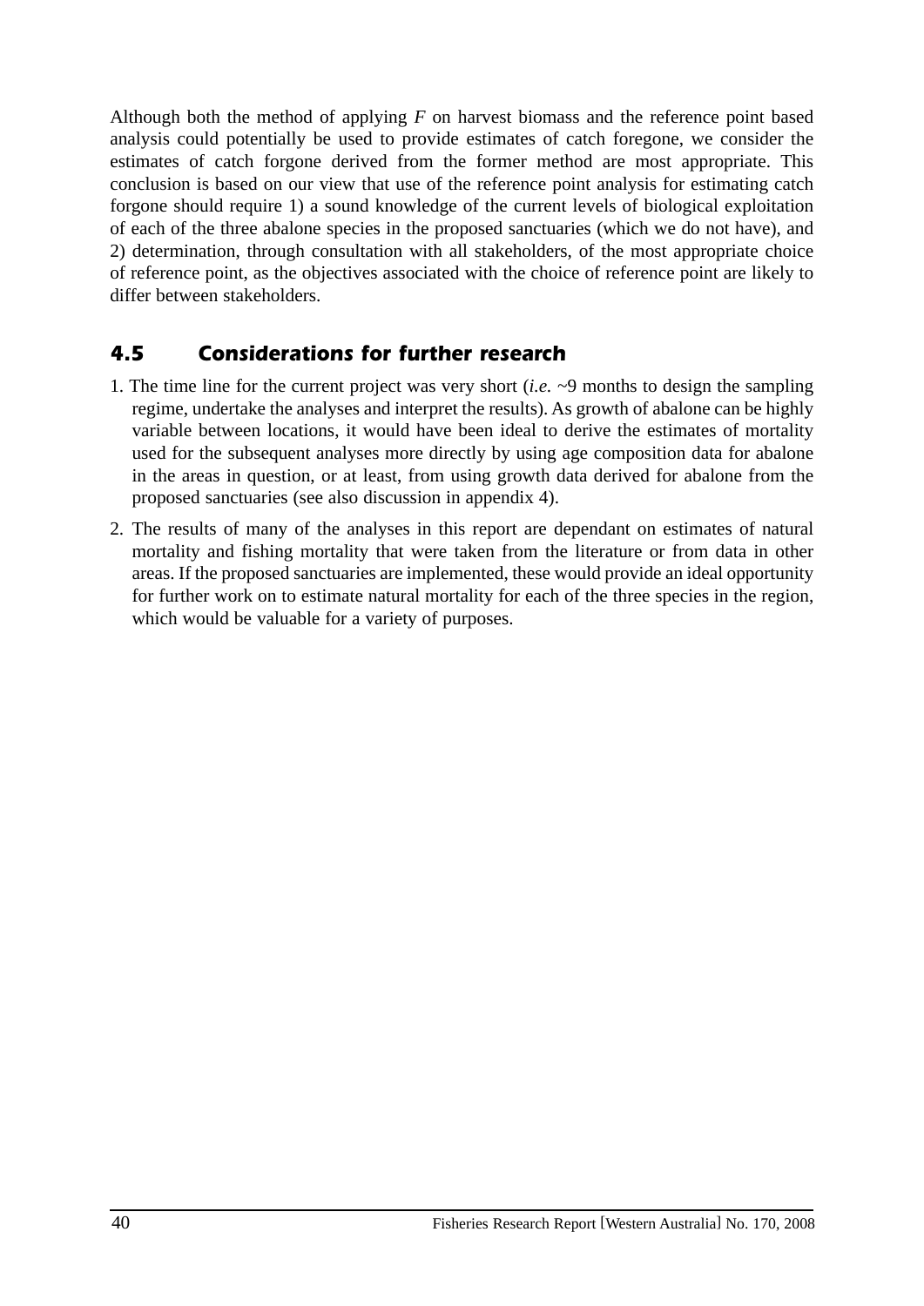Although both the method of applying *F* on harvest biomass and the reference point based analysis could potentially be used to provide estimates of catch foregone, we consider the estimates of catch forgone derived from the former method are most appropriate. This conclusion is based on our view that use of the reference point analysis for estimating catch forgone should require 1) a sound knowledge of the current levels of biological exploitation of each of the three abalone species in the proposed sanctuaries (which we do not have), and 2) determination, through consultation with all stakeholders, of the most appropriate choice of reference point, as the objectives associated with the choice of reference point are likely to differ between stakeholders.

## 4.5 Considerations for further research

1. The time line for the current project was very short (*i.e.* ~9 months to design the sampling regime, undertake the analyses and interpret the results). As growth of abalone can be highly variable between locations, it would have been ideal to derive the estimates of mortality used for the subsequent analyses more directly by using age composition data for abalone in the areas in question, or at least, from using growth data derived for abalone from the proposed sanctuaries (see also discussion in appendix 4).

2. The results of many of the analyses in this report are dependant on estimates of natural mortality and fishing mortality that were taken from the literature or from data in other areas. If the proposed sanctuaries are implemented, these would provide an ideal opportunity for further work on to estimate natural mortality for each of the three species in the region, which would be valuable for a variety of purposes.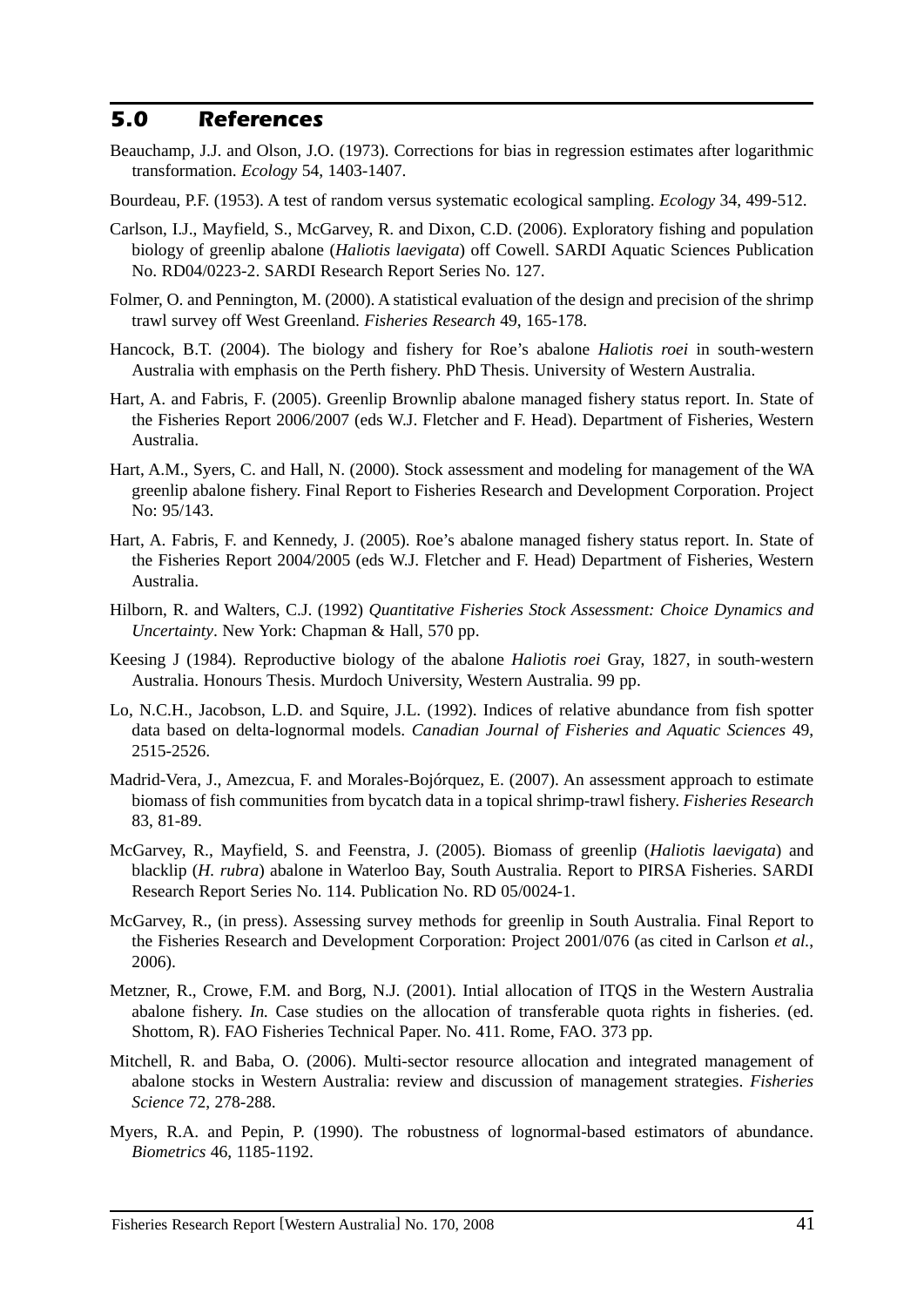## 5.0 References

Beauchamp, J.J. and Olson, J.O. (1973). Corrections for bias in regression estimates after logarithmic transformation. *Ecology* 54, 1403-1407.

Bourdeau, P.F. (1953). A test of random versus systematic ecological sampling. *Ecology* 34, 499-512.

Carlson, I.J., Mayfield, S., McGarvey, R. and Dixon, C.D. (2006). Exploratory fishing and population biology of greenlip abalone (*Haliotis laevigata*) off Cowell. SARDI Aquatic Sciences Publication No. RD04/0223-2. SARDI Research Report Series No. 127.

Folmer, O. and Pennington, M. (2000). A statistical evaluation of the design and precision of the shrimp trawl survey off West Greenland. *Fisheries Research* 49, 165-178.

Hancock, B.T. (2004). The biology and fishery for Roe's abalone *Haliotis roei* in south-western Australia with emphasis on the Perth fishery. PhD Thesis. University of Western Australia.

Hart, A. and Fabris, F. (2005). Greenlip Brownlip abalone managed fishery status report. In. State of the Fisheries Report 2006/2007 (eds W.J. Fletcher and F. Head). Department of Fisheries, Western Australia.

Hart, A.M., Syers, C. and Hall, N. (2000). Stock assessment and modeling for management of the WA greenlip abalone fishery. Final Report to Fisheries Research and Development Corporation. Project No: 95/143.

Hart, A. Fabris, F. and Kennedy, J. (2005). Roe's abalone managed fishery status report. In. State of the Fisheries Report 2004/2005 (eds W.J. Fletcher and F. Head) Department of Fisheries, Western Australia.

Hilborn, R. and Walters, C.J. (1992) *Quantitative Fisheries Stock Assessment: Choice Dynamics and Uncertainty*. New York: Chapman & Hall, 570 pp.

Keesing J (1984). Reproductive biology of the abalone *Haliotis roei* Gray, 1827, in south-western Australia. Honours Thesis. Murdoch University, Western Australia. 99 pp.

Lo, N.C.H., Jacobson, L.D. and Squire, J.L. (1992). Indices of relative abundance from fish spotter data based on delta-lognormal models. *Canadian Journal of Fisheries and Aquatic Sciences* 49, 2515-2526.

Madrid-Vera, J., Amezcua, F. and Morales-Bojórquez, E. (2007). An assessment approach to estimate biomass of fish communities from bycatch data in a topical shrimp-trawl fishery. *Fisheries Research* 83, 81-89.

McGarvey, R., Mayfield, S. and Feenstra, J. (2005). Biomass of greenlip (*Haliotis laevigata*) and blacklip (*H. rubra*) abalone in Waterloo Bay, South Australia. Report to PIRSA Fisheries. SARDI Research Report Series No. 114. Publication No. RD 05/0024-1.

McGarvey, R., (in press). Assessing survey methods for greenlip in South Australia. Final Report to the Fisheries Research and Development Corporation: Project 2001/076 (as cited in Carlson *et al.*, 2006).

Metzner, R., Crowe, F.M. and Borg, N.J. (2001). Intial allocation of ITQS in the Western Australia abalone fishery. *In.* Case studies on the allocation of transferable quota rights in fisheries. (ed. Shottom, R). FAO Fisheries Technical Paper. No. 411. Rome, FAO. 373 pp.

Mitchell, R. and Baba, O. (2006). Multi-sector resource allocation and integrated management of abalone stocks in Western Australia: review and discussion of management strategies. *Fisheries Science* 72, 278-288.

Myers, R.A. and Pepin, P. (1990). The robustness of lognormal-based estimators of abundance. *Biometrics* 46, 1185-1192.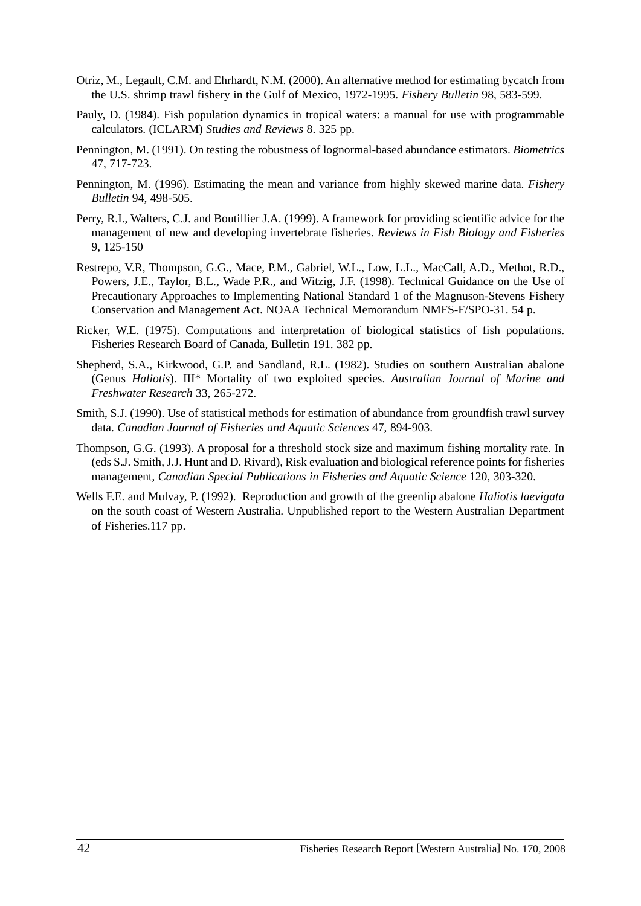Otriz, M., Legault, C.M. and Ehrhardt, N.M. (2000). An alternative method for estimating bycatch from the U.S. shrimp trawl fishery in the Gulf of Mexico, 1972-1995. *Fishery Bulletin* 98, 583-599.

Pauly, D. (1984). Fish population dynamics in tropical waters: a manual for use with programmable calculators. (ICLARM) *Studies and Reviews* 8. 325 pp.

Pennington, M. (1991). On testing the robustness of lognormal-based abundance estimators. *Biometrics* 47, 717-723.

Pennington, M. (1996). Estimating the mean and variance from highly skewed marine data. *Fishery Bulletin* 94, 498-505.

Perry, R.I., Walters, C.J. and Boutillier J.A. (1999). A framework for providing scientific advice for the management of new and developing invertebrate fisheries. *Reviews in Fish Biology and Fisheries* 9, 125-150

Restrepo, V.R, Thompson, G.G., Mace, P.M., Gabriel, W.L., Low, L.L., MacCall, A.D., Methot, R.D., Powers, J.E., Taylor, B.L., Wade P.R., and Witzig, J.F. (1998). Technical Guidance on the Use of Precautionary Approaches to Implementing National Standard 1 of the Magnuson-Stevens Fishery Conservation and Management Act. NOAA Technical Memorandum NMFS-F/SPO-31. 54 p.

Ricker, W.E. (1975). Computations and interpretation of biological statistics of fish populations. Fisheries Research Board of Canada, Bulletin 191. 382 pp.

Shepherd, S.A., Kirkwood, G.P. and Sandland, R.L. (1982). Studies on southern Australian abalone (Genus *Haliotis*). III* Mortality of two exploited species. *Australian Journal of Marine and Freshwater Research* 33, 265-272.

Smith, S.J. (1990). Use of statistical methods for estimation of abundance from groundfish trawl survey data. *Canadian Journal of Fisheries and Aquatic Sciences* 47, 894-903.

Thompson, G.G. (1993). A proposal for a threshold stock size and maximum fishing mortality rate. In (eds S.J. Smith, J.J. Hunt and D. Rivard), Risk evaluation and biological reference points for fisheries management, *Canadian Special Publications in Fisheries and Aquatic Science* 120, 303-320.

Wells F.E. and Mulvay, P. (1992). Reproduction and growth of the greenlip abalone *Haliotis laevigata* on the south coast of Western Australia. Unpublished report to the Western Australian Department of Fisheries.117 pp.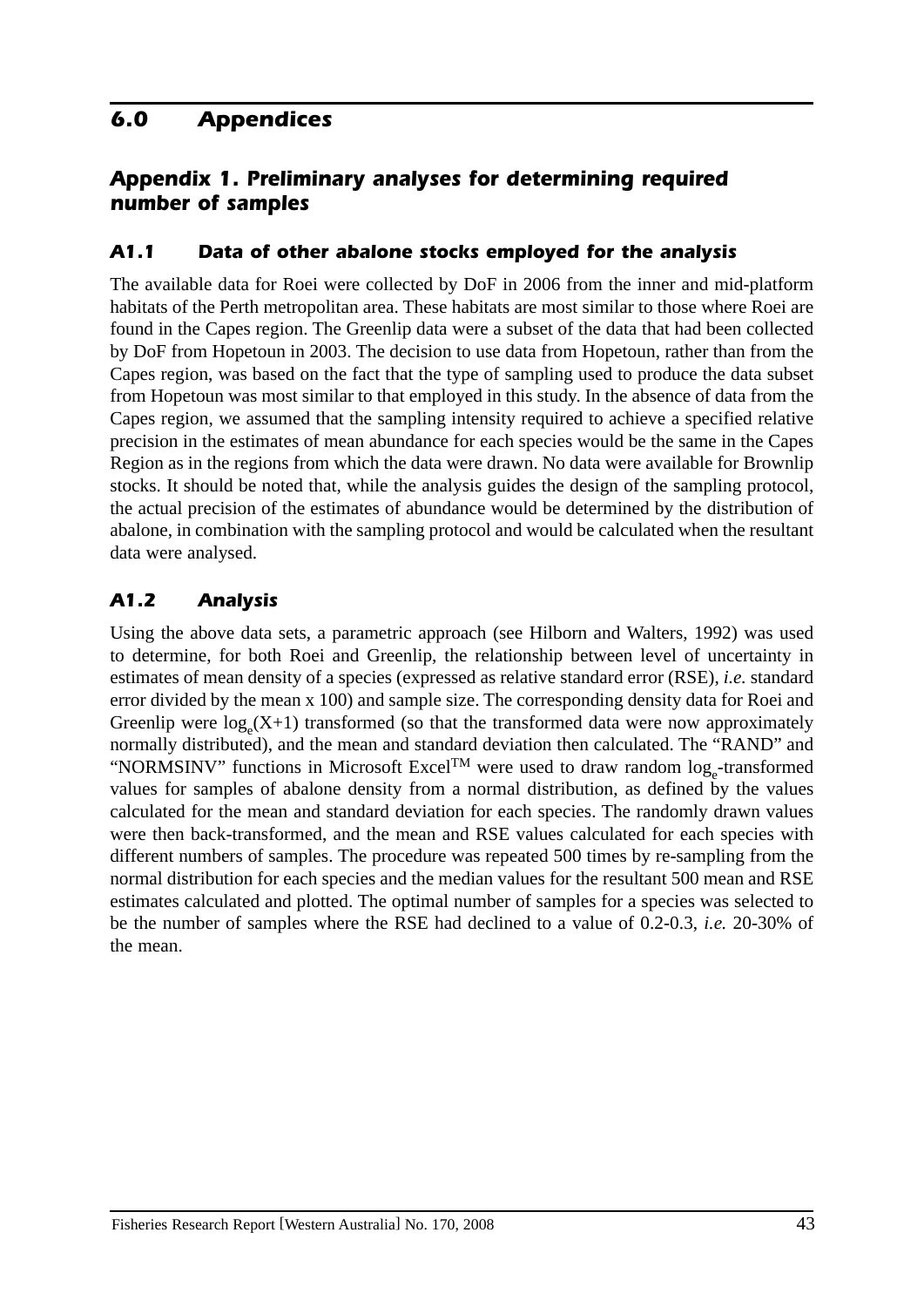# 6.0 Appendices

## Appendix 1. Preliminary analyses for determining required number of samples

### A1.1 Data of other abalone stocks employed for the analysis

The available data for Roei were collected by DoF in 2006 from the inner and mid-platform habitats of the Perth metropolitan area. These habitats are most similar to those where Roei are found in the Capes region. The Greenlip data were a subset of the data that had been collected by DoF from Hopetoun in 2003. The decision to use data from Hopetoun, rather than from the Capes region, was based on the fact that the type of sampling used to produce the data subset from Hopetoun was most similar to that employed in this study. In the absence of data from the Capes region, we assumed that the sampling intensity required to achieve a specified relative precision in the estimates of mean abundance for each species would be the same in the Capes Region as in the regions from which the data were drawn. No data were available for Brownlip stocks. It should be noted that, while the analysis guides the design of the sampling protocol, the actual precision of the estimates of abundance would be determined by the distribution of abalone, in combination with the sampling protocol and would be calculated when the resultant data were analysed.

### A1.2 Analysis

Using the above data sets, a parametric approach (see Hilborn and Walters, 1992) was used to determine, for both Roei and Greenlip, the relationship between level of uncertainty in estimates of mean density of a species (expressed as relative standard error (RSE), *i.e.* standard error divided by the mean x 100) and sample size. The corresponding density data for Roei and Greenlip were $\log_e(X+1)$ transformed (so that the transformed data were now approximately normally distributed), and the mean and standard deviation then calculated. The "RAND" and "NORMSINV" functions in Microsoft Excel$^{TM}$ were used to draw random $\log_e$-transformed values for samples of abalone density from a normal distribution, as defined by the values calculated for the mean and standard deviation for each species. The randomly drawn values were then back-transformed, and the mean and RSE values calculated for each species with different numbers of samples. The procedure was repeated 500 times by re-sampling from the normal distribution for each species and the median values for the resultant 500 mean and RSE estimates calculated and plotted. The optimal number of samples for a species was selected to be the number of samples where the RSE had declined to a value of 0.2-0.3, *i.e.* 20-30% of the mean.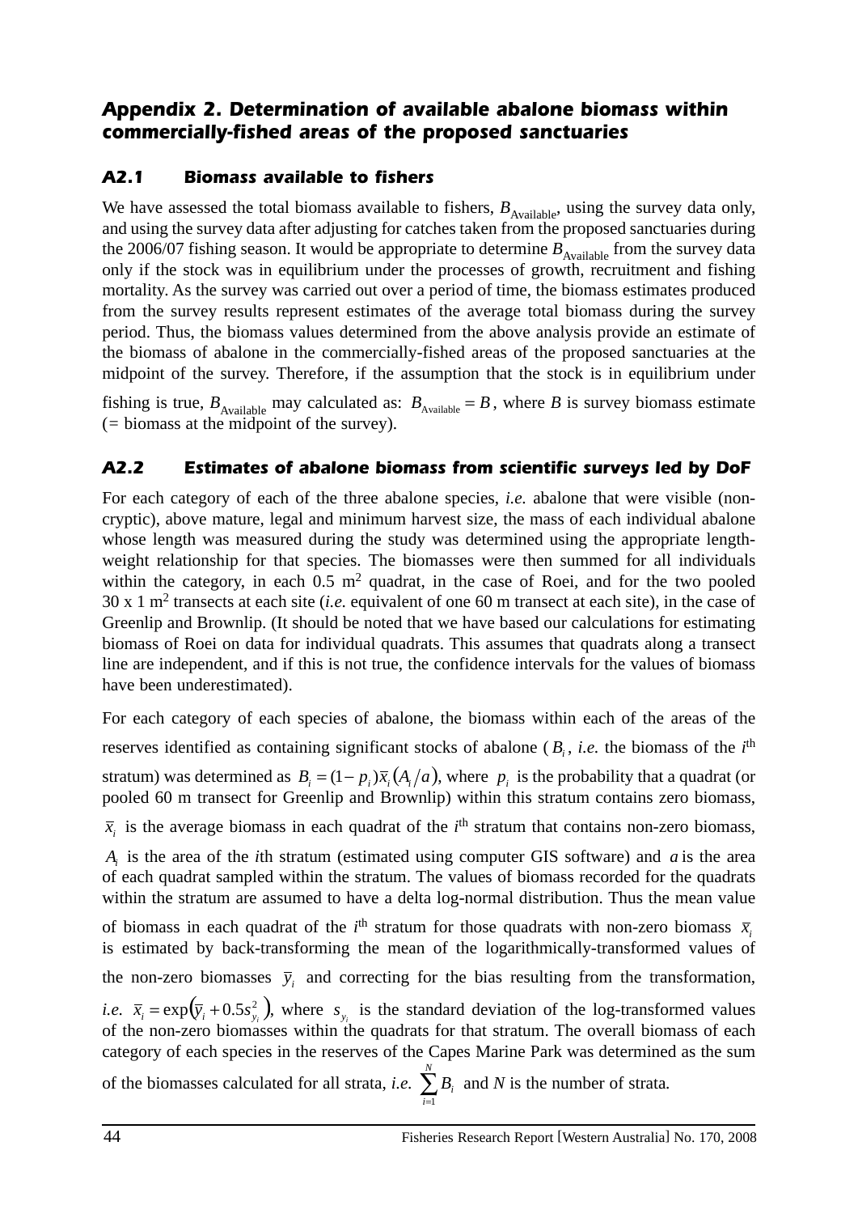# Appendix 2. Determination of available abalone biomass within commercially-fished areas of the proposed sanctuaries

## A2.1 Biomass available to fishers

We have assessed the total biomass available to fishers, $B_{\text{Available}}$, using the survey data only, and using the survey data after adjusting for catches taken from the proposed sanctuaries during the 2006/07 fishing season. It would be appropriate to determine $B_{\text{Available}}$ from the survey data only if the stock was in equilibrium under the processes of growth, recruitment and fishing mortality. As the survey was carried out over a period of time, the biomass estimates produced from the survey results represent estimates of the average total biomass during the survey period. Thus, the biomass values determined from the above analysis provide an estimate of the biomass of abalone in the commercially-fished areas of the proposed sanctuaries at the midpoint of the survey. Therefore, if the assumption that the stock is in equilibrium under fishing is true, $B_{\text{Available}}$ may calculated as: $B_{\text{Available}} = B$, where $B$ is survey biomass estimate (= biomass at the midpoint of the survey).

## A2.2 Estimates of abalone biomass from scientific surveys led by DoF

For each category of each of the three abalone species, *i.e.* abalone that were visible (non-cryptic), above mature, legal and minimum harvest size, the mass of each individual abalone whose length was measured during the study was determined using the appropriate length-weight relationship for that species. The biomasses were then summed for all individuals within the category, in each 0.5 m$^2$ quadrat, in the case of Roei, and for the two pooled 30 x 1 m$^2$ transects at each site (*i.e.* equivalent of one 60 m transect at each site), in the case of Greenlip and Brownlip. (It should be noted that we have based our calculations for estimating biomass of Roei on data for individual quadrats. This assumes that quadrats along a transect line are independent, and if this is not true, the confidence intervals for the values of biomass have been underestimated).

For each category of each species of abalone, the biomass within each of the areas of the reserves identified as containing significant stocks of abalone ($B_i$, *i.e.* the biomass of the *i*th stratum) was determined as $B_i = (1 - p_i)\bar{x}_i (A_i / a)$, where $p_i$ is the probability that a quadrat (or pooled 60 m transect for Greenlip and Brownlip) within this stratum contains zero biomass, $\bar{x}_i$ is the average biomass in each quadrat of the *i*th stratum that contains non-zero biomass, $A_i$ is the area of the *i*th stratum (estimated using computer GIS software) and $a$ is the area of each quadrat sampled within the stratum. The values of biomass recorded for the quadrats within the stratum are assumed to have a delta log-normal distribution. Thus the mean value of biomass in each quadrat of the *i*th stratum for those quadrats with non-zero biomass $\bar{x}_i$ is estimated by back-transforming the mean of the logarithmically-transformed values of the non-zero biomasses $\bar{y}_i$ and correcting for the bias resulting from the transformation, *i.e.* $\bar{x}_i = \exp\left(\bar{y}_i + 0.5 s_{y_i}^2\right)$, where $s_{y_i}$ is the standard deviation of the log-transformed values of the non-zero biomasses within the quadrats for that stratum. The overall biomass of each category of each species in the reserves of the Capes Marine Park was determined as the sum of the biomasses calculated for all strata, *i.e.* $\sum_{i=1}^{N} B_i$ and $N$ is the number of strata.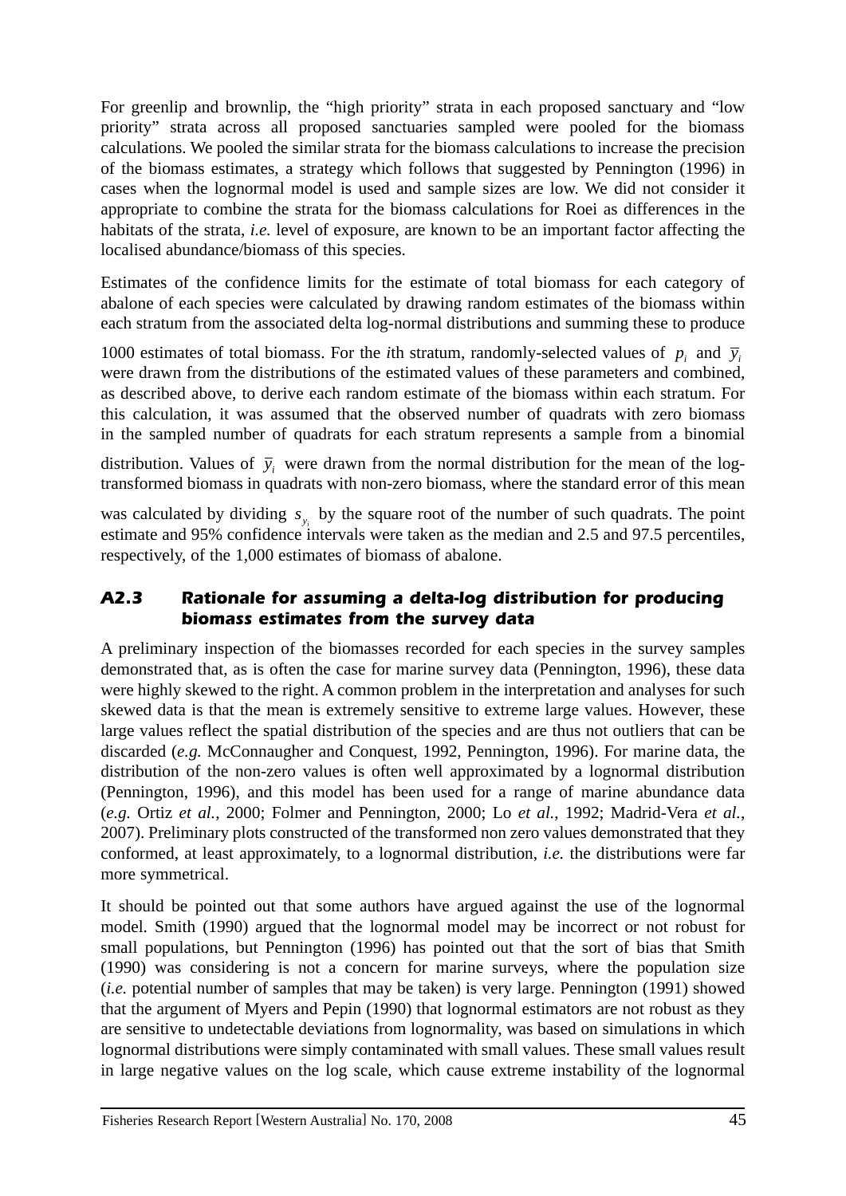For greenlip and brownlip, the "high priority" strata in each proposed sanctuary and "low priority" strata across all proposed sanctuaries sampled were pooled for the biomass calculations. We pooled the similar strata for the biomass calculations to increase the precision of the biomass estimates, a strategy which follows that suggested by Pennington (1996) in cases when the lognormal model is used and sample sizes are low. We did not consider it appropriate to combine the strata for the biomass calculations for Roei as differences in the habitats of the strata, *i.e.* level of exposure, are known to be an important factor affecting the localised abundance/biomass of this species.

Estimates of the confidence limits for the estimate of total biomass for each category of abalone of each species were calculated by drawing random estimates of the biomass within each stratum from the associated delta log-normal distributions and summing these to produce 1000 estimates of total biomass. For the *i*th stratum, randomly-selected values of $p_i$ and $\bar{y}_i$ were drawn from the distributions of the estimated values of these parameters and combined, as described above, to derive each random estimate of the biomass within each stratum. For this calculation, it was assumed that the observed number of quadrats with zero biomass in the sampled number of quadrats for each stratum represents a sample from a binomial distribution. Values of $\bar{y}_i$ were drawn from the normal distribution for the mean of the log-transformed biomass in quadrats with non-zero biomass, where the standard error of this mean was calculated by dividing $s_{y_i}$ by the square root of the number of such quadrats. The point estimate and 95% confidence intervals were taken as the median and 2.5 and 97.5 percentiles, respectively, of the 1,000 estimates of biomass of abalone.

### A2.3 Rationale for assuming a delta-log distribution for producing biomass estimates from the survey data

A preliminary inspection of the biomasses recorded for each species in the survey samples demonstrated that, as is often the case for marine survey data (Pennington, 1996), these data were highly skewed to the right. A common problem in the interpretation and analyses for such skewed data is that the mean is extremely sensitive to extreme large values. However, these large values reflect the spatial distribution of the species and are thus not outliers that can be discarded (*e.g.* McConnaugher and Conquest, 1992, Pennington, 1996). For marine data, the distribution of the non-zero values is often well approximated by a lognormal distribution (Pennington, 1996), and this model has been used for a range of marine abundance data (*e.g.* Ortiz *et al.*, 2000; Folmer and Pennington, 2000; Lo *et al.*, 1992; Madrid-Vera *et al.*, 2007). Preliminary plots constructed of the transformed non zero values demonstrated that they conformed, at least approximately, to a lognormal distribution, *i.e.* the distributions were far more symmetrical.

It should be pointed out that some authors have argued against the use of the lognormal model. Smith (1990) argued that the lognormal model may be incorrect or not robust for small populations, but Pennington (1996) has pointed out that the sort of bias that Smith (1990) was considering is not a concern for marine surveys, where the population size (*i.e.* potential number of samples that may be taken) is very large. Pennington (1991) showed that the argument of Myers and Pepin (1990) that lognormal estimators are not robust as they are sensitive to undetectable deviations from lognormality, was based on simulations in which lognormal distributions were simply contaminated with small values. These small values result in large negative values on the log scale, which cause extreme instability of the lognormal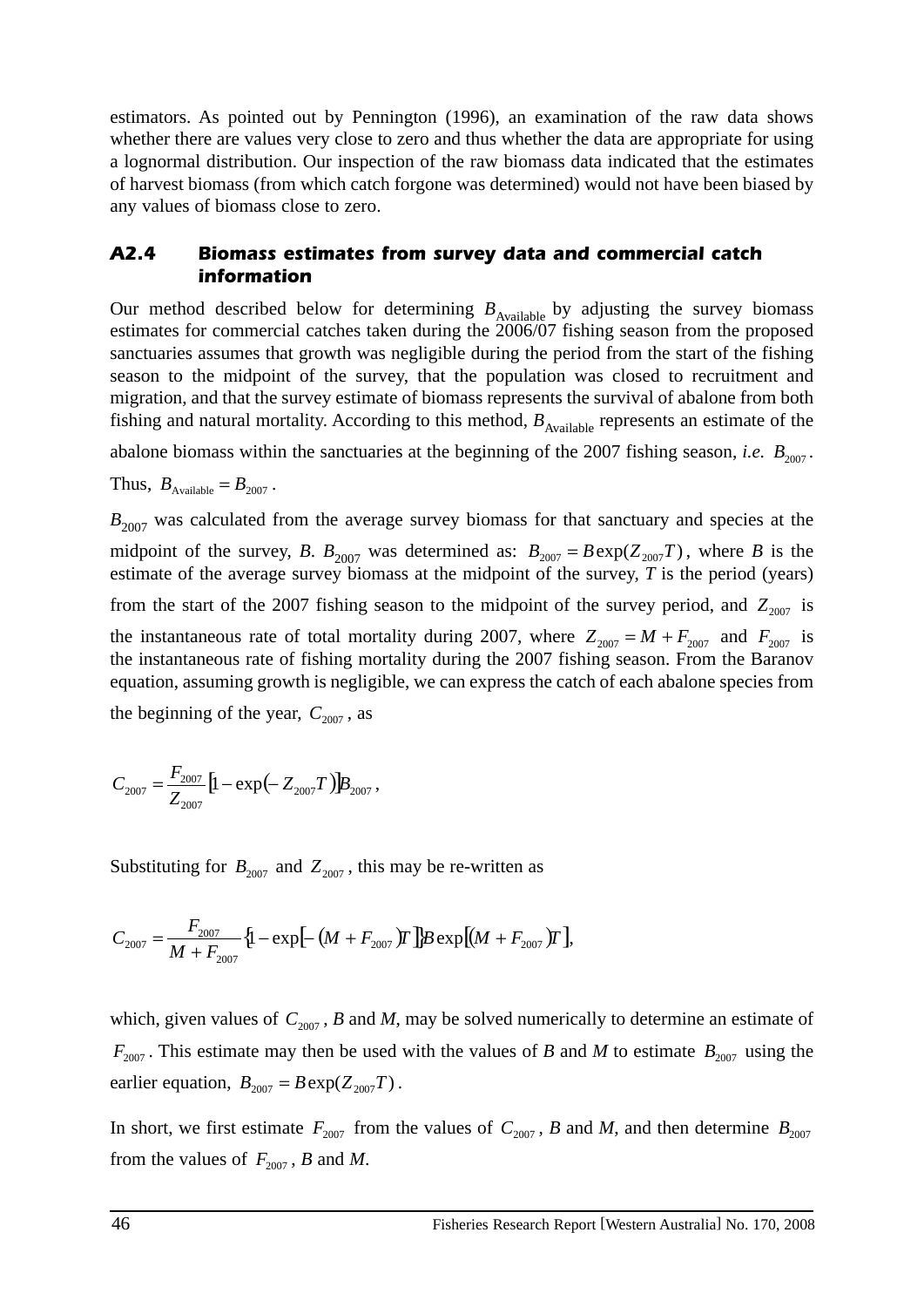estimators. As pointed out by Pennington (1996), an examination of the raw data shows whether there are values very close to zero and thus whether the data are appropriate for using a lognormal distribution. Our inspection of the raw biomass data indicated that the estimates of harvest biomass (from which catch forgone was determined) would not have been biased by any values of biomass close to zero.

### A2.4 Biomass estimates from survey data and commercial catch information

Our method described below for determining $B_{\text{Available}}$ by adjusting the survey biomass estimates for commercial catches taken during the 2006/07 fishing season from the proposed sanctuaries assumes that growth was negligible during the period from the start of the fishing season to the midpoint of the survey, that the population was closed to recruitment and migration, and that the survey estimate of biomass represents the survival of abalone from both fishing and natural mortality. According to this method, $B_{\text{Available}}$ represents an estimate of the abalone biomass within the sanctuaries at the beginning of the 2007 fishing season, *i.e.* $B_{2007}$. Thus, $B_{\text{Available}} = B_{2007}$.

$B_{2007}$ was calculated from the average survey biomass for that sanctuary and species at the midpoint of the survey, *B*. $B_{2007}$ was determined as: $B_{2007} = B\exp(Z_{2007}T)$, where *B* is the estimate of the average survey biomass at the midpoint of the survey, *T* is the period (years) from the start of the 2007 fishing season to the midpoint of the survey period, and $Z_{2007}$ is the instantaneous rate of total mortality during 2007, where $Z_{2007} = M + F_{2007}$ and $F_{2007}$ is the instantaneous rate of fishing mortality during the 2007 fishing season. From the Baranov equation, assuming growth is negligible, we can express the catch of each abalone species from the beginning of the year, $C_{2007}$, as

$$C_{2007} = \frac{F_{2007}}{Z_{2007}}\left[1 - \exp\left(-Z_{2007}T\right)\right]B_{2007},$$

Substituting for $B_{2007}$ and $Z_{2007}$, this may be re-written as

$$C_{2007} = \frac{F_{2007}}{M + F_{2007}}\left\{1 - \exp\left[-\left(M + F_{2007}\right)T\right]\right\}B\exp\left[\left(M + F_{2007}\right)T\right],$$

which, given values of $C_{2007}$, *B* and *M*, may be solved numerically to determine an estimate of $F_{2007}$. This estimate may then be used with the values of *B* and *M* to estimate $B_{2007}$ using the earlier equation, $B_{2007} = B\exp(Z_{2007}T)$.

In short, we first estimate $F_{2007}$ from the values of $C_{2007}$, *B* and *M*, and then determine $B_{2007}$ from the values of $F_{2007}$, *B* and *M*.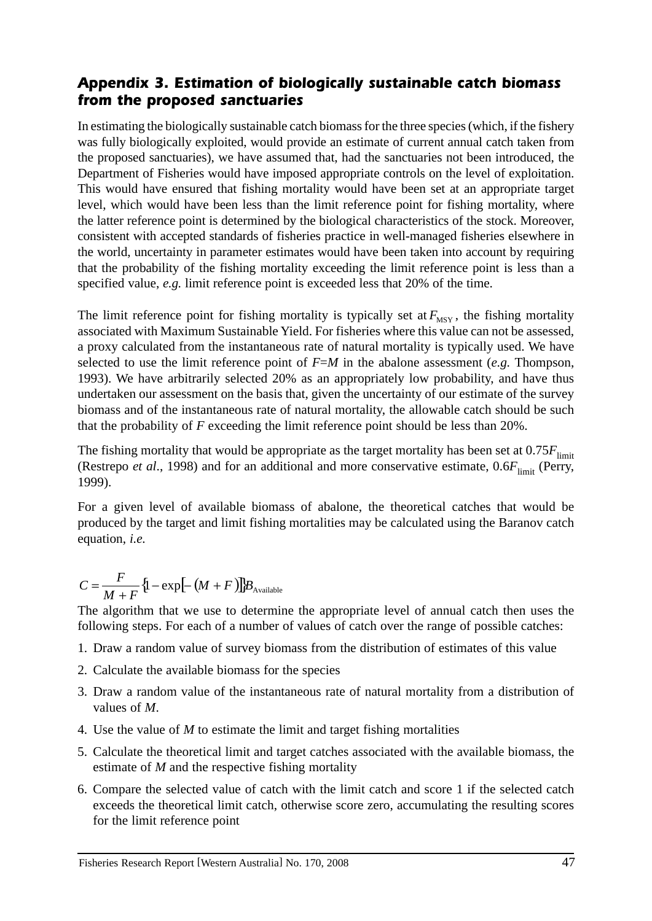## Appendix 3. Estimation of biologically sustainable catch biomass from the proposed sanctuaries

In estimating the biologically sustainable catch biomass for the three species (which, if the fishery was fully biologically exploited, would provide an estimate of current annual catch taken from the proposed sanctuaries), we have assumed that, had the sanctuaries not been introduced, the Department of Fisheries would have imposed appropriate controls on the level of exploitation. This would have ensured that fishing mortality would have been set at an appropriate target level, which would have been less than the limit reference point for fishing mortality, where the latter reference point is determined by the biological characteristics of the stock. Moreover, consistent with accepted standards of fisheries practice in well-managed fisheries elsewhere in the world, uncertainty in parameter estimates would have been taken into account by requiring that the probability of the fishing mortality exceeding the limit reference point is less than a specified value, *e.g.* limit reference point is exceeded less that 20% of the time.

The limit reference point for fishing mortality is typically set at $F_{MSY}$, the fishing mortality associated with Maximum Sustainable Yield. For fisheries where this value can not be assessed, a proxy calculated from the instantaneous rate of natural mortality is typically used. We have selected to use the limit reference point of $F=M$ in the abalone assessment (*e.g.* Thompson, 1993). We have arbitrarily selected 20% as an appropriately low probability, and have thus undertaken our assessment on the basis that, given the uncertainty of our estimate of the survey biomass and of the instantaneous rate of natural mortality, the allowable catch should be such that the probability of $F$ exceeding the limit reference point should be less than 20%.

The fishing mortality that would be appropriate as the target mortality has been set at $0.75F_{\text{limit}}$ (Restrepo *et al*., 1998) and for an additional and more conservative estimate, $0.6F_{\text{limit}}$ (Perry, 1999).

For a given level of available biomass of abalone, the theoretical catches that would be produced by the target and limit fishing mortalities may be calculated using the Baranov catch equation, *i.e.*

$$C = \frac{F}{M+F}\{1-\exp[-(M+F)]\}B_{\text{Available}}$$

The algorithm that we use to determine the appropriate level of annual catch then uses the following steps. For each of a number of values of catch over the range of possible catches:

1. Draw a random value of survey biomass from the distribution of estimates of this value
2. Calculate the available biomass for the species
3. Draw a random value of the instantaneous rate of natural mortality from a distribution of values of $M$.
4. Use the value of $M$ to estimate the limit and target fishing mortalities
5. Calculate the theoretical limit and target catches associated with the available biomass, the estimate of $M$ and the respective fishing mortality
6. Compare the selected value of catch with the limit catch and score 1 if the selected catch exceeds the theoretical limit catch, otherwise score zero, accumulating the resulting scores for the limit reference point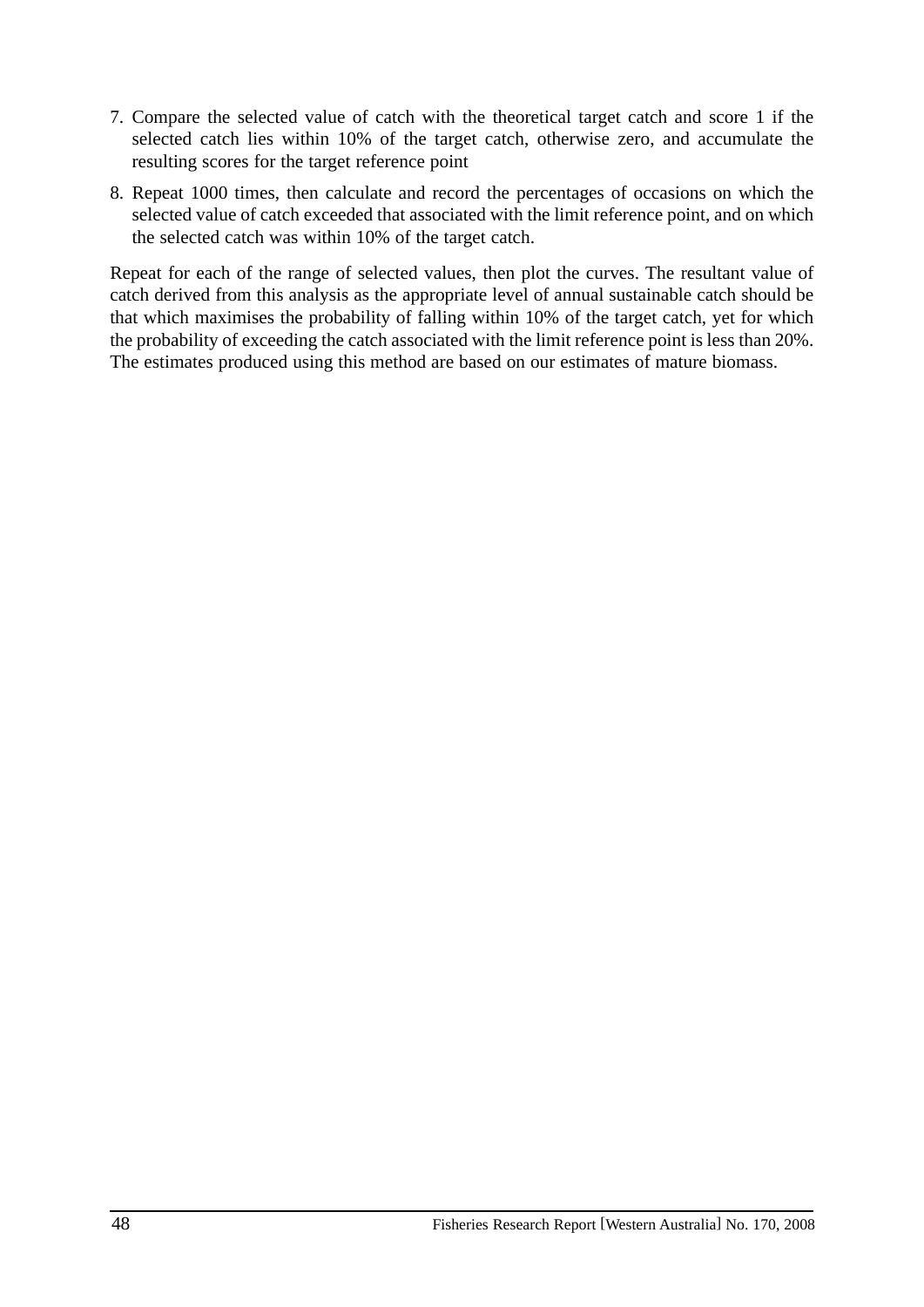7. Compare the selected value of catch with the theoretical target catch and score 1 if the selected catch lies within 10% of the target catch, otherwise zero, and accumulate the resulting scores for the target reference point
8. Repeat 1000 times, then calculate and record the percentages of occasions on which the selected value of catch exceeded that associated with the limit reference point, and on which the selected catch was within 10% of the target catch.

Repeat for each of the range of selected values, then plot the curves. The resultant value of catch derived from this analysis as the appropriate level of annual sustainable catch should be that which maximises the probability of falling within 10% of the target catch, yet for which the probability of exceeding the catch associated with the limit reference point is less than 20%. The estimates produced using this method are based on our estimates of mature biomass.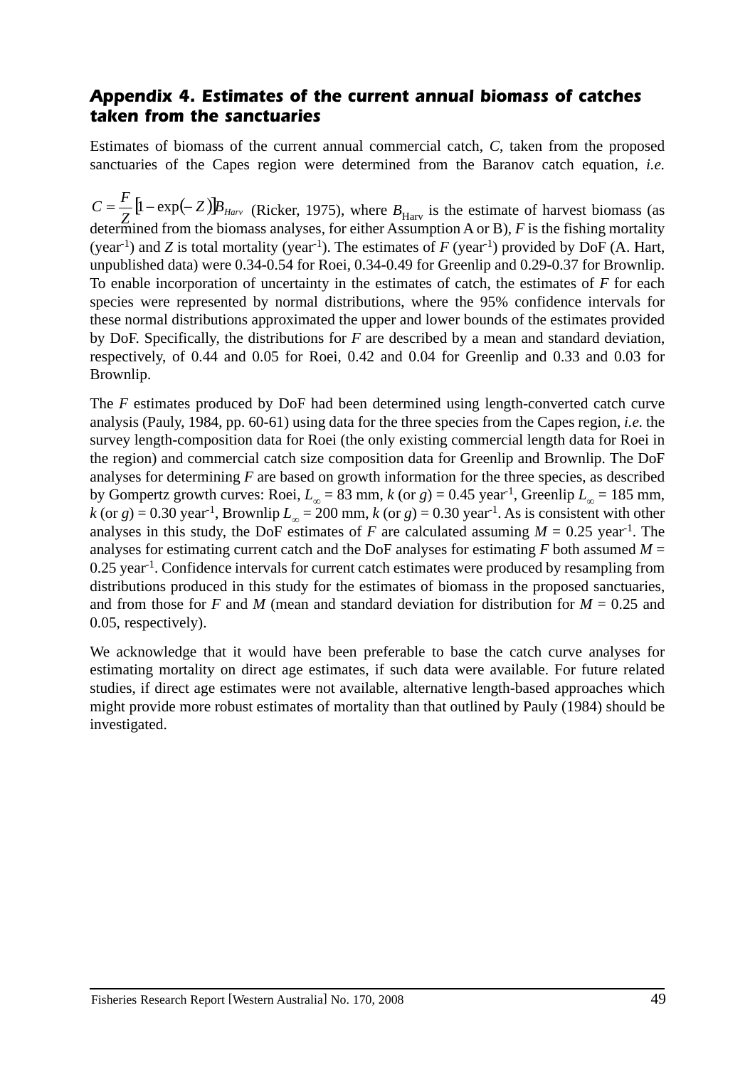## Appendix 4. Estimates of the current annual biomass of catches taken from the sanctuaries

Estimates of biomass of the current annual commercial catch, $C$, taken from the proposed sanctuaries of the Capes region were determined from the Baranov catch equation, *i.e.* $C = \frac{F}{Z}\left[1 - \exp(-Z)\right]B_{Harv}$ (Ricker, 1975), where $B_{\text{Harv}}$ is the estimate of harvest biomass (as determined from the biomass analyses, for either Assumption A or B), $F$ is the fishing mortality (year$^{-1}$) and $Z$ is total mortality (year$^{-1}$). The estimates of $F$ (year$^{-1}$) provided by DoF (A. Hart, unpublished data) were 0.34-0.54 for Roei, 0.34-0.49 for Greenlip and 0.29-0.37 for Brownlip. To enable incorporation of uncertainty in the estimates of catch, the estimates of $F$ for each species were represented by normal distributions, where the 95% confidence intervals for these normal distributions approximated the upper and lower bounds of the estimates provided by DoF. Specifically, the distributions for $F$ are described by a mean and standard deviation, respectively, of 0.44 and 0.05 for Roei, 0.42 and 0.04 for Greenlip and 0.33 and 0.03 for Brownlip.

The $F$ estimates produced by DoF had been determined using length-converted catch curve analysis (Pauly, 1984, pp. 60-61) using data for the three species from the Capes region, *i.e.* the survey length-composition data for Roei (the only existing commercial length data for Roei in the region) and commercial catch size composition data for Greenlip and Brownlip. The DoF analyses for determining $F$ are based on growth information for the three species, as described by Gompertz growth curves: Roei, $L_\infty$ = 83 mm, $k$ (or $g$) = 0.45 year$^{-1}$, Greenlip $L_\infty$ = 185 mm, $k$ (or $g$) = 0.30 year$^{-1}$, Brownlip $L_\infty$ = 200 mm, $k$ (or $g$) = 0.30 year$^{-1}$. As is consistent with other analyses in this study, the DoF estimates of $F$ are calculated assuming $M$ = 0.25 year$^{-1}$. The analyses for estimating current catch and the DoF analyses for estimating $F$ both assumed $M$ = 0.25 year$^{-1}$. Confidence intervals for current catch estimates were produced by resampling from distributions produced in this study for the estimates of biomass in the proposed sanctuaries, and from those for $F$ and $M$ (mean and standard deviation for distribution for $M$ = 0.25 and 0.05, respectively).

We acknowledge that it would have been preferable to base the catch curve analyses for estimating mortality on direct age estimates, if such data were available. For future related studies, if direct age estimates were not available, alternative length-based approaches which might provide more robust estimates of mortality than that outlined by Pauly (1984) should be investigated.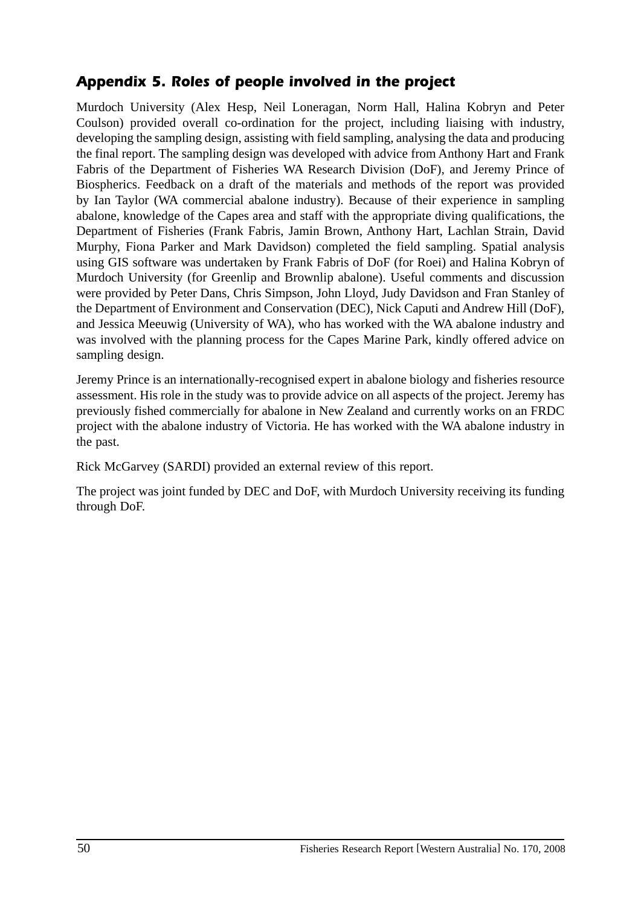## Appendix 5. Roles of people involved in the project

Murdoch University (Alex Hesp, Neil Loneragan, Norm Hall, Halina Kobryn and Peter Coulson) provided overall co-ordination for the project, including liaising with industry, developing the sampling design, assisting with field sampling, analysing the data and producing the final report. The sampling design was developed with advice from Anthony Hart and Frank Fabris of the Department of Fisheries WA Research Division (DoF), and Jeremy Prince of Biospherics. Feedback on a draft of the materials and methods of the report was provided by Ian Taylor (WA commercial abalone industry). Because of their experience in sampling abalone, knowledge of the Capes area and staff with the appropriate diving qualifications, the Department of Fisheries (Frank Fabris, Jamin Brown, Anthony Hart, Lachlan Strain, David Murphy, Fiona Parker and Mark Davidson) completed the field sampling. Spatial analysis using GIS software was undertaken by Frank Fabris of DoF (for Roei) and Halina Kobryn of Murdoch University (for Greenlip and Brownlip abalone). Useful comments and discussion were provided by Peter Dans, Chris Simpson, John Lloyd, Judy Davidson and Fran Stanley of the Department of Environment and Conservation (DEC), Nick Caputi and Andrew Hill (DoF), and Jessica Meeuwig (University of WA), who has worked with the WA abalone industry and was involved with the planning process for the Capes Marine Park, kindly offered advice on sampling design.

Jeremy Prince is an internationally-recognised expert in abalone biology and fisheries resource assessment. His role in the study was to provide advice on all aspects of the project. Jeremy has previously fished commercially for abalone in New Zealand and currently works on an FRDC project with the abalone industry of Victoria. He has worked with the WA abalone industry in the past.

Rick McGarvey (SARDI) provided an external review of this report.

The project was joint funded by DEC and DoF, with Murdoch University receiving its funding through DoF.